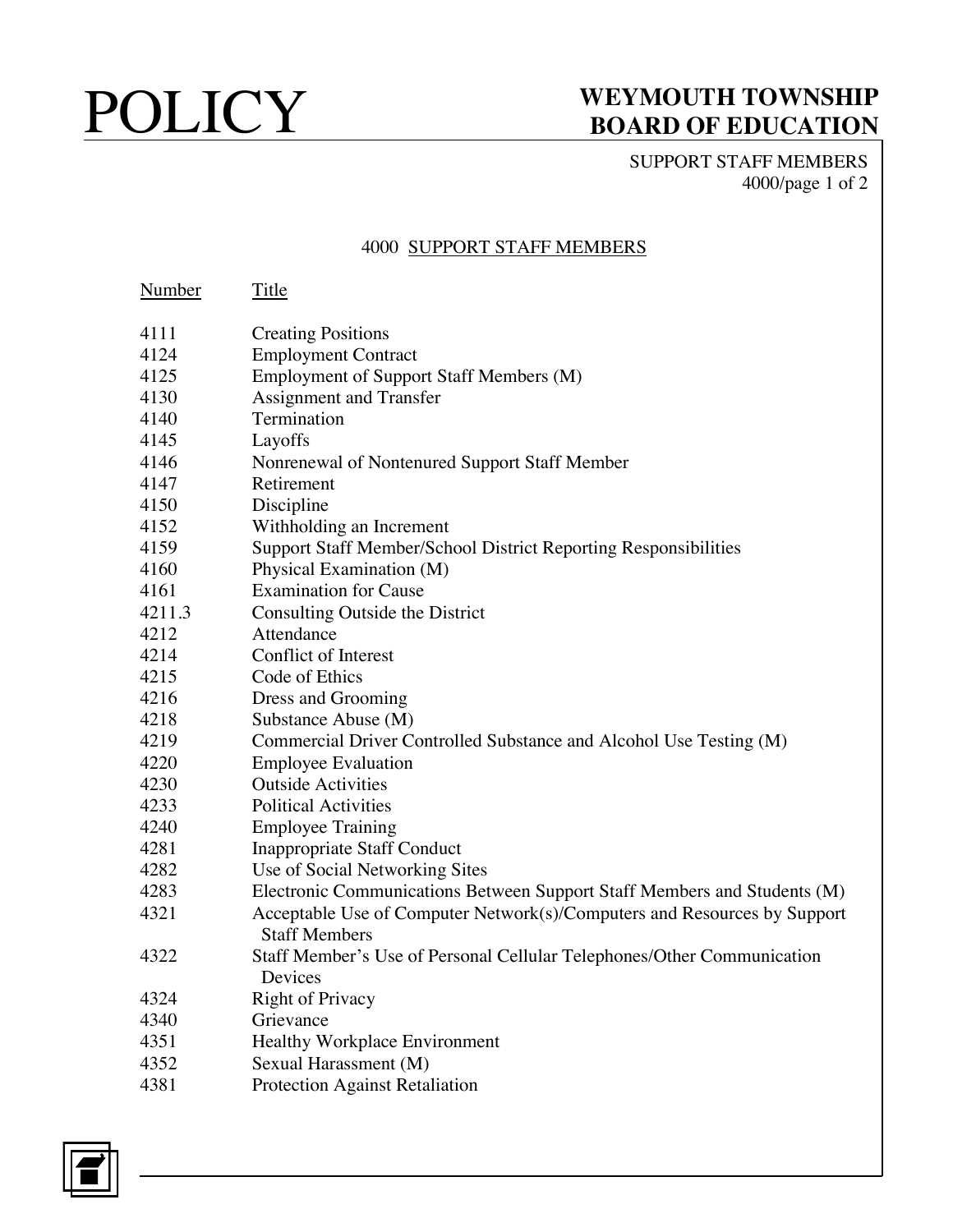# POLICY

## WEYMOUTH TOWNSHIP BOARD OF EDUCATION

SUPPORT STAFF MEMBERS
4000/page 1 of 2

### 4000 SUPPORT STAFF MEMBERS

| Number | Title |
|---|---|
| 4111 | Creating Positions |
| 4124 | Employment Contract |
| 4125 | Employment of Support Staff Members (M) |
| 4130 | Assignment and Transfer |
| 4140 | Termination |
| 4145 | Layoffs |
| 4146 | Nonrenewal of Nontenured Support Staff Member |
| 4147 | Retirement |
| 4150 | Discipline |
| 4152 | Withholding an Increment |
| 4159 | Support Staff Member/School District Reporting Responsibilities |
| 4160 | Physical Examination (M) |
| 4161 | Examination for Cause |
| 4211.3 | Consulting Outside the District |
| 4212 | Attendance |
| 4214 | Conflict of Interest |
| 4215 | Code of Ethics |
| 4216 | Dress and Grooming |
| 4218 | Substance Abuse (M) |
| 4219 | Commercial Driver Controlled Substance and Alcohol Use Testing (M) |
| 4220 | Employee Evaluation |
| 4230 | Outside Activities |
| 4233 | Political Activities |
| 4240 | Employee Training |
| 4281 | Inappropriate Staff Conduct |
| 4282 | Use of Social Networking Sites |
| 4283 | Electronic Communications Between Support Staff Members and Students (M) |
| 4321 | Acceptable Use of Computer Network(s)/Computers and Resources by Support Staff Members |
| 4322 | Staff Member's Use of Personal Cellular Telephones/Other Communication Devices |
| 4324 | Right of Privacy |
| 4340 | Grievance |
| 4351 | Healthy Workplace Environment |
| 4352 | Sexual Harassment (M) |
| 4381 | Protection Against Retaliation |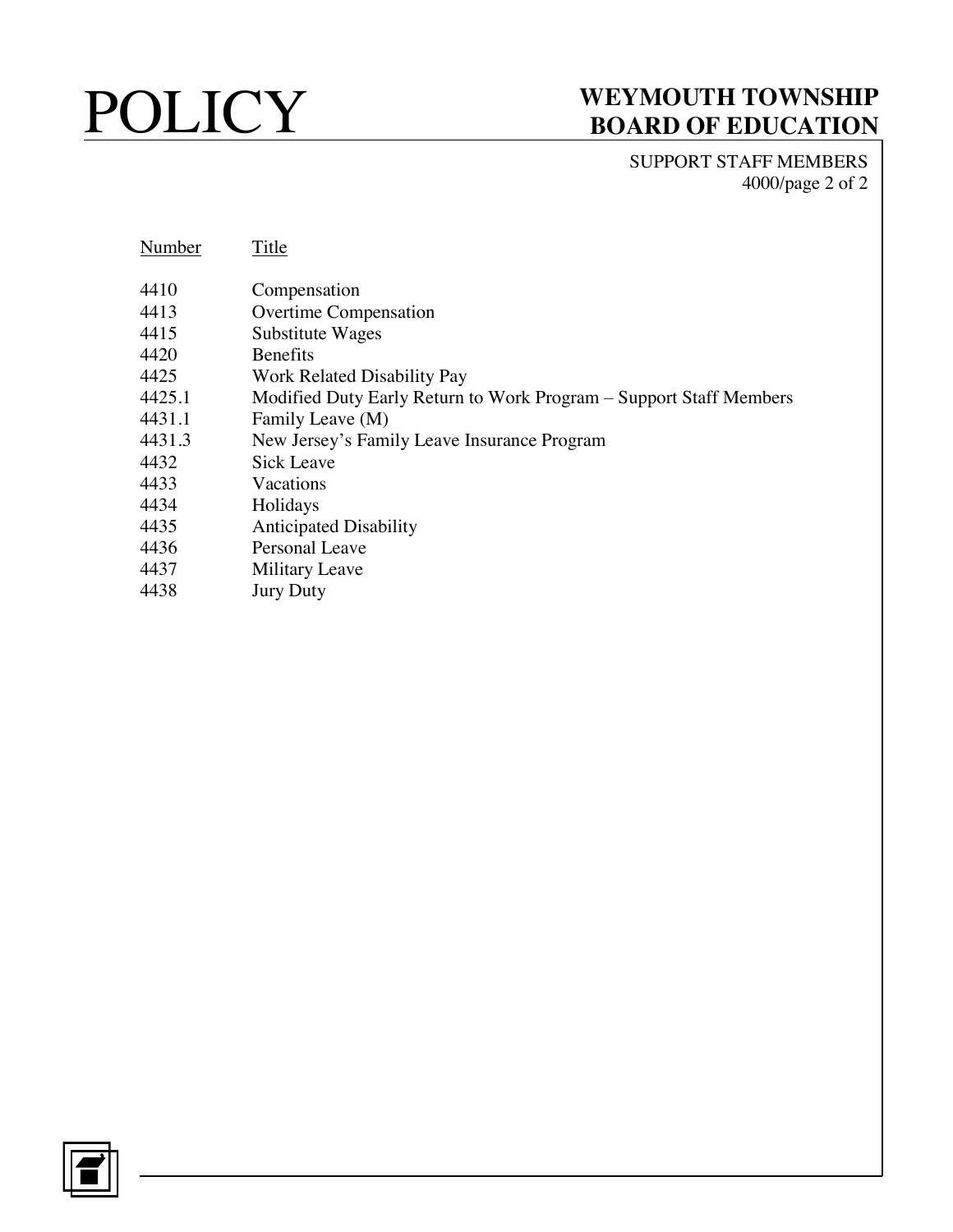| Number | Title |
|---|---|
| 4410 | Compensation |
| 4413 | Overtime Compensation |
| 4415 | Substitute Wages |
| 4420 | Benefits |
| 4425 | Work Related Disability Pay |
| 4425.1 | Modified Duty Early Return to Work Program – Support Staff Members |
| 4431.1 | Family Leave (M) |
| 4431.3 | New Jersey's Family Leave Insurance Program |
| 4432 | Sick Leave |
| 4433 | Vacations |
| 4434 | Holidays |
| 4435 | Anticipated Disability |
| 4436 | Personal Leave |
| 4437 | Military Leave |
| 4438 | Jury Duty |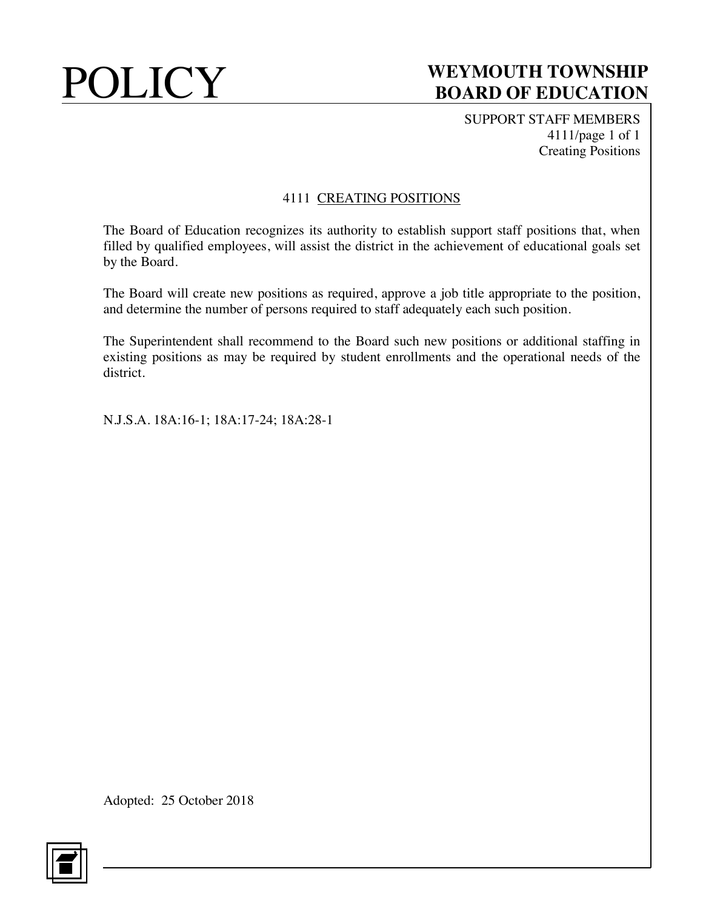# POLICY

## WEYMOUTH TOWNSHIP BOARD OF EDUCATION

SUPPORT STAFF MEMBERS
4111/page 1 of 1
Creating Positions

### 4111 CREATING POSITIONS

The Board of Education recognizes its authority to establish support staff positions that, when filled by qualified employees, will assist the district in the achievement of educational goals set by the Board.

The Board will create new positions as required, approve a job title appropriate to the position, and determine the number of persons required to staff adequately each such position.

The Superintendent shall recommend to the Board such new positions or additional staffing in existing positions as may be required by student enrollments and the operational needs of the district.

N.J.S.A. 18A:16-1; 18A:17-24; 18A:28-1

Adopted: 25 October 2018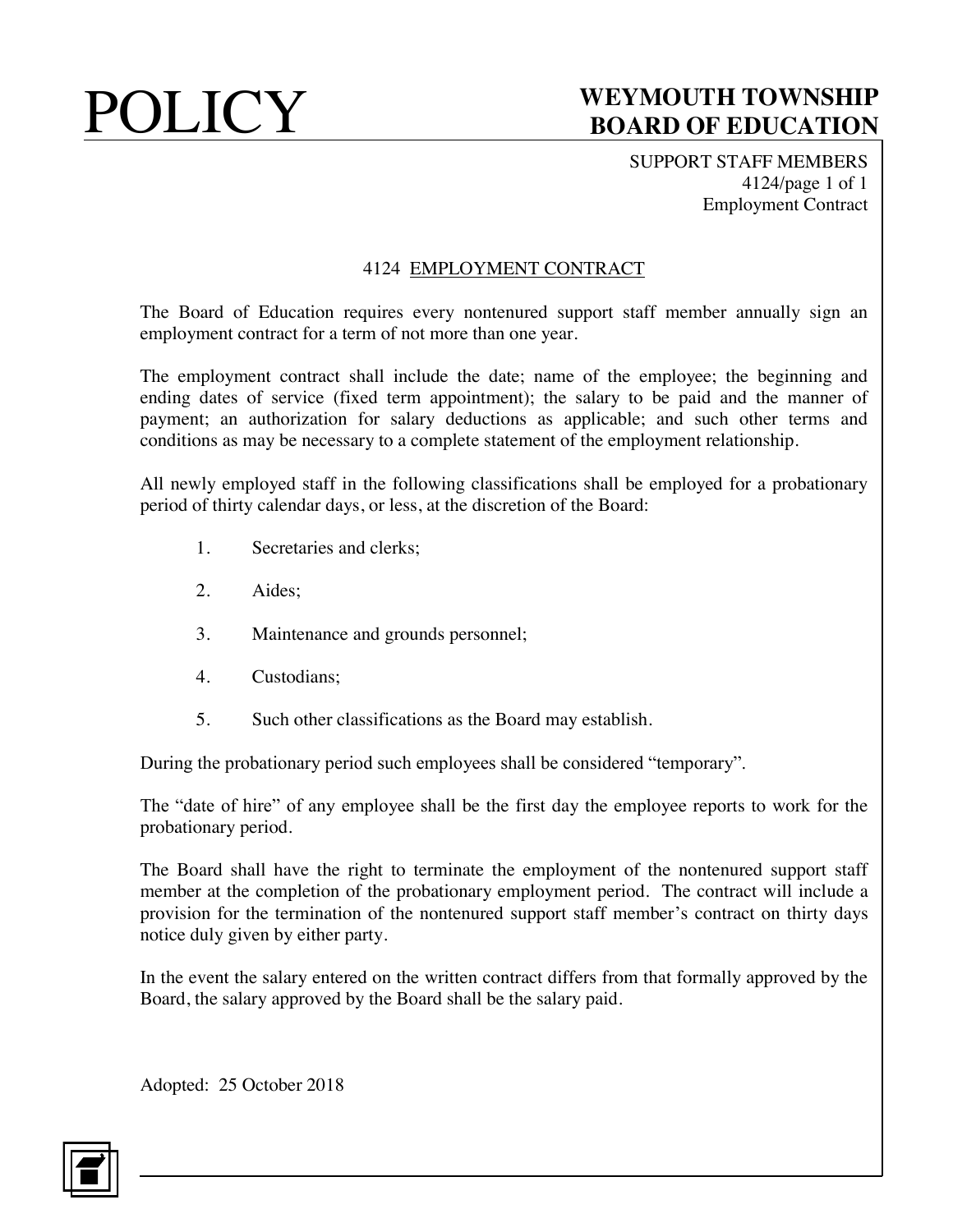# 4124 EMPLOYMENT CONTRACT

The Board of Education requires every nontenured support staff member annually sign an employment contract for a term of not more than one year.

The employment contract shall include the date; name of the employee; the beginning and ending dates of service (fixed term appointment); the salary to be paid and the manner of payment; an authorization for salary deductions as applicable; and such other terms and conditions as may be necessary to a complete statement of the employment relationship.

All newly employed staff in the following classifications shall be employed for a probationary period of thirty calendar days, or less, at the discretion of the Board:

1. Secretaries and clerks;
2. Aides;
3. Maintenance and grounds personnel;
4. Custodians;
5. Such other classifications as the Board may establish.

During the probationary period such employees shall be considered "temporary".

The "date of hire" of any employee shall be the first day the employee reports to work for the probationary period.

The Board shall have the right to terminate the employment of the nontenured support staff member at the completion of the probationary employment period. The contract will include a provision for the termination of the nontenured support staff member's contract on thirty days notice duly given by either party.

In the event the salary entered on the written contract differs from that formally approved by the Board, the salary approved by the Board shall be the salary paid.

Adopted: 25 October 2018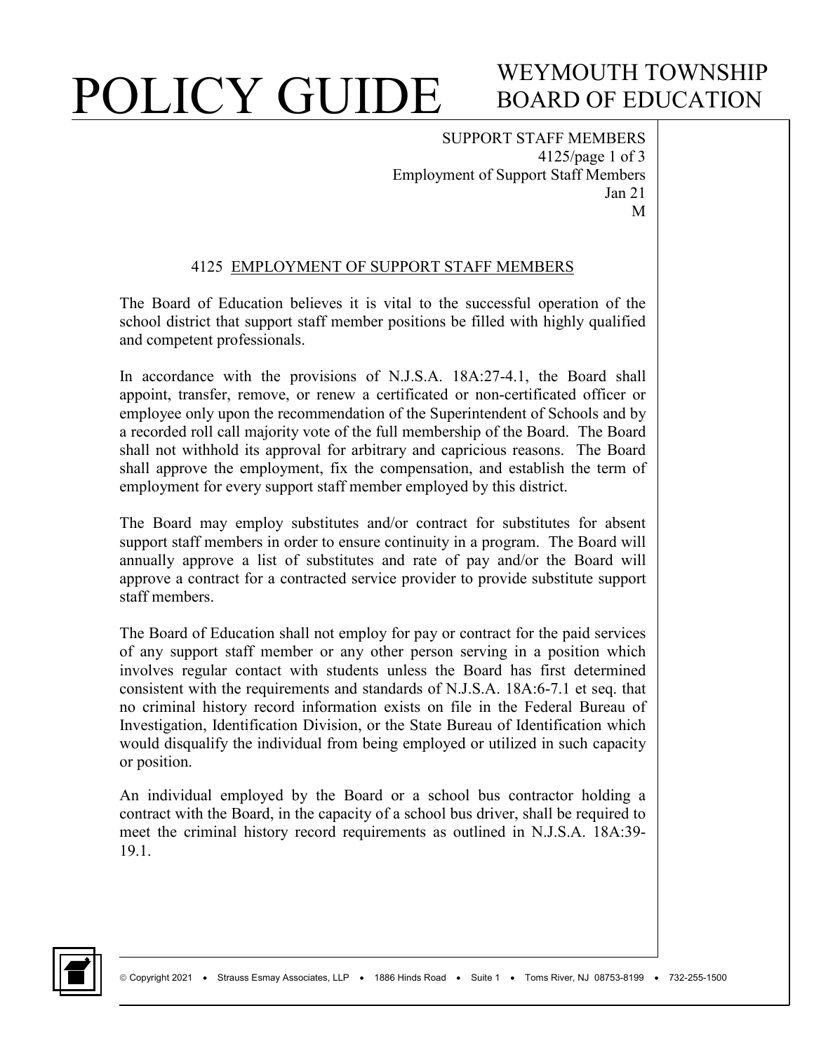SUPPORT STAFF MEMBERS
4125/page 1 of 3
Employment of Support Staff Members
Jan 21
M

## 4125 EMPLOYMENT OF SUPPORT STAFF MEMBERS

The Board of Education believes it is vital to the successful operation of the school district that support staff member positions be filled with highly qualified and competent professionals.

In accordance with the provisions of N.J.S.A. 18A:27-4.1, the Board shall appoint, transfer, remove, or renew a certificated or non-certificated officer or employee only upon the recommendation of the Superintendent of Schools and by a recorded roll call majority vote of the full membership of the Board. The Board shall not withhold its approval for arbitrary and capricious reasons. The Board shall approve the employment, fix the compensation, and establish the term of employment for every support staff member employed by this district.

The Board may employ substitutes and/or contract for substitutes for absent support staff members in order to ensure continuity in a program. The Board will annually approve a list of substitutes and rate of pay and/or the Board will approve a contract for a contracted service provider to provide substitute support staff members.

The Board of Education shall not employ for pay or contract for the paid services of any support staff member or any other person serving in a position which involves regular contact with students unless the Board has first determined consistent with the requirements and standards of N.J.S.A. 18A:6-7.1 et seq. that no criminal history record information exists on file in the Federal Bureau of Investigation, Identification Division, or the State Bureau of Identification which would disqualify the individual from being employed or utilized in such capacity or position.

An individual employed by the Board or a school bus contractor holding a contract with the Board, in the capacity of a school bus driver, shall be required to meet the criminal history record requirements as outlined in N.J.S.A. 18A:39-19.1.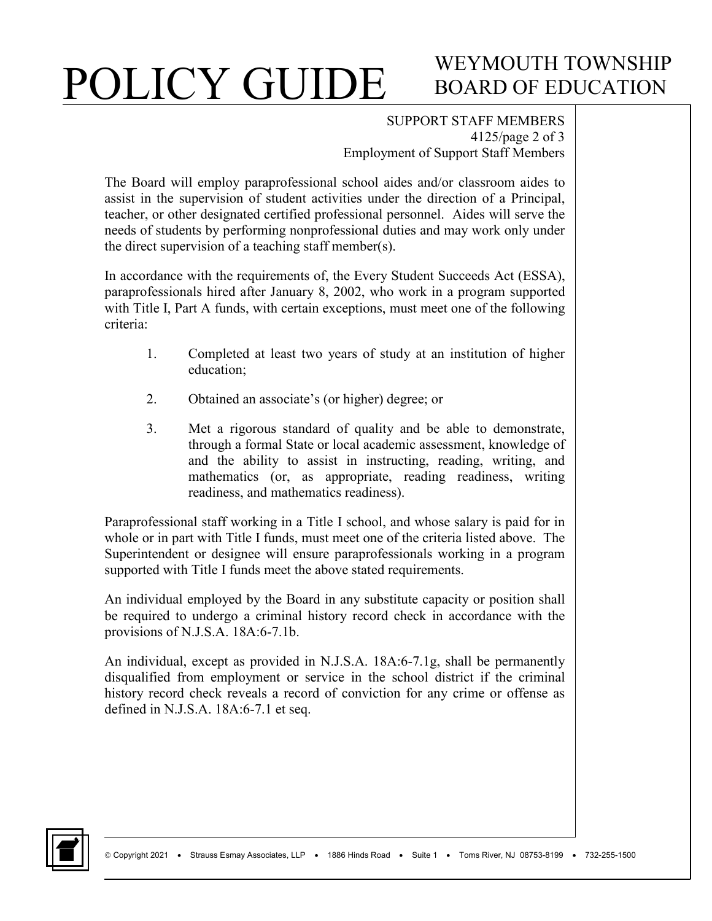The Board will employ paraprofessional school aides and/or classroom aides to assist in the supervision of student activities under the direction of a Principal, teacher, or other designated certified professional personnel. Aides will serve the needs of students by performing nonprofessional duties and may work only under the direct supervision of a teaching staff member(s).

In accordance with the requirements of, the Every Student Succeeds Act (ESSA), paraprofessionals hired after January 8, 2002, who work in a program supported with Title I, Part A funds, with certain exceptions, must meet one of the following criteria:

1. Completed at least two years of study at an institution of higher education;
2. Obtained an associate's (or higher) degree; or
3. Met a rigorous standard of quality and be able to demonstrate, through a formal State or local academic assessment, knowledge of and the ability to assist in instructing, reading, writing, and mathematics (or, as appropriate, reading readiness, writing readiness, and mathematics readiness).

Paraprofessional staff working in a Title I school, and whose salary is paid for in whole or in part with Title I funds, must meet one of the criteria listed above. The Superintendent or designee will ensure paraprofessionals working in a program supported with Title I funds meet the above stated requirements.

An individual employed by the Board in any substitute capacity or position shall be required to undergo a criminal history record check in accordance with the provisions of N.J.S.A. 18A:6-7.1b.

An individual, except as provided in N.J.S.A. 18A:6-7.1g, shall be permanently disqualified from employment or service in the school district if the criminal history record check reveals a record of conviction for any crime or offense as defined in N.J.S.A. 18A:6-7.1 et seq.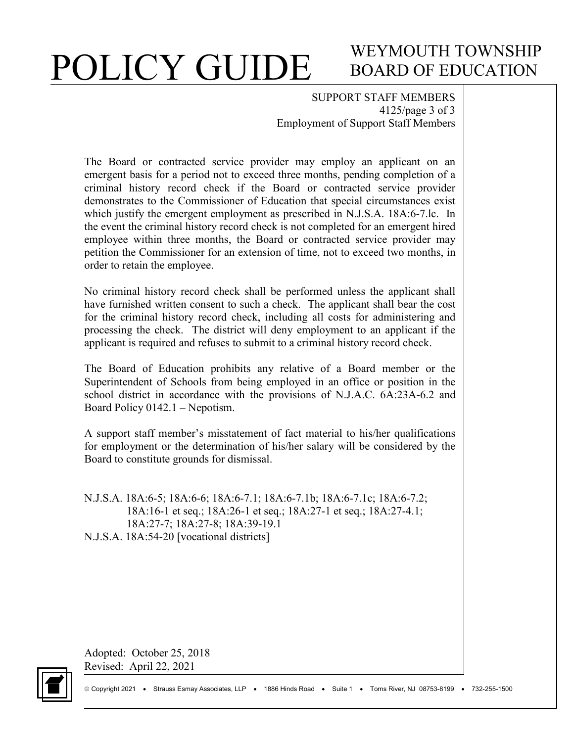The Board or contracted service provider may employ an applicant on an emergent basis for a period not to exceed three months, pending completion of a criminal history record check if the Board or contracted service provider demonstrates to the Commissioner of Education that special circumstances exist which justify the emergent employment as prescribed in N.J.S.A. 18A:6-7.lc. In the event the criminal history record check is not completed for an emergent hired employee within three months, the Board or contracted service provider may petition the Commissioner for an extension of time, not to exceed two months, in order to retain the employee.

No criminal history record check shall be performed unless the applicant shall have furnished written consent to such a check. The applicant shall bear the cost for the criminal history record check, including all costs for administering and processing the check. The district will deny employment to an applicant if the applicant is required and refuses to submit to a criminal history record check.

The Board of Education prohibits any relative of a Board member or the Superintendent of Schools from being employed in an office or position in the school district in accordance with the provisions of N.J.A.C. 6A:23A-6.2 and Board Policy 0142.1 – Nepotism.

A support staff member's misstatement of fact material to his/her qualifications for employment or the determination of his/her salary will be considered by the Board to constitute grounds for dismissal.

N.J.S.A. 18A:6-5; 18A:6-6; 18A:6-7.1; 18A:6-7.1b; 18A:6-7.1c; 18A:6-7.2; 18A:16-1 et seq.; 18A:26-1 et seq.; 18A:27-1 et seq.; 18A:27-4.1; 18A:27-7; 18A:27-8; 18A:39-19.1
N.J.S.A. 18A:54-20 [vocational districts]

Adopted: October 25, 2018
Revised: April 22, 2021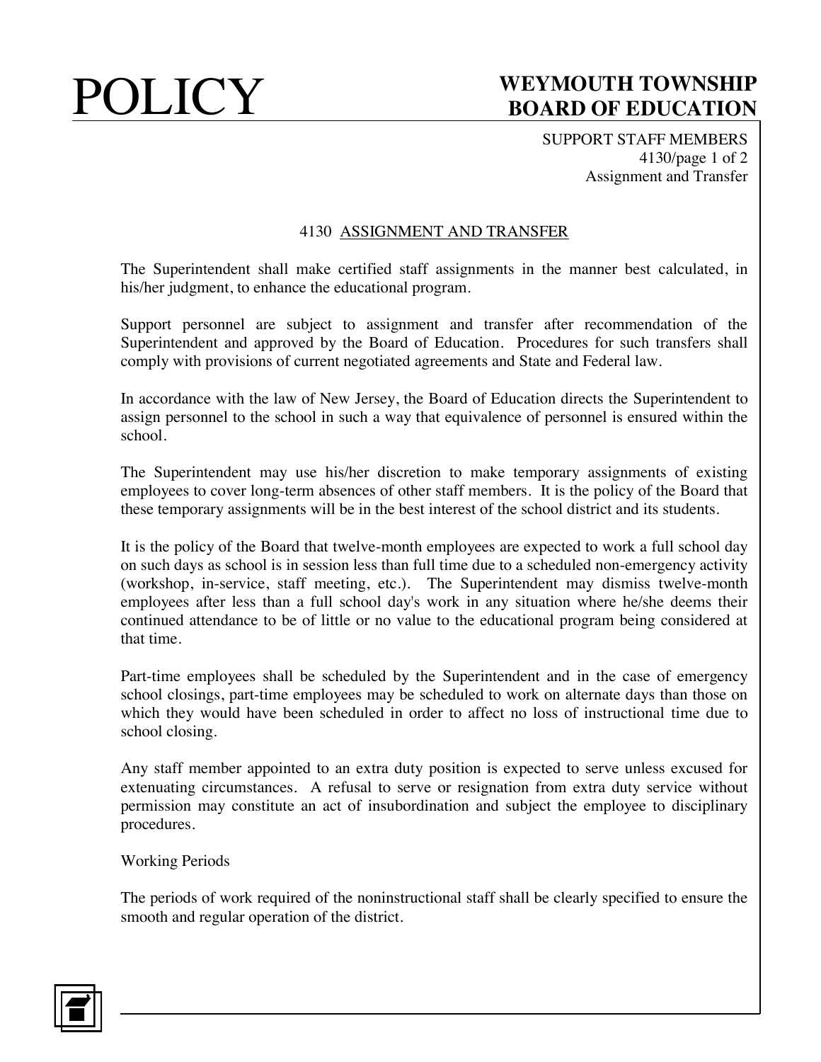# 4130 ASSIGNMENT AND TRANSFER

The Superintendent shall make certified staff assignments in the manner best calculated, in his/her judgment, to enhance the educational program.

Support personnel are subject to assignment and transfer after recommendation of the Superintendent and approved by the Board of Education. Procedures for such transfers shall comply with provisions of current negotiated agreements and State and Federal law.

In accordance with the law of New Jersey, the Board of Education directs the Superintendent to assign personnel to the school in such a way that equivalence of personnel is ensured within the school.

The Superintendent may use his/her discretion to make temporary assignments of existing employees to cover long-term absences of other staff members. It is the policy of the Board that these temporary assignments will be in the best interest of the school district and its students.

It is the policy of the Board that twelve-month employees are expected to work a full school day on such days as school is in session less than full time due to a scheduled non-emergency activity (workshop, in-service, staff meeting, etc.). The Superintendent may dismiss twelve-month employees after less than a full school day's work in any situation where he/she deems their continued attendance to be of little or no value to the educational program being considered at that time.

Part-time employees shall be scheduled by the Superintendent and in the case of emergency school closings, part-time employees may be scheduled to work on alternate days than those on which they would have been scheduled in order to affect no loss of instructional time due to school closing.

Any staff member appointed to an extra duty position is expected to serve unless excused for extenuating circumstances. A refusal to serve or resignation from extra duty service without permission may constitute an act of insubordination and subject the employee to disciplinary procedures.

Working Periods

The periods of work required of the noninstructional staff shall be clearly specified to ensure the smooth and regular operation of the district.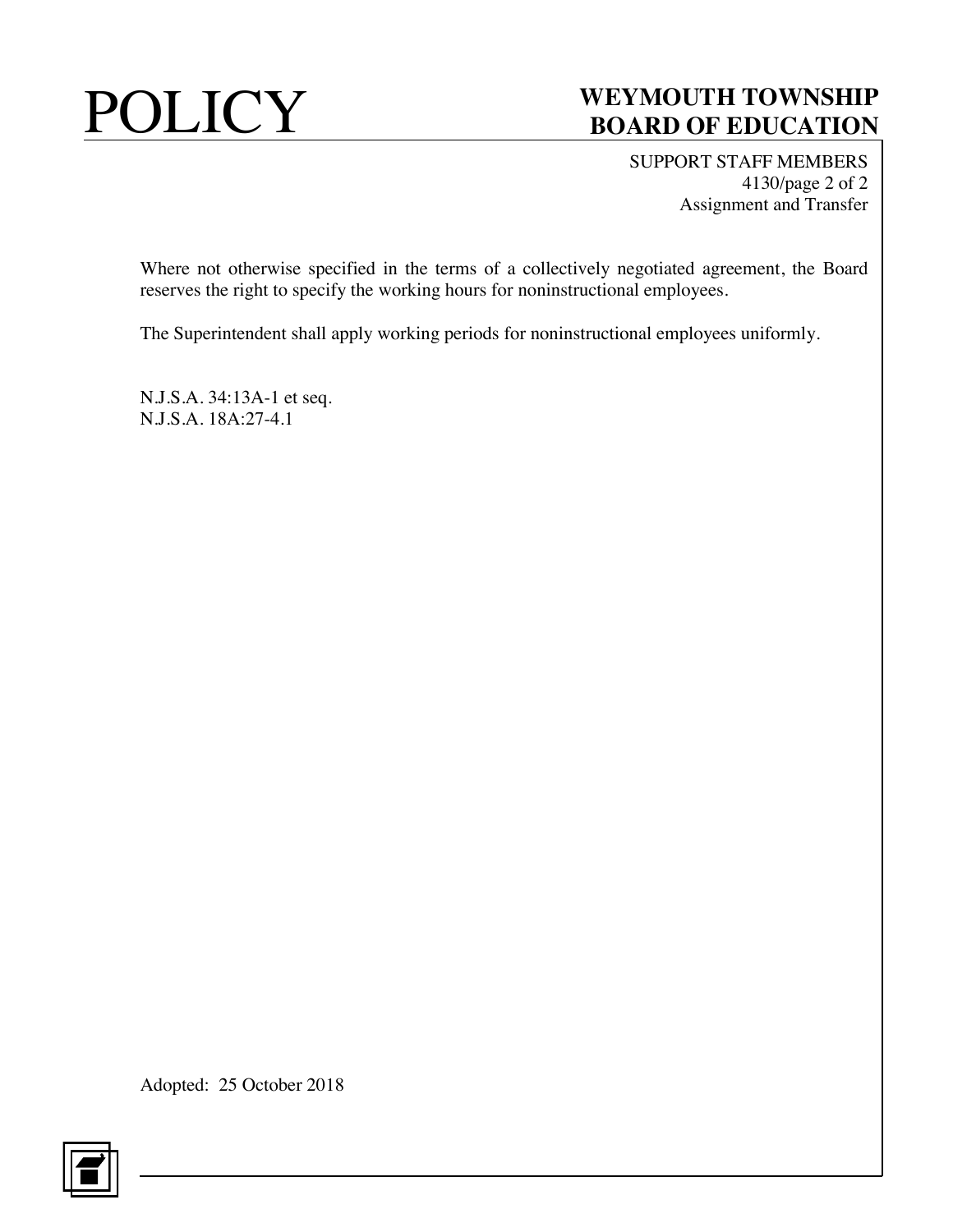Where not otherwise specified in the terms of a collectively negotiated agreement, the Board reserves the right to specify the working hours for noninstructional employees.

The Superintendent shall apply working periods for noninstructional employees uniformly.

N.J.S.A. 34:13A-1 et seq.
N.J.S.A. 18A:27-4.1

Adopted: 25 October 2018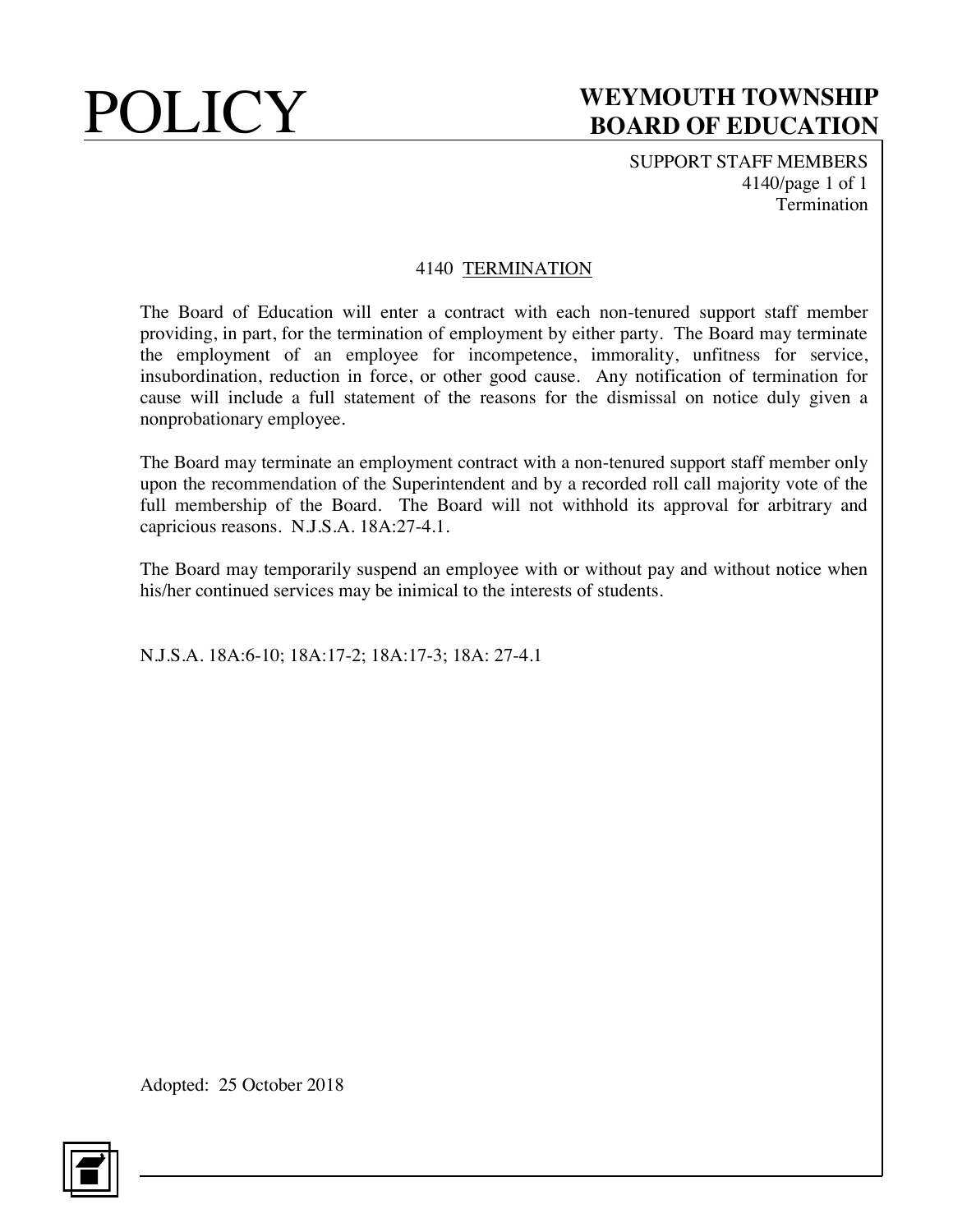# 4140 TERMINATION

The Board of Education will enter a contract with each non-tenured support staff member providing, in part, for the termination of employment by either party. The Board may terminate the employment of an employee for incompetence, immorality, unfitness for service, insubordination, reduction in force, or other good cause. Any notification of termination for cause will include a full statement of the reasons for the dismissal on notice duly given a nonprobationary employee.

The Board may terminate an employment contract with a non-tenured support staff member only upon the recommendation of the Superintendent and by a recorded roll call majority vote of the full membership of the Board. The Board will not withhold its approval for arbitrary and capricious reasons. N.J.S.A. 18A:27-4.1.

The Board may temporarily suspend an employee with or without pay and without notice when his/her continued services may be inimical to the interests of students.

N.J.S.A. 18A:6-10; 18A:17-2; 18A:17-3; 18A: 27-4.1

Adopted: 25 October 2018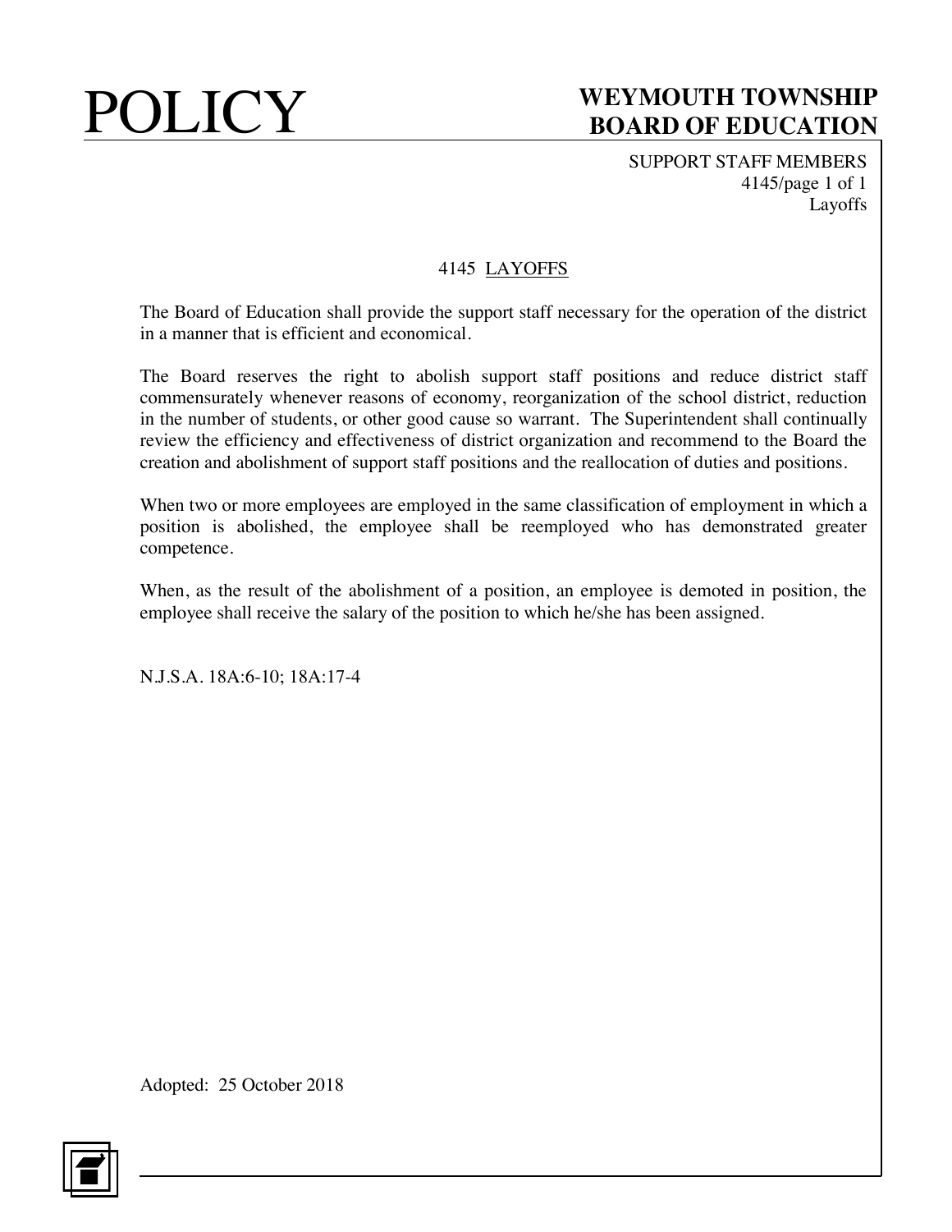# 4145 LAYOFFS

The Board of Education shall provide the support staff necessary for the operation of the district in a manner that is efficient and economical.

The Board reserves the right to abolish support staff positions and reduce district staff commensurately whenever reasons of economy, reorganization of the school district, reduction in the number of students, or other good cause so warrant. The Superintendent shall continually review the efficiency and effectiveness of district organization and recommend to the Board the creation and abolishment of support staff positions and the reallocation of duties and positions.

When two or more employees are employed in the same classification of employment in which a position is abolished, the employee shall be reemployed who has demonstrated greater competence.

When, as the result of the abolishment of a position, an employee is demoted in position, the employee shall receive the salary of the position to which he/she has been assigned.

N.J.S.A. 18A:6-10; 18A:17-4

Adopted: 25 October 2018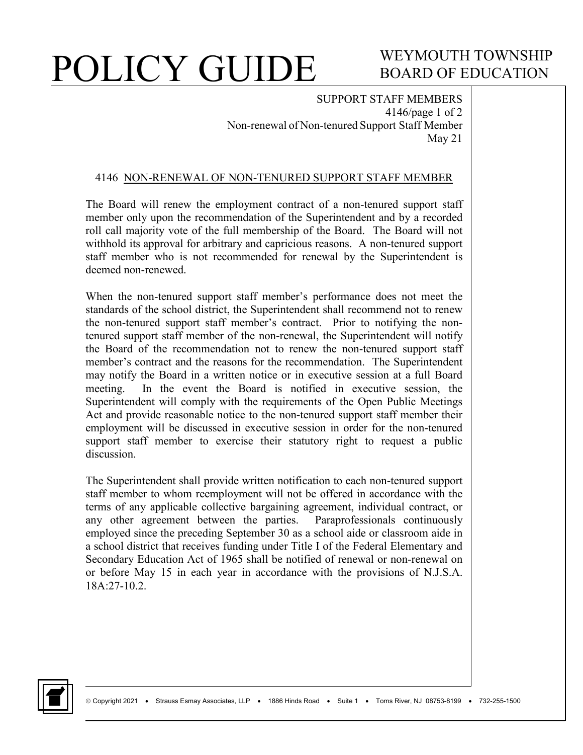## 4146 NON-RENEWAL OF NON-TENURED SUPPORT STAFF MEMBER

The Board will renew the employment contract of a non-tenured support staff member only upon the recommendation of the Superintendent and by a recorded roll call majority vote of the full membership of the Board. The Board will not withhold its approval for arbitrary and capricious reasons. A non-tenured support staff member who is not recommended for renewal by the Superintendent is deemed non-renewed.

When the non-tenured support staff member's performance does not meet the standards of the school district, the Superintendent shall recommend not to renew the non-tenured support staff member's contract. Prior to notifying the non-tenured support staff member of the non-renewal, the Superintendent will notify the Board of the recommendation not to renew the non-tenured support staff member's contract and the reasons for the recommendation. The Superintendent may notify the Board in a written notice or in executive session at a full Board meeting. In the event the Board is notified in executive session, the Superintendent will comply with the requirements of the Open Public Meetings Act and provide reasonable notice to the non-tenured support staff member their employment will be discussed in executive session in order for the non-tenured support staff member to exercise their statutory right to request a public discussion.

The Superintendent shall provide written notification to each non-tenured support staff member to whom reemployment will not be offered in accordance with the terms of any applicable collective bargaining agreement, individual contract, or any other agreement between the parties. Paraprofessionals continuously employed since the preceding September 30 as a school aide or classroom aide in a school district that receives funding under Title I of the Federal Elementary and Secondary Education Act of 1965 shall be notified of renewal or non-renewal on or before May 15 in each year in accordance with the provisions of N.J.S.A. 18A:27-10.2.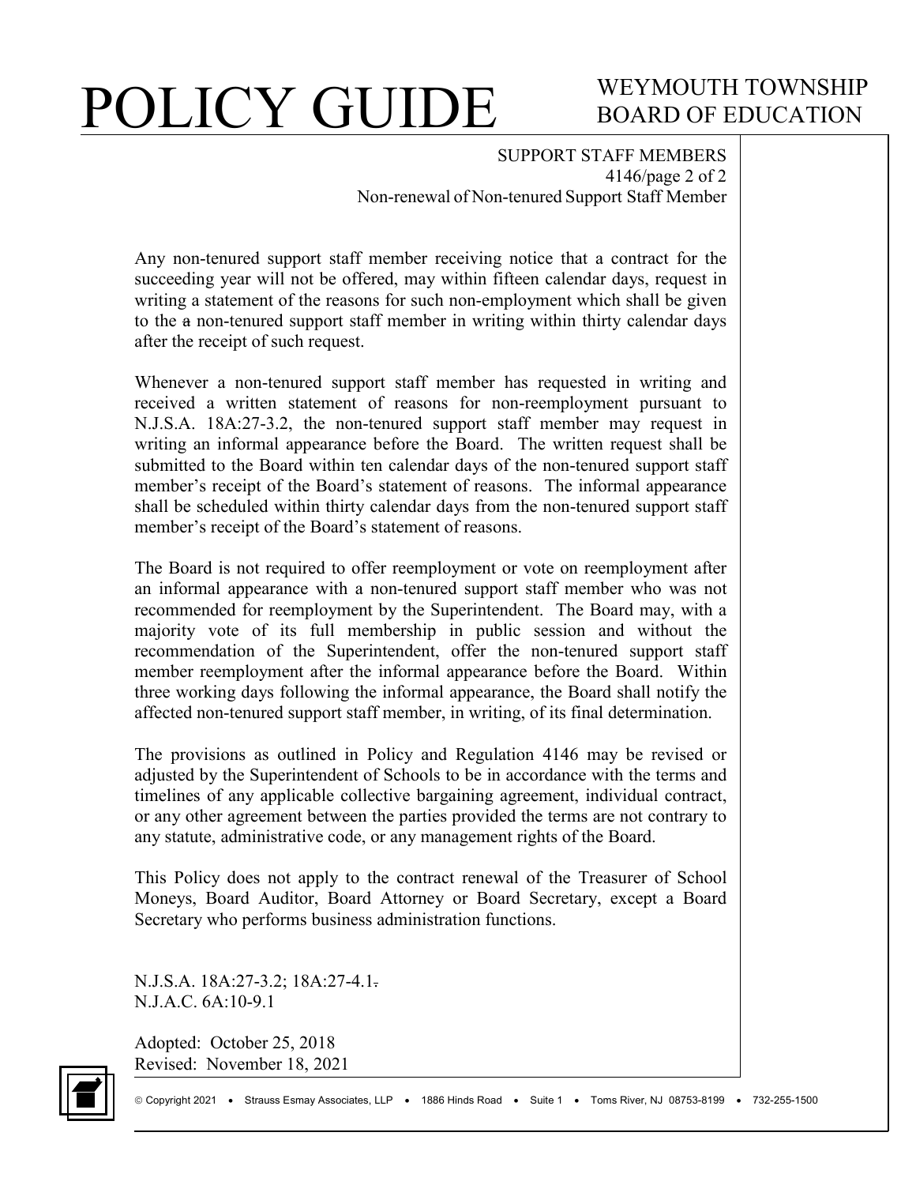SUPPORT STAFF MEMBERS

Non-renewal of Non-tenured Support Staff Member

Any non-tenured support staff member receiving notice that a contract for the succeeding year will not be offered, may within fifteen calendar days, request in writing a statement of the reasons for such non-employment which shall be given to the a non-tenured support staff member in writing within thirty calendar days after the receipt of such request.

Whenever a non-tenured support staff member has requested in writing and received a written statement of reasons for non-reemployment pursuant to N.J.S.A. 18A:27-3.2, the non-tenured support staff member may request in writing an informal appearance before the Board. The written request shall be submitted to the Board within ten calendar days of the non-tenured support staff member's receipt of the Board's statement of reasons. The informal appearance shall be scheduled within thirty calendar days from the non-tenured support staff member's receipt of the Board's statement of reasons.

The Board is not required to offer reemployment or vote on reemployment after an informal appearance with a non-tenured support staff member who was not recommended for reemployment by the Superintendent. The Board may, with a majority vote of its full membership in public session and without the recommendation of the Superintendent, offer the non-tenured support staff member reemployment after the informal appearance before the Board. Within three working days following the informal appearance, the Board shall notify the affected non-tenured support staff member, in writing, of its final determination.

The provisions as outlined in Policy and Regulation 4146 may be revised or adjusted by the Superintendent of Schools to be in accordance with the terms and timelines of any applicable collective bargaining agreement, individual contract, or any other agreement between the parties provided the terms are not contrary to any statute, administrative code, or any management rights of the Board.

This Policy does not apply to the contract renewal of the Treasurer of School Moneys, Board Auditor, Board Attorney or Board Secretary, except a Board Secretary who performs business administration functions.

N.J.S.A. 18A:27-3.2; 18A:27-4.1.
N.J.A.C. 6A:10-9.1

Adopted: October 25, 2018
Revised: November 18, 2021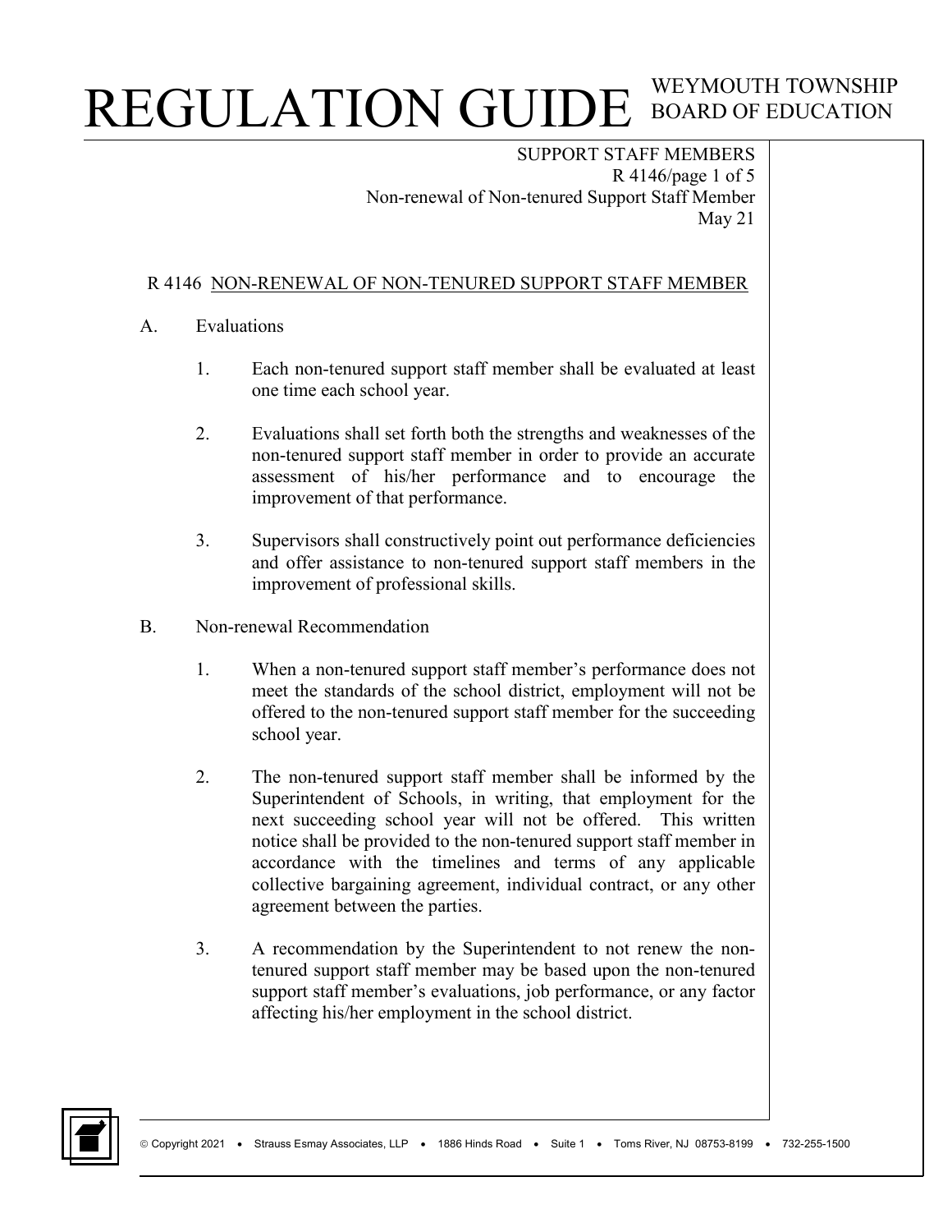# R 4146 NON-RENEWAL OF NON-TENURED SUPPORT STAFF MEMBER

A. Evaluations

1. Each non-tenured support staff member shall be evaluated at least one time each school year.

2. Evaluations shall set forth both the strengths and weaknesses of the non-tenured support staff member in order to provide an accurate assessment of his/her performance and to encourage the improvement of that performance.

3. Supervisors shall constructively point out performance deficiencies and offer assistance to non-tenured support staff members in the improvement of professional skills.

B. Non-renewal Recommendation

1. When a non-tenured support staff member's performance does not meet the standards of the school district, employment will not be offered to the non-tenured support staff member for the succeeding school year.

2. The non-tenured support staff member shall be informed by the Superintendent of Schools, in writing, that employment for the next succeeding school year will not be offered. This written notice shall be provided to the non-tenured support staff member in accordance with the timelines and terms of any applicable collective bargaining agreement, individual contract, or any other agreement between the parties.

3. A recommendation by the Superintendent to not renew the non-tenured support staff member may be based upon the non-tenured support staff member's evaluations, job performance, or any factor affecting his/her employment in the school district.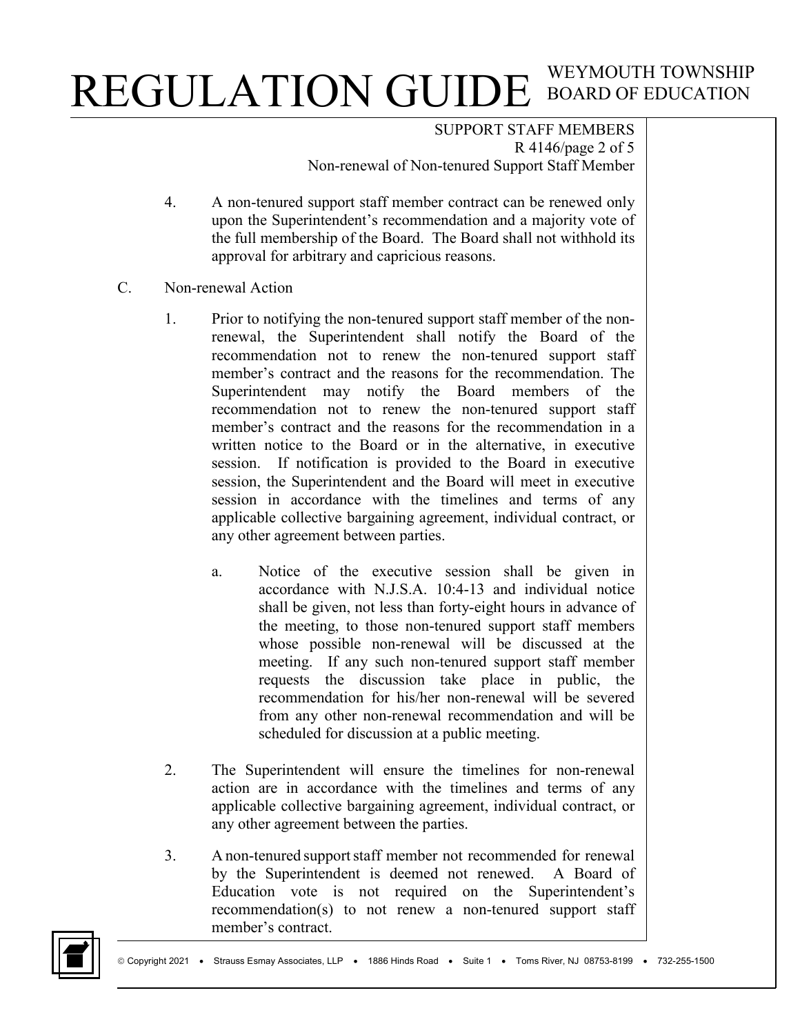4. A non-tenured support staff member contract can be renewed only upon the Superintendent's recommendation and a majority vote of the full membership of the Board. The Board shall not withhold its approval for arbitrary and capricious reasons.

C. Non-renewal Action

1. Prior to notifying the non-tenured support staff member of the non-renewal, the Superintendent shall notify the Board of the recommendation not to renew the non-tenured support staff member's contract and the reasons for the recommendation. The Superintendent may notify the Board members of the recommendation not to renew the non-tenured support staff member's contract and the reasons for the recommendation in a written notice to the Board or in the alternative, in executive session. If notification is provided to the Board in executive session, the Superintendent and the Board will meet in executive session in accordance with the timelines and terms of any applicable collective bargaining agreement, individual contract, or any other agreement between parties.

   a. Notice of the executive session shall be given in accordance with N.J.S.A. 10:4-13 and individual notice shall be given, not less than forty-eight hours in advance of the meeting, to those non-tenured support staff members whose possible non-renewal will be discussed at the meeting. If any such non-tenured support staff member requests the discussion take place in public, the recommendation for his/her non-renewal will be severed from any other non-renewal recommendation and will be scheduled for discussion at a public meeting.

2. The Superintendent will ensure the timelines for non-renewal action are in accordance with the timelines and terms of any applicable collective bargaining agreement, individual contract, or any other agreement between the parties.

3. A non-tenured support staff member not recommended for renewal by the Superintendent is deemed not renewed. A Board of Education vote is not required on the Superintendent's recommendation(s) to not renew a non-tenured support staff member's contract.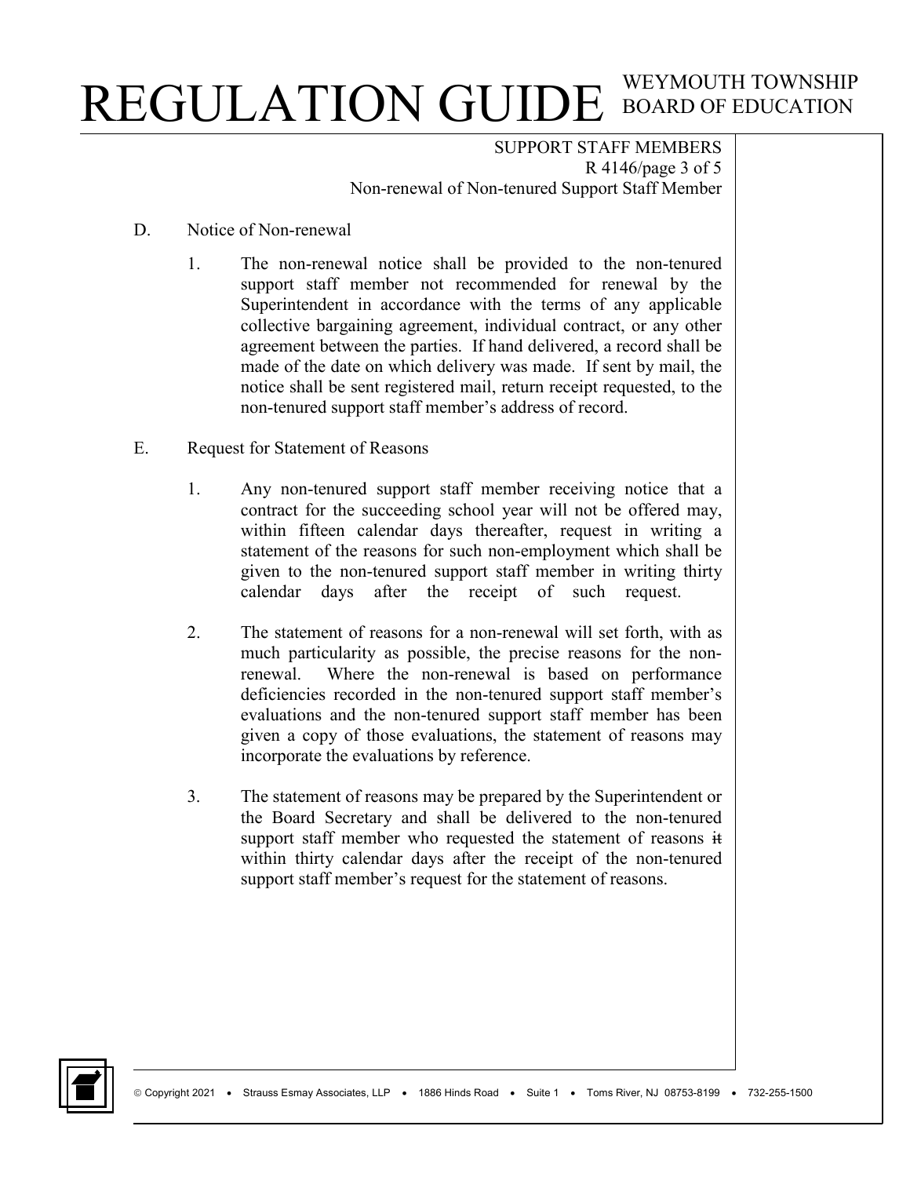D. Notice of Non-renewal

1. The non-renewal notice shall be provided to the non-tenured support staff member not recommended for renewal by the Superintendent in accordance with the terms of any applicable collective bargaining agreement, individual contract, or any other agreement between the parties. If hand delivered, a record shall be made of the date on which delivery was made. If sent by mail, the notice shall be sent registered mail, return receipt requested, to the non-tenured support staff member's address of record.

E. Request for Statement of Reasons

1. Any non-tenured support staff member receiving notice that a contract for the succeeding school year will not be offered may, within fifteen calendar days thereafter, request in writing a statement of the reasons for such non-employment which shall be given to the non-tenured support staff member in writing thirty calendar days after the receipt of such request.

2. The statement of reasons for a non-renewal will set forth, with as much particularity as possible, the precise reasons for the non-renewal. Where the non-renewal is based on performance deficiencies recorded in the non-tenured support staff member's evaluations and the non-tenured support staff member has been given a copy of those evaluations, the statement of reasons may incorporate the evaluations by reference.

3. The statement of reasons may be prepared by the Superintendent or the Board Secretary and shall be delivered to the non-tenured support staff member who requested the statement of reasons ~~it~~ within thirty calendar days after the receipt of the non-tenured support staff member's request for the statement of reasons.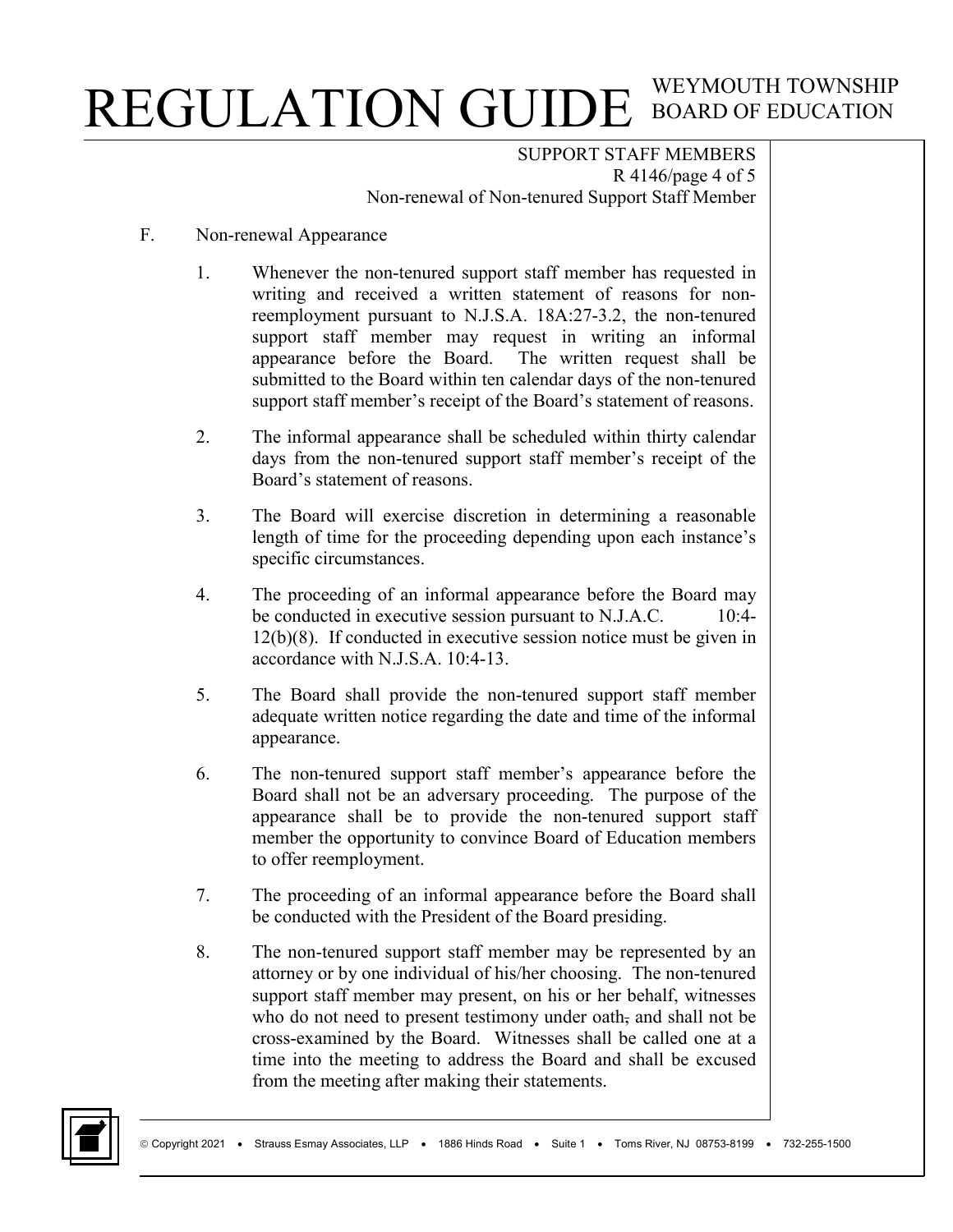F. Non-renewal Appearance

1. Whenever the non-tenured support staff member has requested in writing and received a written statement of reasons for non-reemployment pursuant to N.J.S.A. 18A:27-3.2, the non-tenured support staff member may request in writing an informal appearance before the Board. The written request shall be submitted to the Board within ten calendar days of the non-tenured support staff member's receipt of the Board's statement of reasons.

2. The informal appearance shall be scheduled within thirty calendar days from the non-tenured support staff member's receipt of the Board's statement of reasons.

3. The Board will exercise discretion in determining a reasonable length of time for the proceeding depending upon each instance's specific circumstances.

4. The proceeding of an informal appearance before the Board may be conducted in executive session pursuant to N.J.A.C. 10:4-12(b)(8). If conducted in executive session notice must be given in accordance with N.J.S.A. 10:4-13.

5. The Board shall provide the non-tenured support staff member adequate written notice regarding the date and time of the informal appearance.

6. The non-tenured support staff member's appearance before the Board shall not be an adversary proceeding. The purpose of the appearance shall be to provide the non-tenured support staff member the opportunity to convince Board of Education members to offer reemployment.

7. The proceeding of an informal appearance before the Board shall be conducted with the President of the Board presiding.

8. The non-tenured support staff member may be represented by an attorney or by one individual of his/her choosing. The non-tenured support staff member may present, on his or her behalf, witnesses who do not need to present testimony under oath, and shall not be cross-examined by the Board. Witnesses shall be called one at a time into the meeting to address the Board and shall be excused from the meeting after making their statements.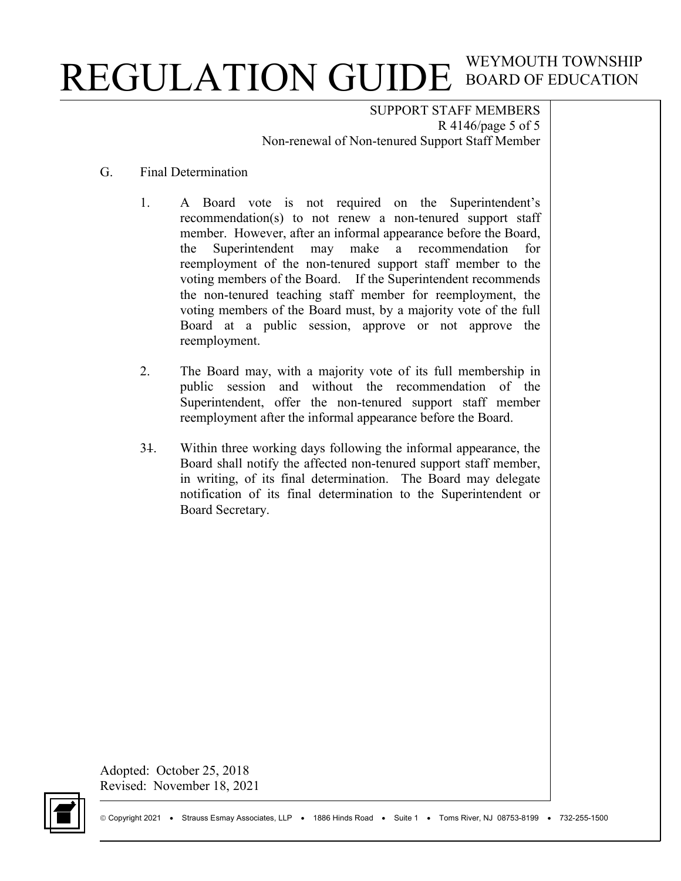G. Final Determination

1. A Board vote is not required on the Superintendent's recommendation(s) to not renew a non-tenured support staff member. However, after an informal appearance before the Board, the Superintendent may make a recommendation for reemployment of the non-tenured support staff member to the voting members of the Board. If the Superintendent recommends the non-tenured teaching staff member for reemployment, the voting members of the Board must, by a majority vote of the full Board at a public session, approve or not approve the reemployment.

2. The Board may, with a majority vote of its full membership in public session and without the recommendation of the Superintendent, offer the non-tenured support staff member reemployment after the informal appearance before the Board.

3~~1~~. Within three working days following the informal appearance, the Board shall notify the affected non-tenured support staff member, in writing, of its final determination. The Board may delegate notification of its final determination to the Superintendent or Board Secretary.

Adopted: October 25, 2018
Revised: November 18, 2021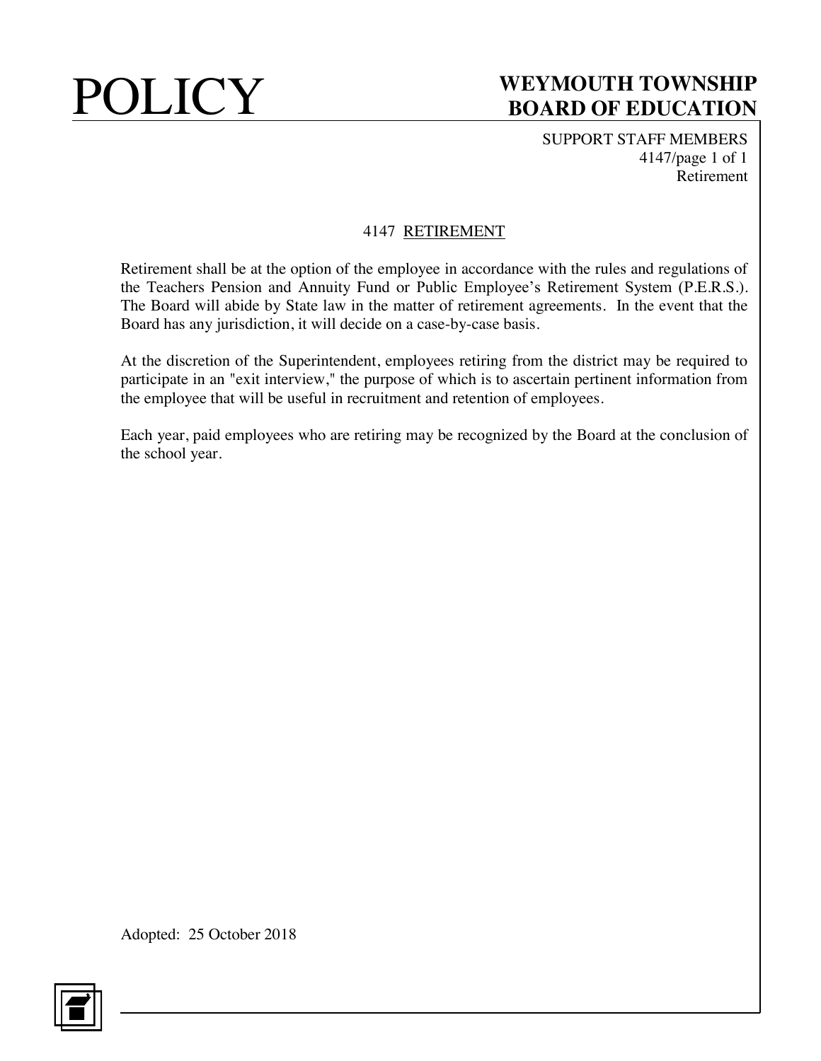# 4147 RETIREMENT

Retirement shall be at the option of the employee in accordance with the rules and regulations of the Teachers Pension and Annuity Fund or Public Employee's Retirement System (P.E.R.S.). The Board will abide by State law in the matter of retirement agreements. In the event that the Board has any jurisdiction, it will decide on a case-by-case basis.

At the discretion of the Superintendent, employees retiring from the district may be required to participate in an "exit interview," the purpose of which is to ascertain pertinent information from the employee that will be useful in recruitment and retention of employees.

Each year, paid employees who are retiring may be recognized by the Board at the conclusion of the school year.

Adopted: 25 October 2018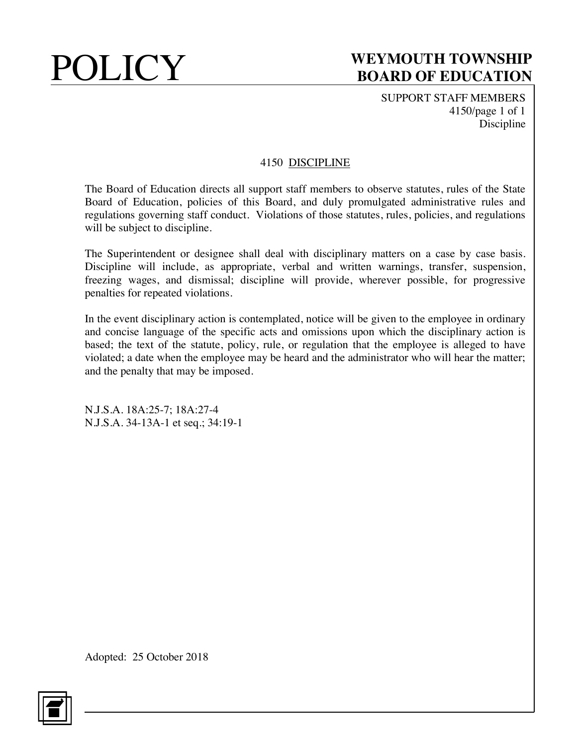# 4150 DISCIPLINE

The Board of Education directs all support staff members to observe statutes, rules of the State Board of Education, policies of this Board, and duly promulgated administrative rules and regulations governing staff conduct. Violations of those statutes, rules, policies, and regulations will be subject to discipline.

The Superintendent or designee shall deal with disciplinary matters on a case by case basis. Discipline will include, as appropriate, verbal and written warnings, transfer, suspension, freezing wages, and dismissal; discipline will provide, wherever possible, for progressive penalties for repeated violations.

In the event disciplinary action is contemplated, notice will be given to the employee in ordinary and concise language of the specific acts and omissions upon which the disciplinary action is based; the text of the statute, policy, rule, or regulation that the employee is alleged to have violated; a date when the employee may be heard and the administrator who will hear the matter; and the penalty that may be imposed.

N.J.S.A. 18A:25-7; 18A:27-4
N.J.S.A. 34-13A-1 et seq.; 34:19-1

Adopted: 25 October 2018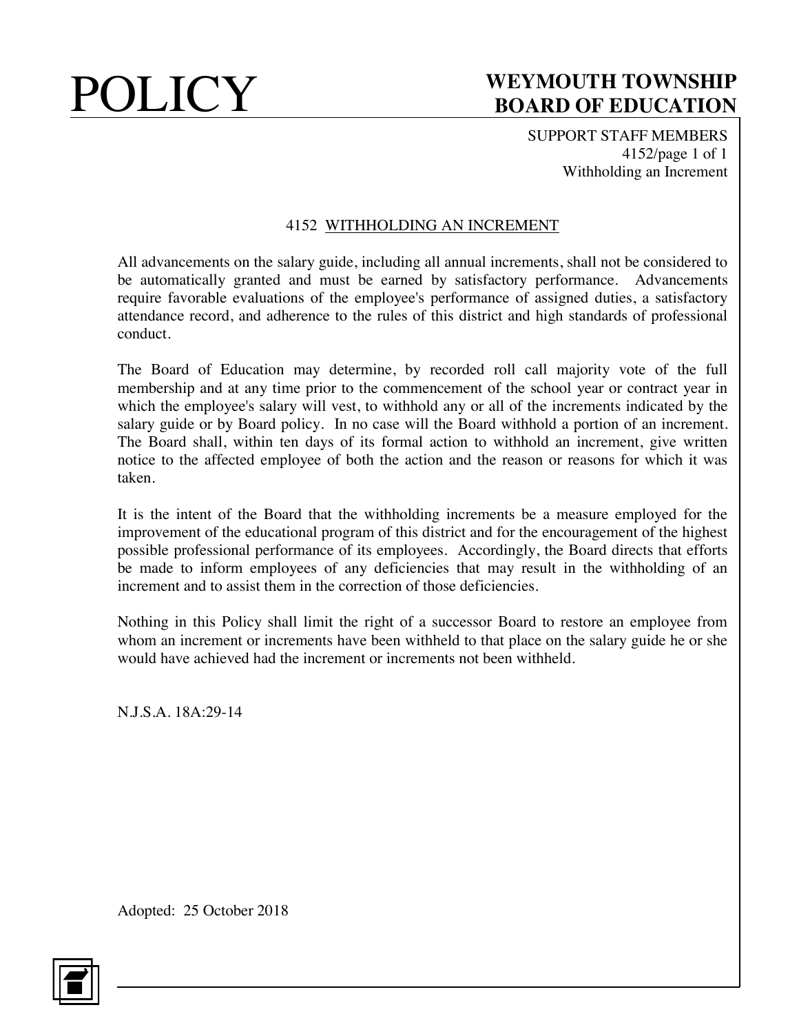# 4152 WITHHOLDING AN INCREMENT

All advancements on the salary guide, including all annual increments, shall not be considered to be automatically granted and must be earned by satisfactory performance. Advancements require favorable evaluations of the employee's performance of assigned duties, a satisfactory attendance record, and adherence to the rules of this district and high standards of professional conduct.

The Board of Education may determine, by recorded roll call majority vote of the full membership and at any time prior to the commencement of the school year or contract year in which the employee's salary will vest, to withhold any or all of the increments indicated by the salary guide or by Board policy. In no case will the Board withhold a portion of an increment. The Board shall, within ten days of its formal action to withhold an increment, give written notice to the affected employee of both the action and the reason or reasons for which it was taken.

It is the intent of the Board that the withholding increments be a measure employed for the improvement of the educational program of this district and for the encouragement of the highest possible professional performance of its employees. Accordingly, the Board directs that efforts be made to inform employees of any deficiencies that may result in the withholding of an increment and to assist them in the correction of those deficiencies.

Nothing in this Policy shall limit the right of a successor Board to restore an employee from whom an increment or increments have been withheld to that place on the salary guide he or she would have achieved had the increment or increments not been withheld.

N.J.S.A. 18A:29-14

Adopted: 25 October 2018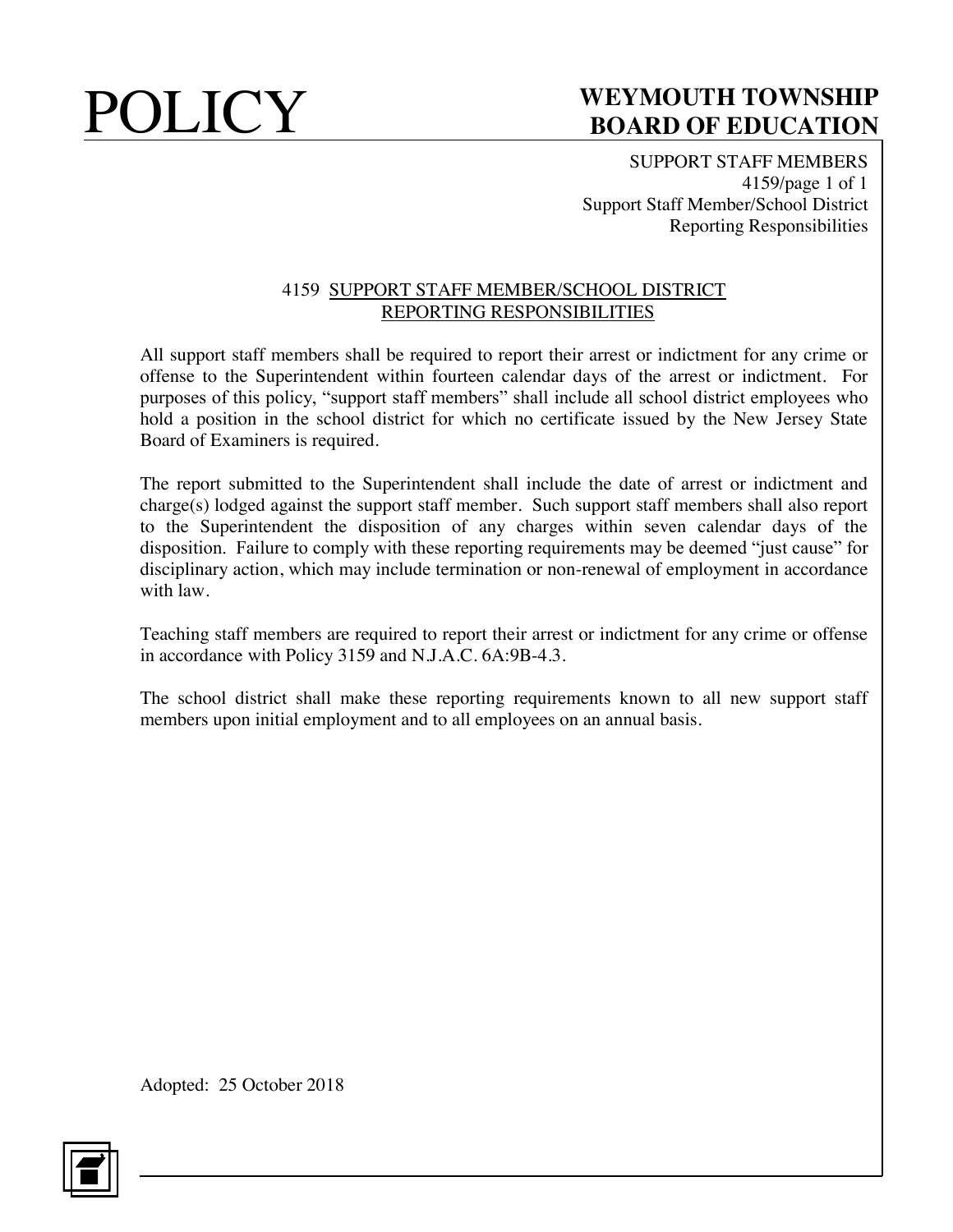# POLICY

## WEYMOUTH TOWNSHIP BOARD OF EDUCATION

SUPPORT STAFF MEMBERS
4159/page 1 of 1
Support Staff Member/School District Reporting Responsibilities

### 4159 SUPPORT STAFF MEMBER/SCHOOL DISTRICT REPORTING RESPONSIBILITIES

All support staff members shall be required to report their arrest or indictment for any crime or offense to the Superintendent within fourteen calendar days of the arrest or indictment. For purposes of this policy, "support staff members" shall include all school district employees who hold a position in the school district for which no certificate issued by the New Jersey State Board of Examiners is required.

The report submitted to the Superintendent shall include the date of arrest or indictment and charge(s) lodged against the support staff member. Such support staff members shall also report to the Superintendent the disposition of any charges within seven calendar days of the disposition. Failure to comply with these reporting requirements may be deemed "just cause" for disciplinary action, which may include termination or non-renewal of employment in accordance with law.

Teaching staff members are required to report their arrest or indictment for any crime or offense in accordance with Policy 3159 and N.J.A.C. 6A:9B-4.3.

The school district shall make these reporting requirements known to all new support staff members upon initial employment and to all employees on an annual basis.

Adopted: 25 October 2018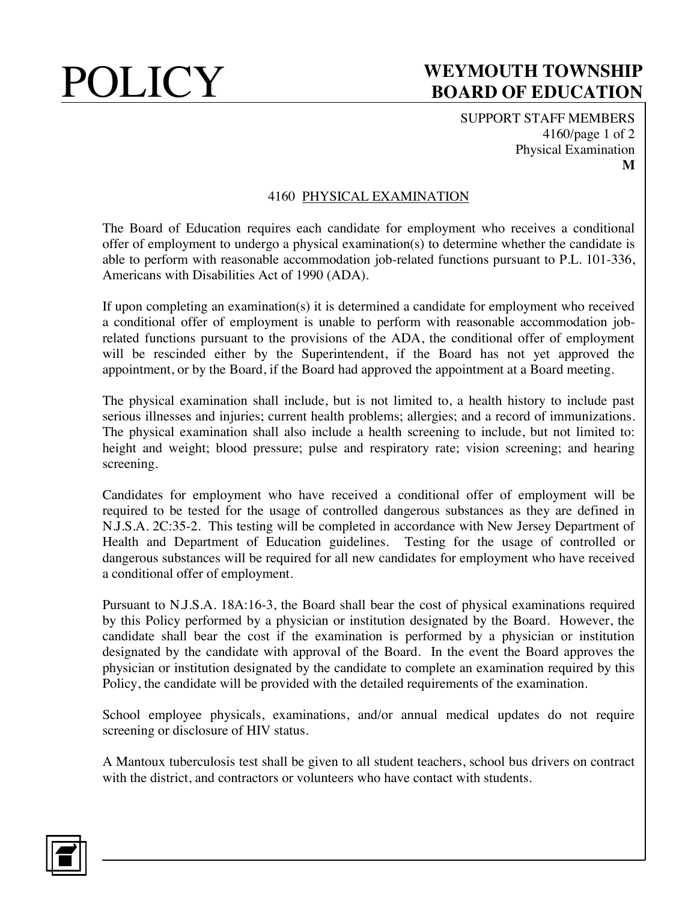# POLICY

**WEYMOUTH TOWNSHIP BOARD OF EDUCATION**

SUPPORT STAFF MEMBERS
4160/page 1 of 2
Physical Examination
**M**

## 4160 PHYSICAL EXAMINATION

The Board of Education requires each candidate for employment who receives a conditional offer of employment to undergo a physical examination(s) to determine whether the candidate is able to perform with reasonable accommodation job-related functions pursuant to P.L. 101-336, Americans with Disabilities Act of 1990 (ADA).

If upon completing an examination(s) it is determined a candidate for employment who received a conditional offer of employment is unable to perform with reasonable accommodation job-related functions pursuant to the provisions of the ADA, the conditional offer of employment will be rescinded either by the Superintendent, if the Board has not yet approved the appointment, or by the Board, if the Board had approved the appointment at a Board meeting.

The physical examination shall include, but is not limited to, a health history to include past serious illnesses and injuries; current health problems; allergies; and a record of immunizations. The physical examination shall also include a health screening to include, but not limited to: height and weight; blood pressure; pulse and respiratory rate; vision screening; and hearing screening.

Candidates for employment who have received a conditional offer of employment will be required to be tested for the usage of controlled dangerous substances as they are defined in N.J.S.A. 2C:35-2. This testing will be completed in accordance with New Jersey Department of Health and Department of Education guidelines. Testing for the usage of controlled or dangerous substances will be required for all new candidates for employment who have received a conditional offer of employment.

Pursuant to N.J.S.A. 18A:16-3, the Board shall bear the cost of physical examinations required by this Policy performed by a physician or institution designated by the Board. However, the candidate shall bear the cost if the examination is performed by a physician or institution designated by the candidate with approval of the Board. In the event the Board approves the physician or institution designated by the candidate to complete an examination required by this Policy, the candidate will be provided with the detailed requirements of the examination.

School employee physicals, examinations, and/or annual medical updates do not require screening or disclosure of HIV status.

A Mantoux tuberculosis test shall be given to all student teachers, school bus drivers on contract with the district, and contractors or volunteers who have contact with students.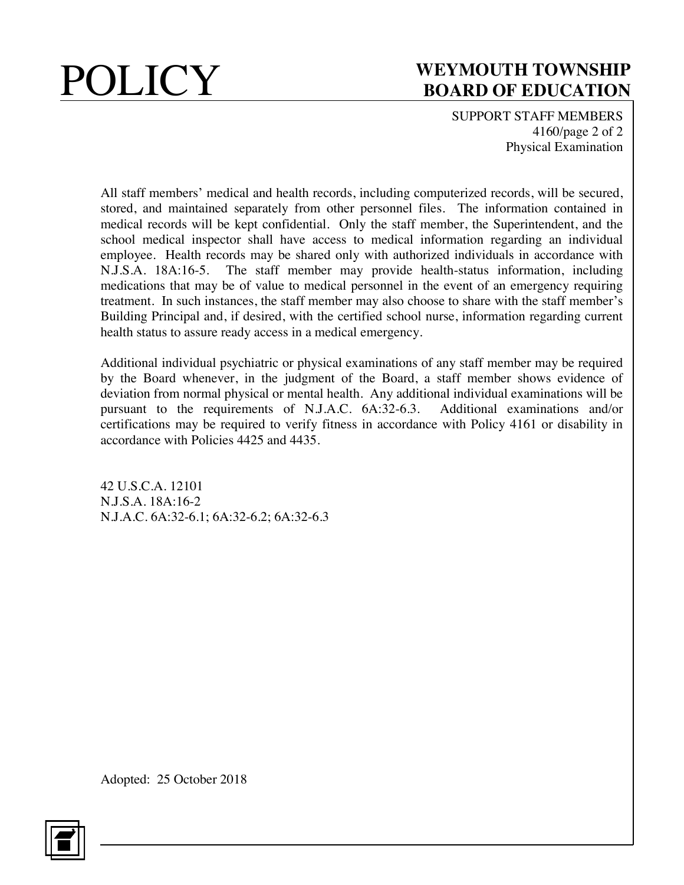All staff members' medical and health records, including computerized records, will be secured, stored, and maintained separately from other personnel files. The information contained in medical records will be kept confidential. Only the staff member, the Superintendent, and the school medical inspector shall have access to medical information regarding an individual employee. Health records may be shared only with authorized individuals in accordance with N.J.S.A. 18A:16-5. The staff member may provide health-status information, including medications that may be of value to medical personnel in the event of an emergency requiring treatment. In such instances, the staff member may also choose to share with the staff member's Building Principal and, if desired, with the certified school nurse, information regarding current health status to assure ready access in a medical emergency.

Additional individual psychiatric or physical examinations of any staff member may be required by the Board whenever, in the judgment of the Board, a staff member shows evidence of deviation from normal physical or mental health. Any additional individual examinations will be pursuant to the requirements of N.J.A.C. 6A:32-6.3. Additional examinations and/or certifications may be required to verify fitness in accordance with Policy 4161 or disability in accordance with Policies 4425 and 4435.

42 U.S.C.A. 12101
N.J.S.A. 18A:16-2
N.J.A.C. 6A:32-6.1; 6A:32-6.2; 6A:32-6.3

Adopted: 25 October 2018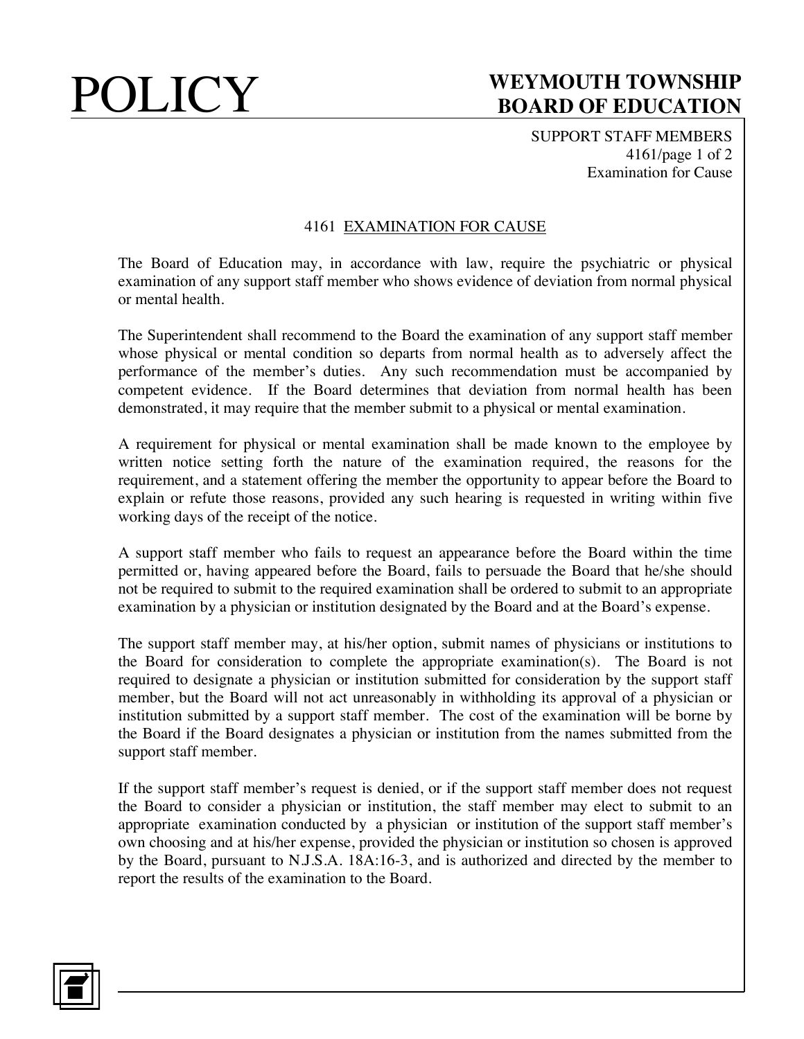# 4161 EXAMINATION FOR CAUSE

The Board of Education may, in accordance with law, require the psychiatric or physical examination of any support staff member who shows evidence of deviation from normal physical or mental health.

The Superintendent shall recommend to the Board the examination of any support staff member whose physical or mental condition so departs from normal health as to adversely affect the performance of the member's duties. Any such recommendation must be accompanied by competent evidence. If the Board determines that deviation from normal health has been demonstrated, it may require that the member submit to a physical or mental examination.

A requirement for physical or mental examination shall be made known to the employee by written notice setting forth the nature of the examination required, the reasons for the requirement, and a statement offering the member the opportunity to appear before the Board to explain or refute those reasons, provided any such hearing is requested in writing within five working days of the receipt of the notice.

A support staff member who fails to request an appearance before the Board within the time permitted or, having appeared before the Board, fails to persuade the Board that he/she should not be required to submit to the required examination shall be ordered to submit to an appropriate examination by a physician or institution designated by the Board and at the Board's expense.

The support staff member may, at his/her option, submit names of physicians or institutions to the Board for consideration to complete the appropriate examination(s). The Board is not required to designate a physician or institution submitted for consideration by the support staff member, but the Board will not act unreasonably in withholding its approval of a physician or institution submitted by a support staff member. The cost of the examination will be borne by the Board if the Board designates a physician or institution from the names submitted from the support staff member.

If the support staff member's request is denied, or if the support staff member does not request the Board to consider a physician or institution, the staff member may elect to submit to an appropriate examination conducted by a physician or institution of the support staff member's own choosing and at his/her expense, provided the physician or institution so chosen is approved by the Board, pursuant to N.J.S.A. 18A:16-3, and is authorized and directed by the member to report the results of the examination to the Board.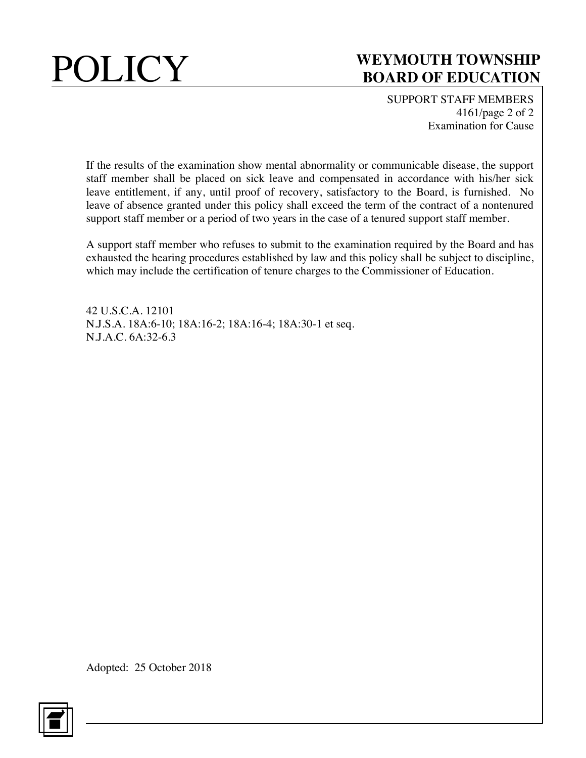If the results of the examination show mental abnormality or communicable disease, the support staff member shall be placed on sick leave and compensated in accordance with his/her sick leave entitlement, if any, until proof of recovery, satisfactory to the Board, is furnished. No leave of absence granted under this policy shall exceed the term of the contract of a nontenured support staff member or a period of two years in the case of a tenured support staff member.

A support staff member who refuses to submit to the examination required by the Board and has exhausted the hearing procedures established by law and this policy shall be subject to discipline, which may include the certification of tenure charges to the Commissioner of Education.

42 U.S.C.A. 12101
N.J.S.A. 18A:6-10; 18A:16-2; 18A:16-4; 18A:30-1 et seq.
N.J.A.C. 6A:32-6.3

Adopted: 25 October 2018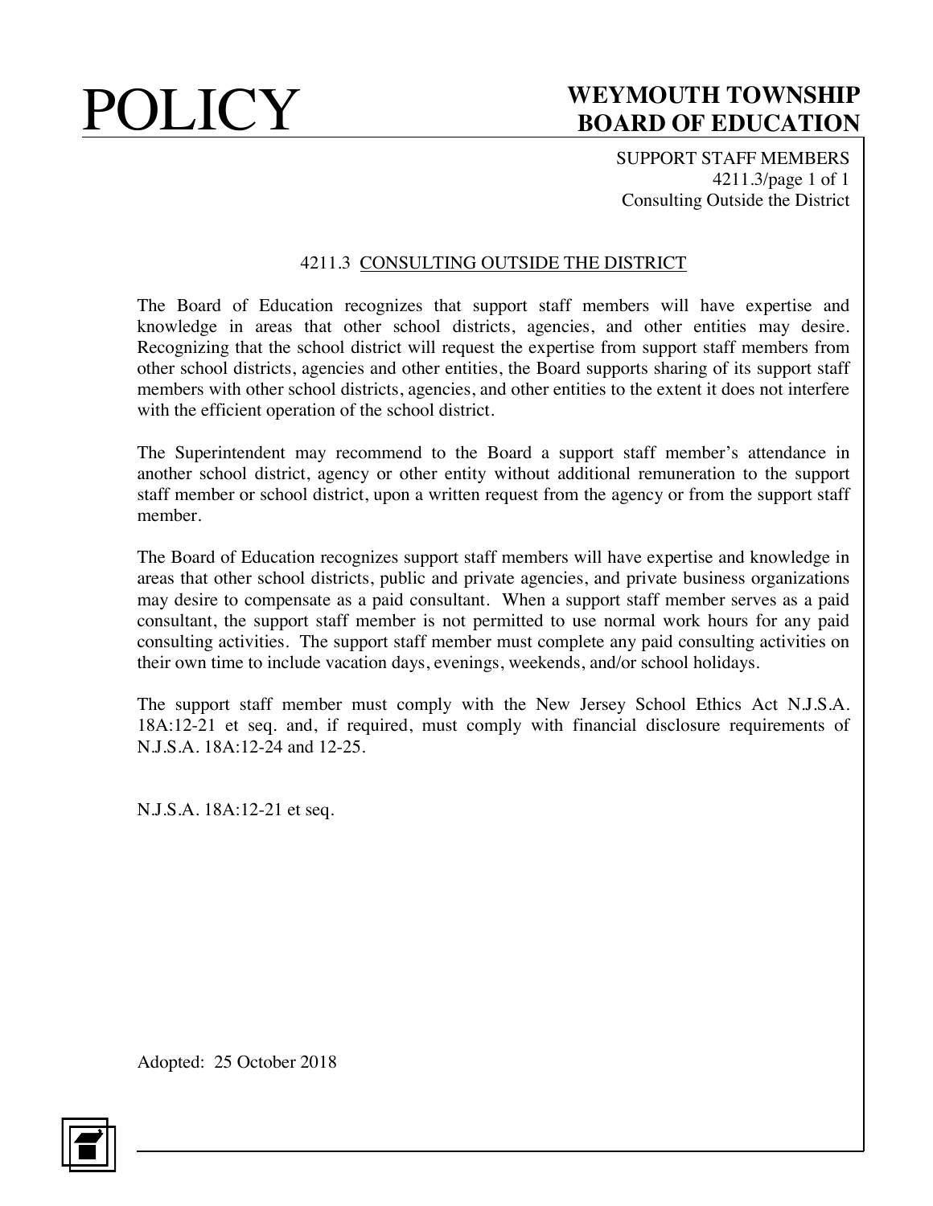# POLICY

## WEYMOUTH TOWNSHIP BOARD OF EDUCATION

SUPPORT STAFF MEMBERS
4211.3/page 1 of 1
Consulting Outside the District

### 4211.3 CONSULTING OUTSIDE THE DISTRICT

The Board of Education recognizes that support staff members will have expertise and knowledge in areas that other school districts, agencies, and other entities may desire. Recognizing that the school district will request the expertise from support staff members from other school districts, agencies and other entities, the Board supports sharing of its support staff members with other school districts, agencies, and other entities to the extent it does not interfere with the efficient operation of the school district.

The Superintendent may recommend to the Board a support staff member's attendance in another school district, agency or other entity without additional remuneration to the support staff member or school district, upon a written request from the agency or from the support staff member.

The Board of Education recognizes support staff members will have expertise and knowledge in areas that other school districts, public and private agencies, and private business organizations may desire to compensate as a paid consultant. When a support staff member serves as a paid consultant, the support staff member is not permitted to use normal work hours for any paid consulting activities. The support staff member must complete any paid consulting activities on their own time to include vacation days, evenings, weekends, and/or school holidays.

The support staff member must comply with the New Jersey School Ethics Act N.J.S.A. 18A:12-21 et seq. and, if required, must comply with financial disclosure requirements of N.J.S.A. 18A:12-24 and 12-25.

N.J.S.A. 18A:12-21 et seq.

Adopted: 25 October 2018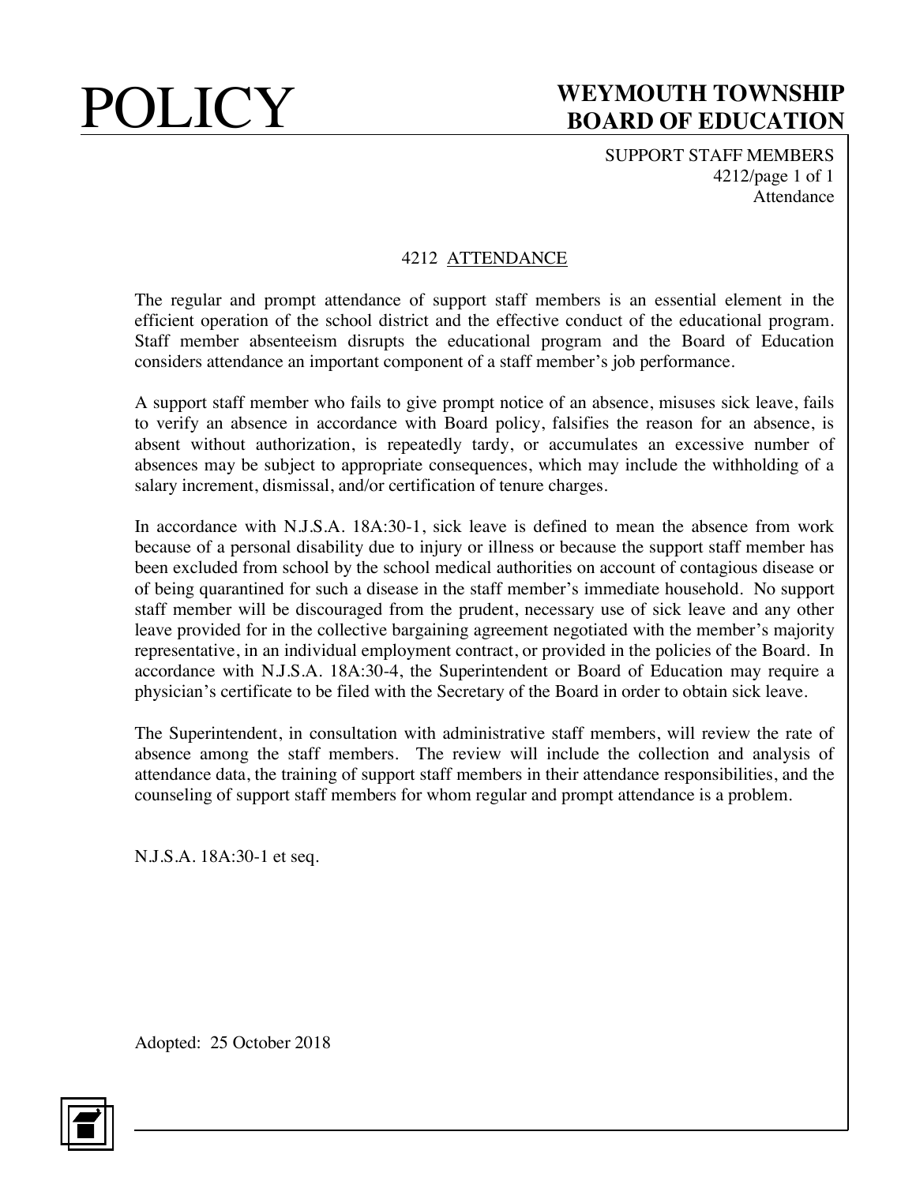# 4212 ATTENDANCE

The regular and prompt attendance of support staff members is an essential element in the efficient operation of the school district and the effective conduct of the educational program. Staff member absenteeism disrupts the educational program and the Board of Education considers attendance an important component of a staff member's job performance.

A support staff member who fails to give prompt notice of an absence, misuses sick leave, fails to verify an absence in accordance with Board policy, falsifies the reason for an absence, is absent without authorization, is repeatedly tardy, or accumulates an excessive number of absences may be subject to appropriate consequences, which may include the withholding of a salary increment, dismissal, and/or certification of tenure charges.

In accordance with N.J.S.A. 18A:30-1, sick leave is defined to mean the absence from work because of a personal disability due to injury or illness or because the support staff member has been excluded from school by the school medical authorities on account of contagious disease or of being quarantined for such a disease in the staff member's immediate household. No support staff member will be discouraged from the prudent, necessary use of sick leave and any other leave provided for in the collective bargaining agreement negotiated with the member's majority representative, in an individual employment contract, or provided in the policies of the Board. In accordance with N.J.S.A. 18A:30-4, the Superintendent or Board of Education may require a physician's certificate to be filed with the Secretary of the Board in order to obtain sick leave.

The Superintendent, in consultation with administrative staff members, will review the rate of absence among the staff members. The review will include the collection and analysis of attendance data, the training of support staff members in their attendance responsibilities, and the counseling of support staff members for whom regular and prompt attendance is a problem.

N.J.S.A. 18A:30-1 et seq.

Adopted: 25 October 2018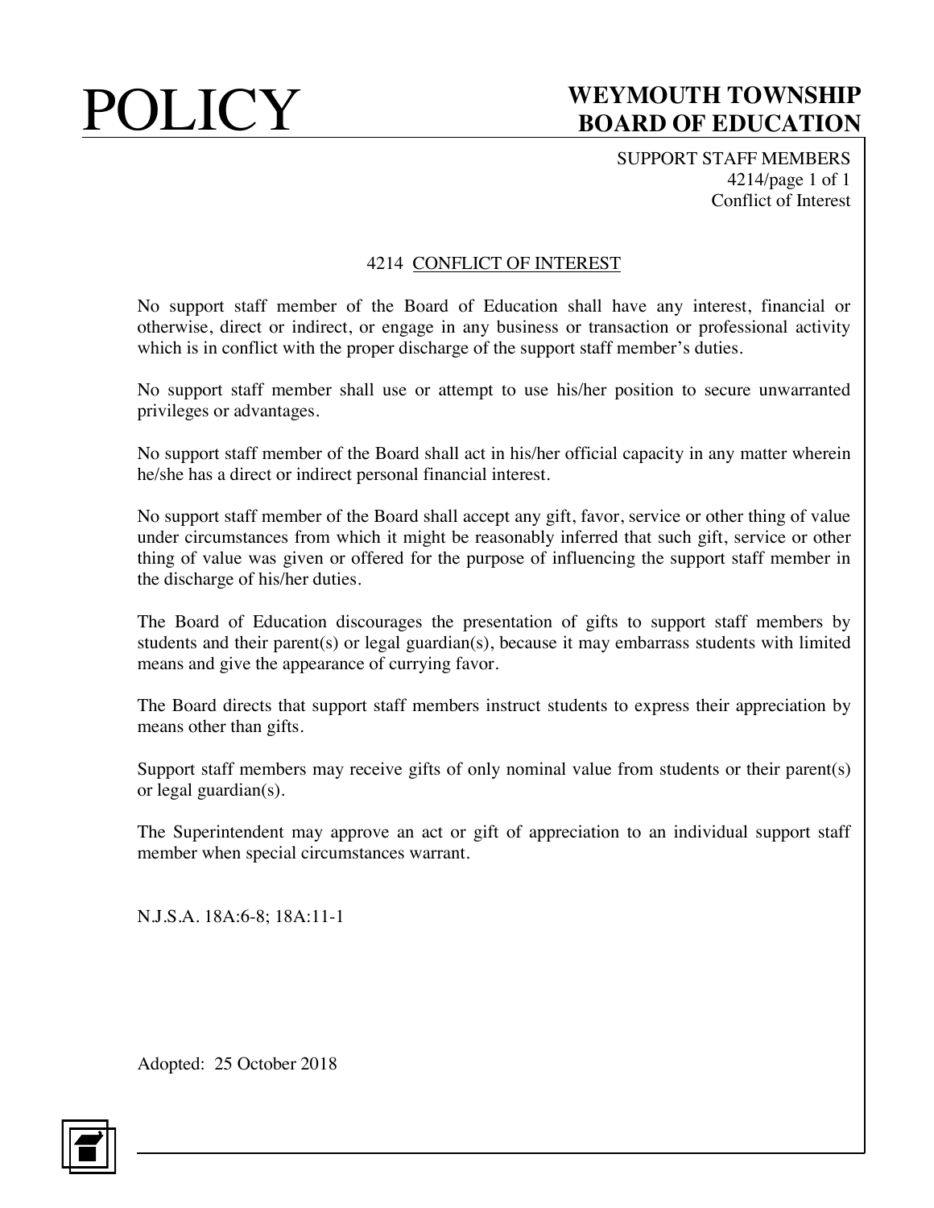# 4214 CONFLICT OF INTEREST

No support staff member of the Board of Education shall have any interest, financial or otherwise, direct or indirect, or engage in any business or transaction or professional activity which is in conflict with the proper discharge of the support staff member's duties.

No support staff member shall use or attempt to use his/her position to secure unwarranted privileges or advantages.

No support staff member of the Board shall act in his/her official capacity in any matter wherein he/she has a direct or indirect personal financial interest.

No support staff member of the Board shall accept any gift, favor, service or other thing of value under circumstances from which it might be reasonably inferred that such gift, service or other thing of value was given or offered for the purpose of influencing the support staff member in the discharge of his/her duties.

The Board of Education discourages the presentation of gifts to support staff members by students and their parent(s) or legal guardian(s), because it may embarrass students with limited means and give the appearance of currying favor.

The Board directs that support staff members instruct students to express their appreciation by means other than gifts.

Support staff members may receive gifts of only nominal value from students or their parent(s) or legal guardian(s).

The Superintendent may approve an act or gift of appreciation to an individual support staff member when special circumstances warrant.

N.J.S.A. 18A:6-8; 18A:11-1

Adopted: 25 October 2018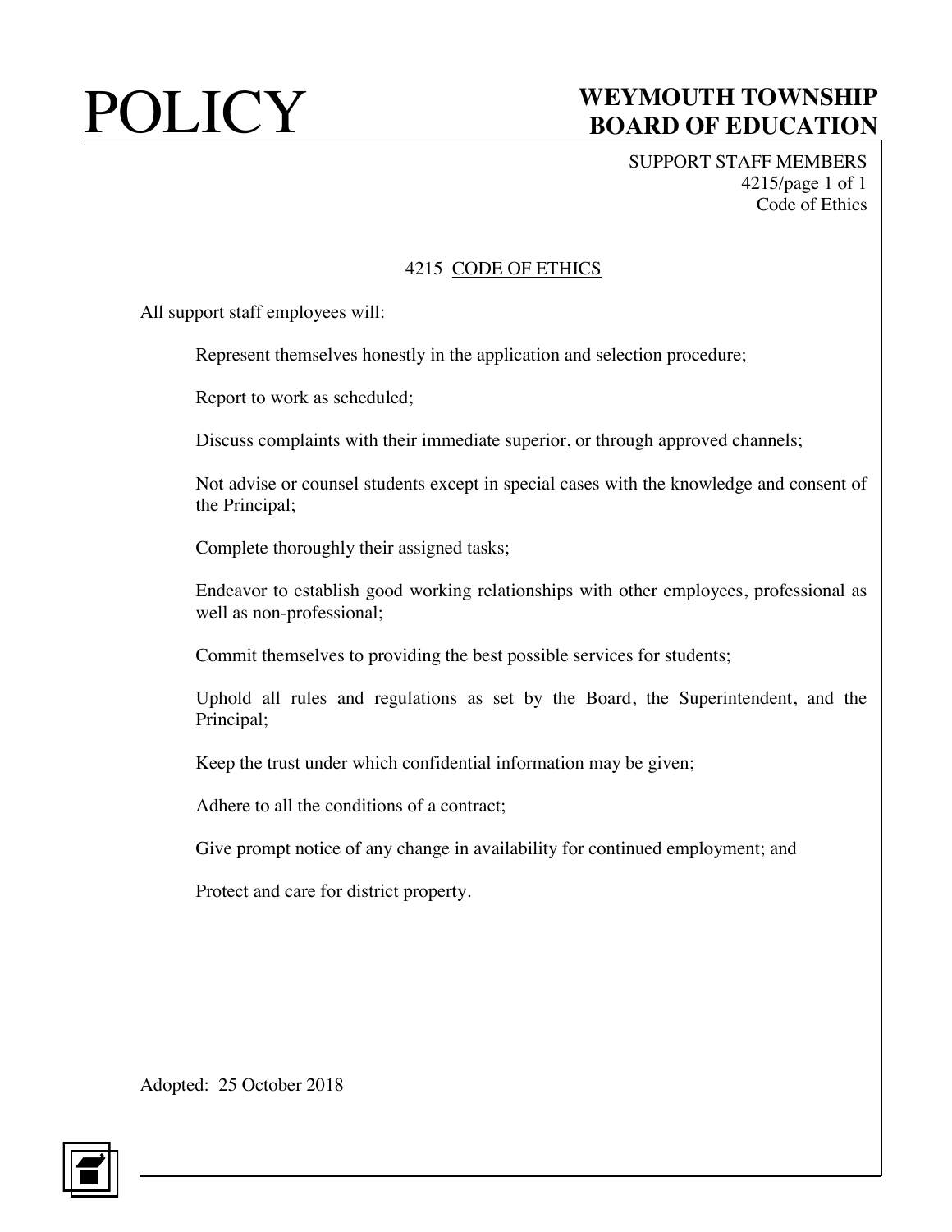# POLICY

## WEYMOUTH TOWNSHIP BOARD OF EDUCATION

SUPPORT STAFF MEMBERS
4215/page 1 of 1
Code of Ethics

### 4215 CODE OF ETHICS

All support staff employees will:

Represent themselves honestly in the application and selection procedure;

Report to work as scheduled;

Discuss complaints with their immediate superior, or through approved channels;

Not advise or counsel students except in special cases with the knowledge and consent of the Principal;

Complete thoroughly their assigned tasks;

Endeavor to establish good working relationships with other employees, professional as well as non-professional;

Commit themselves to providing the best possible services for students;

Uphold all rules and regulations as set by the Board, the Superintendent, and the Principal;

Keep the trust under which confidential information may be given;

Adhere to all the conditions of a contract;

Give prompt notice of any change in availability for continued employment; and

Protect and care for district property.

Adopted: 25 October 2018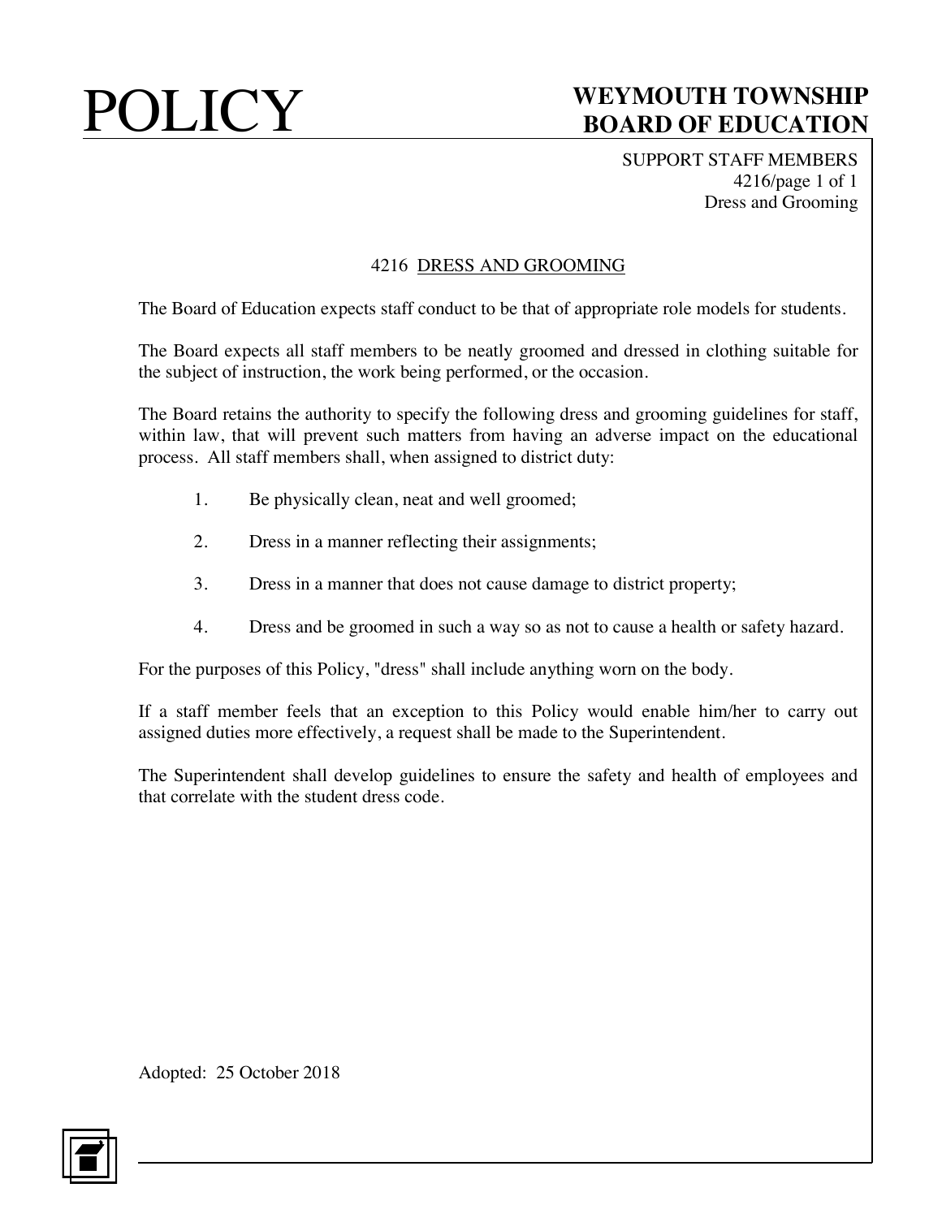# 4216 DRESS AND GROOMING

The Board of Education expects staff conduct to be that of appropriate role models for students.

The Board expects all staff members to be neatly groomed and dressed in clothing suitable for the subject of instruction, the work being performed, or the occasion.

The Board retains the authority to specify the following dress and grooming guidelines for staff, within law, that will prevent such matters from having an adverse impact on the educational process. All staff members shall, when assigned to district duty:

1. Be physically clean, neat and well groomed;
2. Dress in a manner reflecting their assignments;
3. Dress in a manner that does not cause damage to district property;
4. Dress and be groomed in such a way so as not to cause a health or safety hazard.

For the purposes of this Policy, "dress" shall include anything worn on the body.

If a staff member feels that an exception to this Policy would enable him/her to carry out assigned duties more effectively, a request shall be made to the Superintendent.

The Superintendent shall develop guidelines to ensure the safety and health of employees and that correlate with the student dress code.

Adopted: 25 October 2018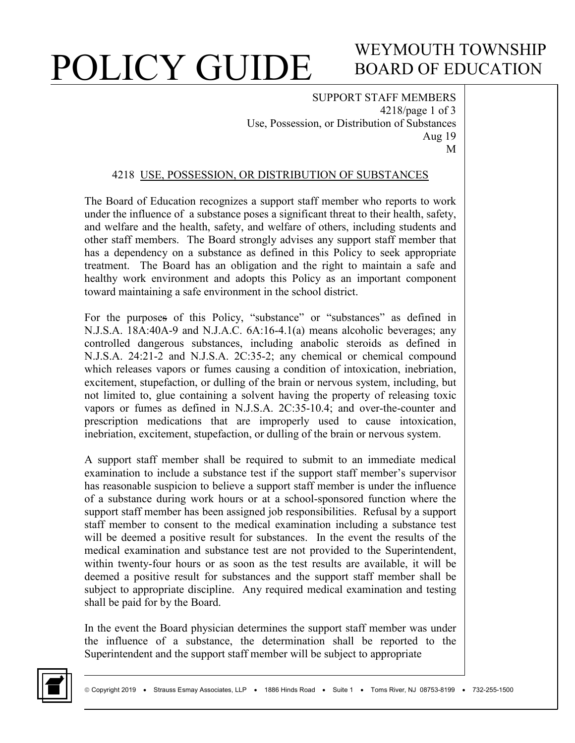SUPPORT STAFF MEMBERS
4218/page 1 of 3
Use, Possession, or Distribution of Substances
Aug 19
M

## 4218 USE, POSSESSION, OR DISTRIBUTION OF SUBSTANCES

The Board of Education recognizes a support staff member who reports to work under the influence of a substance poses a significant threat to their health, safety, and welfare and the health, safety, and welfare of others, including students and other staff members. The Board strongly advises any support staff member that has a dependency on a substance as defined in this Policy to seek appropriate treatment. The Board has an obligation and the right to maintain a safe and healthy work environment and adopts this Policy as an important component toward maintaining a safe environment in the school district.

For the purposes of this Policy, "substance" or "substances" as defined in N.J.S.A. 18A:40A-9 and N.J.A.C. 6A:16-4.1(a) means alcoholic beverages; any controlled dangerous substances, including anabolic steroids as defined in N.J.S.A. 24:21-2 and N.J.S.A. 2C:35-2; any chemical or chemical compound which releases vapors or fumes causing a condition of intoxication, inebriation, excitement, stupefaction, or dulling of the brain or nervous system, including, but not limited to, glue containing a solvent having the property of releasing toxic vapors or fumes as defined in N.J.S.A. 2C:35-10.4; and over-the-counter and prescription medications that are improperly used to cause intoxication, inebriation, excitement, stupefaction, or dulling of the brain or nervous system.

A support staff member shall be required to submit to an immediate medical examination to include a substance test if the support staff member's supervisor has reasonable suspicion to believe a support staff member is under the influence of a substance during work hours or at a school-sponsored function where the support staff member has been assigned job responsibilities. Refusal by a support staff member to consent to the medical examination including a substance test will be deemed a positive result for substances. In the event the results of the medical examination and substance test are not provided to the Superintendent, within twenty-four hours or as soon as the test results are available, it will be deemed a positive result for substances and the support staff member shall be subject to appropriate discipline. Any required medical examination and testing shall be paid for by the Board.

In the event the Board physician determines the support staff member was under the influence of a substance, the determination shall be reported to the Superintendent and the support staff member will be subject to appropriate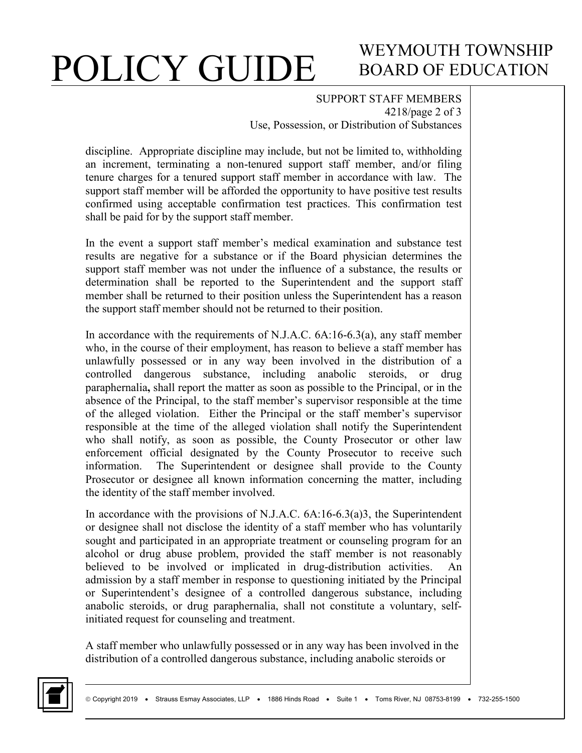discipline. Appropriate discipline may include, but not be limited to, withholding an increment, terminating a non-tenured support staff member, and/or filing tenure charges for a tenured support staff member in accordance with law. The support staff member will be afforded the opportunity to have positive test results confirmed using acceptable confirmation test practices. This confirmation test shall be paid for by the support staff member.

In the event a support staff member's medical examination and substance test results are negative for a substance or if the Board physician determines the support staff member was not under the influence of a substance, the results or determination shall be reported to the Superintendent and the support staff member shall be returned to their position unless the Superintendent has a reason the support staff member should not be returned to their position.

In accordance with the requirements of N.J.A.C. 6A:16-6.3(a), any staff member who, in the course of their employment, has reason to believe a staff member has unlawfully possessed or in any way been involved in the distribution of a controlled dangerous substance, including anabolic steroids, or drug paraphernalia**,** shall report the matter as soon as possible to the Principal, or in the absence of the Principal, to the staff member's supervisor responsible at the time of the alleged violation. Either the Principal or the staff member's supervisor responsible at the time of the alleged violation shall notify the Superintendent who shall notify, as soon as possible, the County Prosecutor or other law enforcement official designated by the County Prosecutor to receive such information. The Superintendent or designee shall provide to the County Prosecutor or designee all known information concerning the matter, including the identity of the staff member involved.

In accordance with the provisions of N.J.A.C. 6A:16-6.3(a)3, the Superintendent or designee shall not disclose the identity of a staff member who has voluntarily sought and participated in an appropriate treatment or counseling program for an alcohol or drug abuse problem, provided the staff member is not reasonably believed to be involved or implicated in drug-distribution activities. An admission by a staff member in response to questioning initiated by the Principal or Superintendent's designee of a controlled dangerous substance, including anabolic steroids, or drug paraphernalia, shall not constitute a voluntary, self-initiated request for counseling and treatment.

A staff member who unlawfully possessed or in any way has been involved in the distribution of a controlled dangerous substance, including anabolic steroids or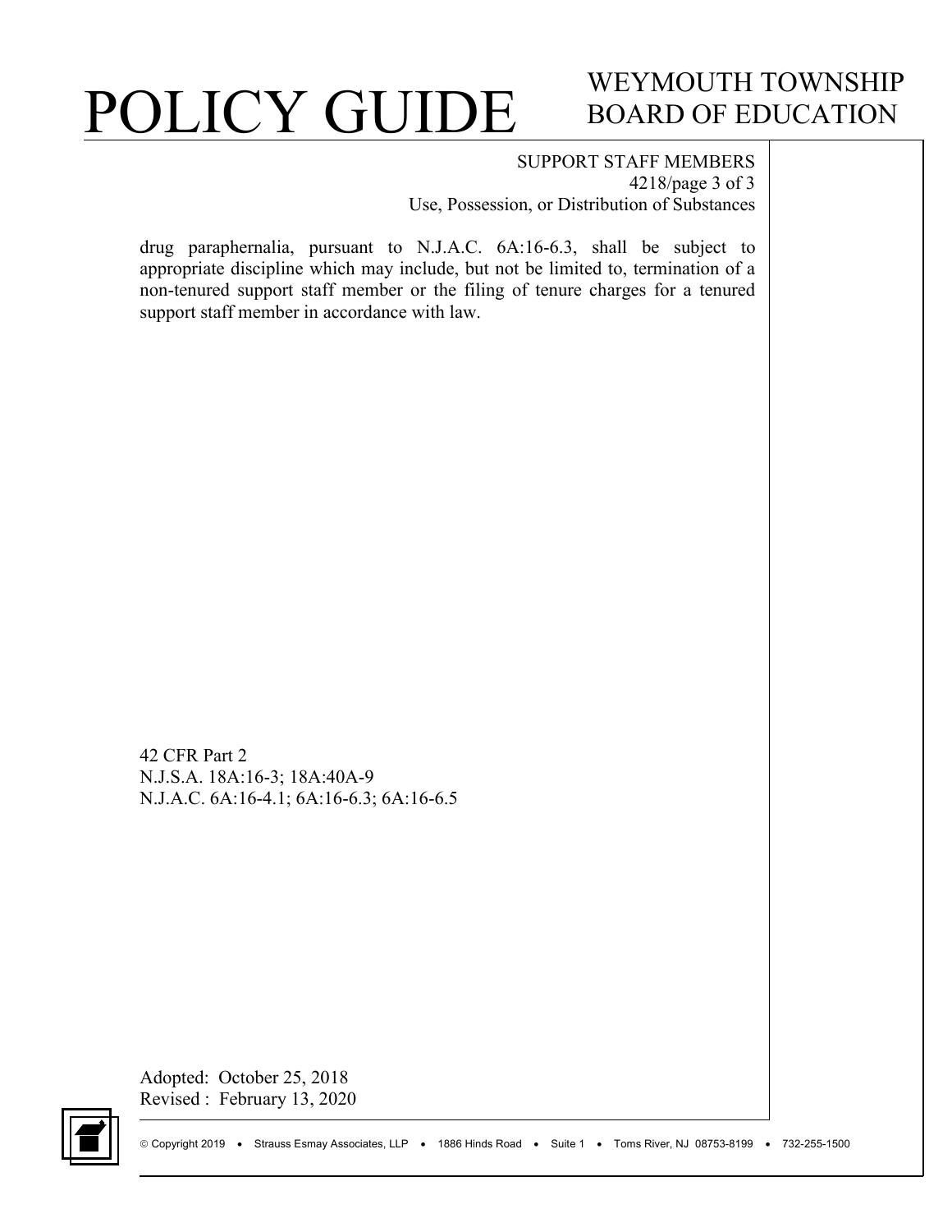drug paraphernalia, pursuant to N.J.A.C. 6A:16-6.3, shall be subject to appropriate discipline which may include, but not be limited to, termination of a non-tenured support staff member or the filing of tenure charges for a tenured support staff member in accordance with law.

42 CFR Part 2
N.J.S.A. 18A:16-3; 18A:40A-9
N.J.A.C. 6A:16-4.1; 6A:16-6.3; 6A:16-6.5

Adopted: October 25, 2018
Revised : February 13, 2020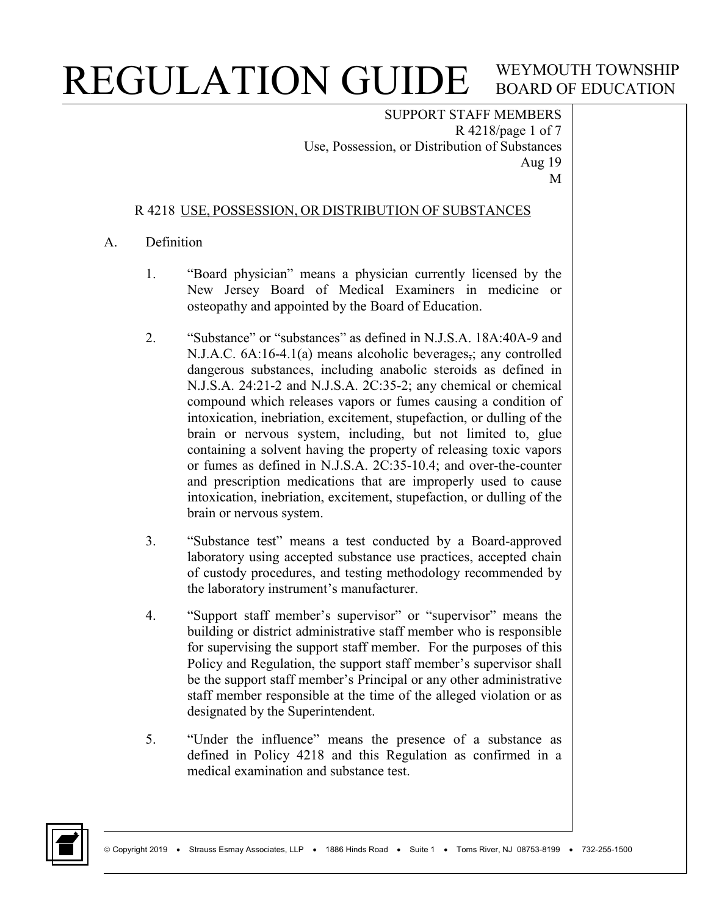# REGULATION GUIDE

WEYMOUTH TOWNSHIP BOARD OF EDUCATION

SUPPORT STAFF MEMBERS
R 4218/page 1 of 7
Use, Possession, or Distribution of Substances
Aug 19
M

## R 4218 USE, POSSESSION, OR DISTRIBUTION OF SUBSTANCES

A. Definition

1. "Board physician" means a physician currently licensed by the New Jersey Board of Medical Examiners in medicine or osteopathy and appointed by the Board of Education.

2. "Substance" or "substances" as defined in N.J.S.A. 18A:40A-9 and N.J.A.C. 6A:16-4.1(a) means alcoholic beverages,; any controlled dangerous substances, including anabolic steroids as defined in N.J.S.A. 24:21-2 and N.J.S.A. 2C:35-2; any chemical or chemical compound which releases vapors or fumes causing a condition of intoxication, inebriation, excitement, stupefaction, or dulling of the brain or nervous system, including, but not limited to, glue containing a solvent having the property of releasing toxic vapors or fumes as defined in N.J.S.A. 2C:35-10.4; and over-the-counter and prescription medications that are improperly used to cause intoxication, inebriation, excitement, stupefaction, or dulling of the brain or nervous system.

3. "Substance test" means a test conducted by a Board-approved laboratory using accepted substance use practices, accepted chain of custody procedures, and testing methodology recommended by the laboratory instrument's manufacturer.

4. "Support staff member's supervisor" or "supervisor" means the building or district administrative staff member who is responsible for supervising the support staff member. For the purposes of this Policy and Regulation, the support staff member's supervisor shall be the support staff member's Principal or any other administrative staff member responsible at the time of the alleged violation or as designated by the Superintendent.

5. "Under the influence" means the presence of a substance as defined in Policy 4218 and this Regulation as confirmed in a medical examination and substance test.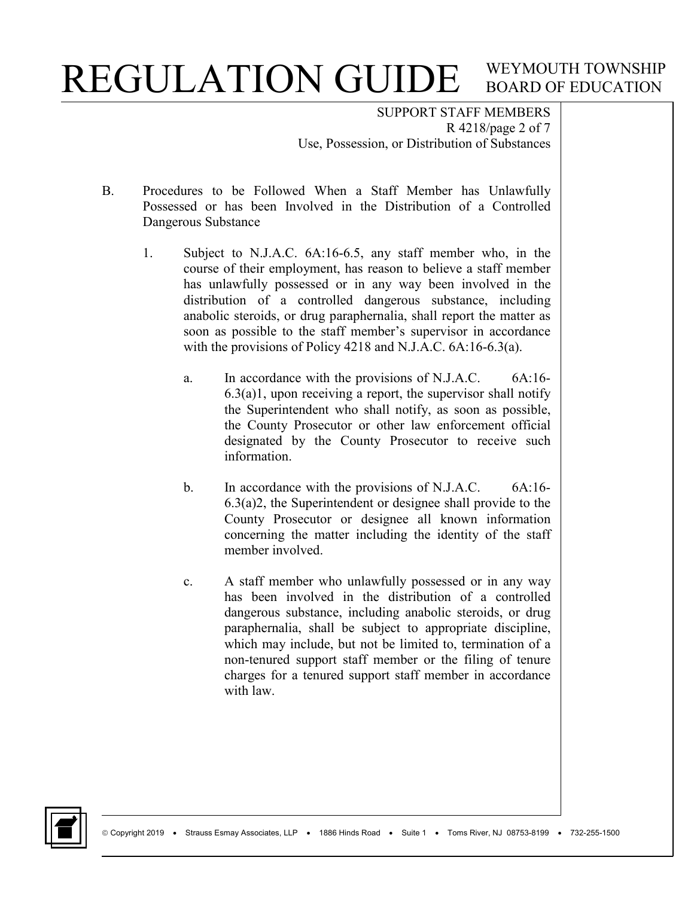B. Procedures to be Followed When a Staff Member has Unlawfully Possessed or has been Involved in the Distribution of a Controlled Dangerous Substance

1. Subject to N.J.A.C. 6A:16-6.5, any staff member who, in the course of their employment, has reason to believe a staff member has unlawfully possessed or in any way been involved in the distribution of a controlled dangerous substance, including anabolic steroids, or drug paraphernalia, shall report the matter as soon as possible to the staff member's supervisor in accordance with the provisions of Policy 4218 and N.J.A.C. 6A:16-6.3(a).

   a. In accordance with the provisions of N.J.A.C. 6A:16-6.3(a)1, upon receiving a report, the supervisor shall notify the Superintendent who shall notify, as soon as possible, the County Prosecutor or other law enforcement official designated by the County Prosecutor to receive such information.

   b. In accordance with the provisions of N.J.A.C. 6A:16-6.3(a)2, the Superintendent or designee shall provide to the County Prosecutor or designee all known information concerning the matter including the identity of the staff member involved.

   c. A staff member who unlawfully possessed or in any way has been involved in the distribution of a controlled dangerous substance, including anabolic steroids, or drug paraphernalia, shall be subject to appropriate discipline, which may include, but not be limited to, termination of a non-tenured support staff member or the filing of tenure charges for a tenured support staff member in accordance with law.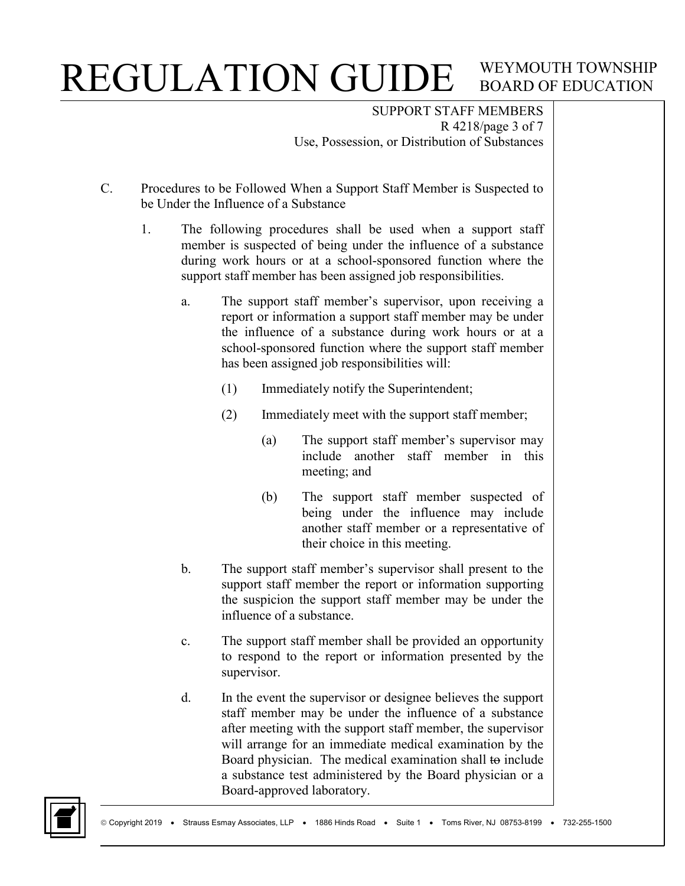C. Procedures to be Followed When a Support Staff Member is Suspected to be Under the Influence of a Substance

1. The following procedures shall be used when a support staff member is suspected of being under the influence of a substance during work hours or at a school-sponsored function where the support staff member has been assigned job responsibilities.

   a. The support staff member's supervisor, upon receiving a report or information a support staff member may be under the influence of a substance during work hours or at a school-sponsored function where the support staff member has been assigned job responsibilities will:

      (1) Immediately notify the Superintendent;

      (2) Immediately meet with the support staff member;

         (a) The support staff member's supervisor may include another staff member in this meeting; and

         (b) The support staff member suspected of being under the influence may include another staff member or a representative of their choice in this meeting.

   b. The support staff member's supervisor shall present to the support staff member the report or information supporting the suspicion the support staff member may be under the influence of a substance.

   c. The support staff member shall be provided an opportunity to respond to the report or information presented by the supervisor.

   d. In the event the supervisor or designee believes the support staff member may be under the influence of a substance after meeting with the support staff member, the supervisor will arrange for an immediate medical examination by the Board physician. The medical examination shall ~~to~~ include a substance test administered by the Board physician or a Board-approved laboratory.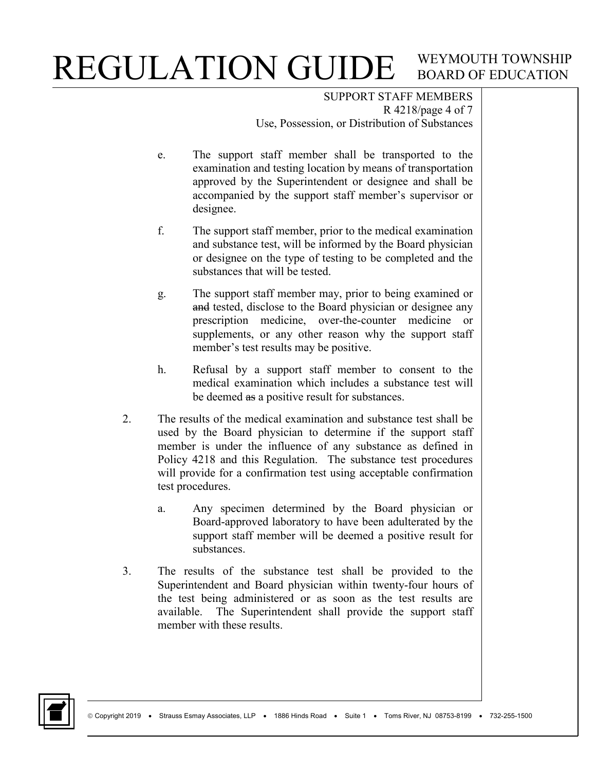e. The support staff member shall be transported to the examination and testing location by means of transportation approved by the Superintendent or designee and shall be accompanied by the support staff member's supervisor or designee.

f. The support staff member, prior to the medical examination and substance test, will be informed by the Board physician or designee on the type of testing to be completed and the substances that will be tested.

g. The support staff member may, prior to being examined or ~~and~~ tested, disclose to the Board physician or designee any prescription medicine, over-the-counter medicine or supplements, or any other reason why the support staff member's test results may be positive.

h. Refusal by a support staff member to consent to the medical examination which includes a substance test will be deemed ~~as~~ a positive result for substances.

2. The results of the medical examination and substance test shall be used by the Board physician to determine if the support staff member is under the influence of any substance as defined in Policy 4218 and this Regulation. The substance test procedures will provide for a confirmation test using acceptable confirmation test procedures.

   a. Any specimen determined by the Board physician or Board-approved laboratory to have been adulterated by the support staff member will be deemed a positive result for substances.

3. The results of the substance test shall be provided to the Superintendent and Board physician within twenty-four hours of the test being administered or as soon as the test results are available. The Superintendent shall provide the support staff member with these results.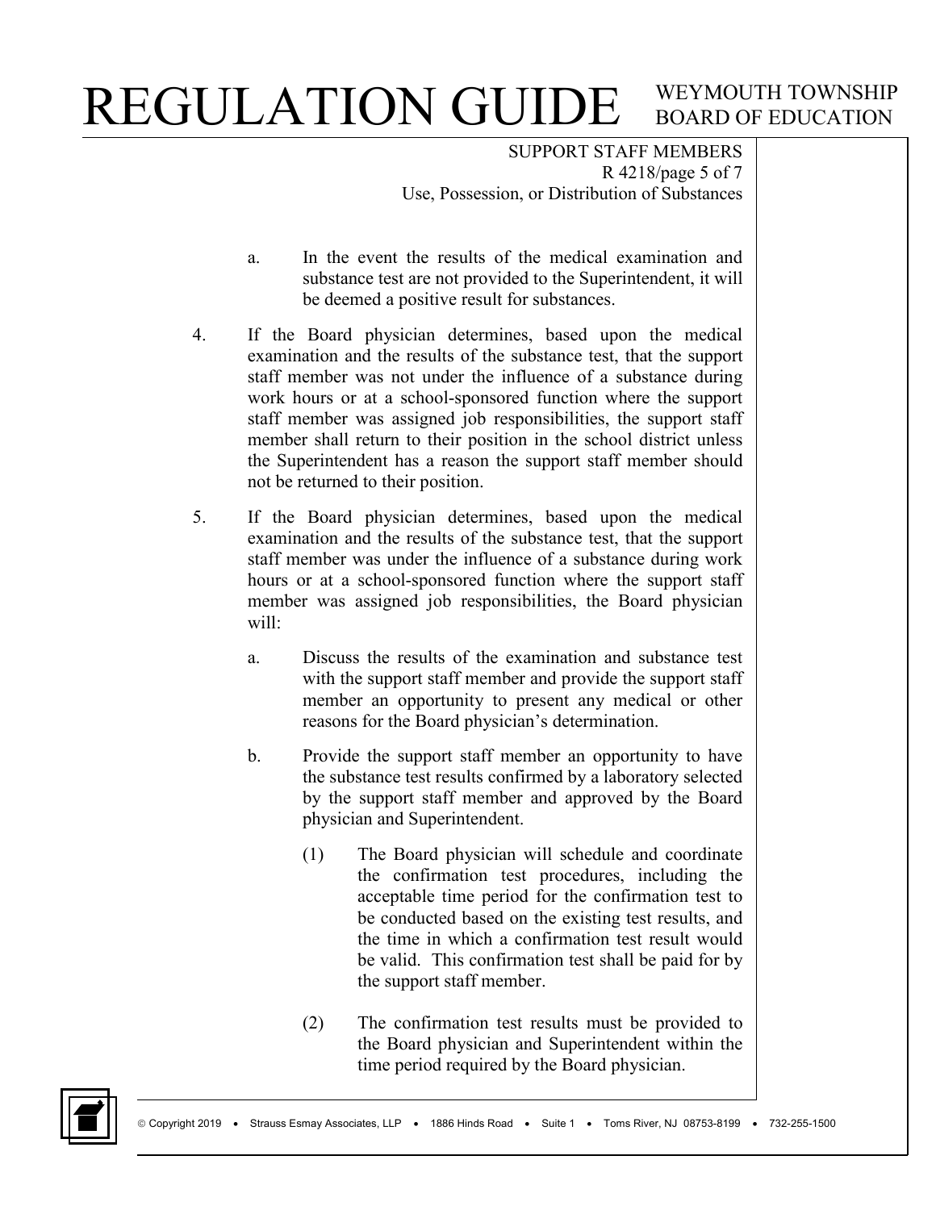a. In the event the results of the medical examination and substance test are not provided to the Superintendent, it will be deemed a positive result for substances.

4. If the Board physician determines, based upon the medical examination and the results of the substance test, that the support staff member was not under the influence of a substance during work hours or at a school-sponsored function where the support staff member was assigned job responsibilities, the support staff member shall return to their position in the school district unless the Superintendent has a reason the support staff member should not be returned to their position.

5. If the Board physician determines, based upon the medical examination and the results of the substance test, that the support staff member was under the influence of a substance during work hours or at a school-sponsored function where the support staff member was assigned job responsibilities, the Board physician will:

   a. Discuss the results of the examination and substance test with the support staff member and provide the support staff member an opportunity to present any medical or other reasons for the Board physician's determination.

   b. Provide the support staff member an opportunity to have the substance test results confirmed by a laboratory selected by the support staff member and approved by the Board physician and Superintendent.

      (1) The Board physician will schedule and coordinate the confirmation test procedures, including the acceptable time period for the confirmation test to be conducted based on the existing test results, and the time in which a confirmation test result would be valid. This confirmation test shall be paid for by the support staff member.

      (2) The confirmation test results must be provided to the Board physician and Superintendent within the time period required by the Board physician.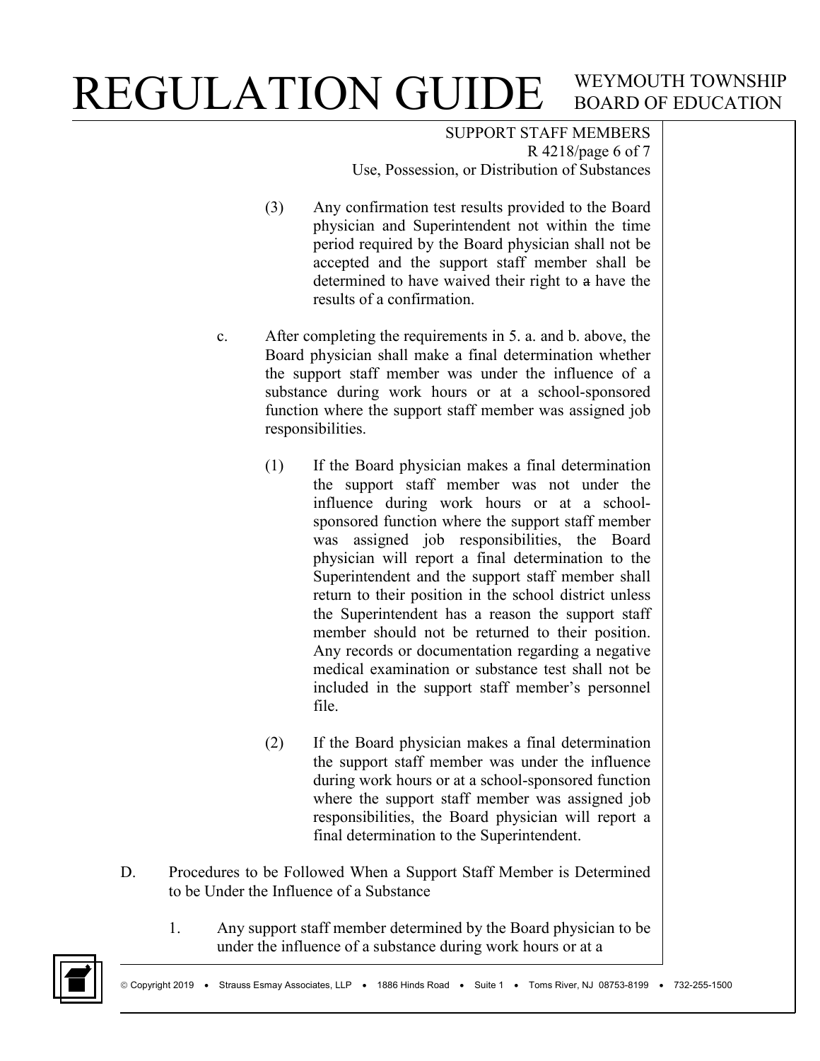(3) Any confirmation test results provided to the Board physician and Superintendent not within the time period required by the Board physician shall not be accepted and the support staff member shall be determined to have waived their right to ~~a~~ have the results of a confirmation.

c. After completing the requirements in 5. a. and b. above, the Board physician shall make a final determination whether the support staff member was under the influence of a substance during work hours or at a school-sponsored function where the support staff member was assigned job responsibilities.

(1) If the Board physician makes a final determination the support staff member was not under the influence during work hours or at a school-sponsored function where the support staff member was assigned job responsibilities, the Board physician will report a final determination to the Superintendent and the support staff member shall return to their position in the school district unless the Superintendent has a reason the support staff member should not be returned to their position. Any records or documentation regarding a negative medical examination or substance test shall not be included in the support staff member's personnel file.

(2) If the Board physician makes a final determination the support staff member was under the influence during work hours or at a school-sponsored function where the support staff member was assigned job responsibilities, the Board physician will report a final determination to the Superintendent.

D. Procedures to be Followed When a Support Staff Member is Determined to be Under the Influence of a Substance

1. Any support staff member determined by the Board physician to be under the influence of a substance during work hours or at a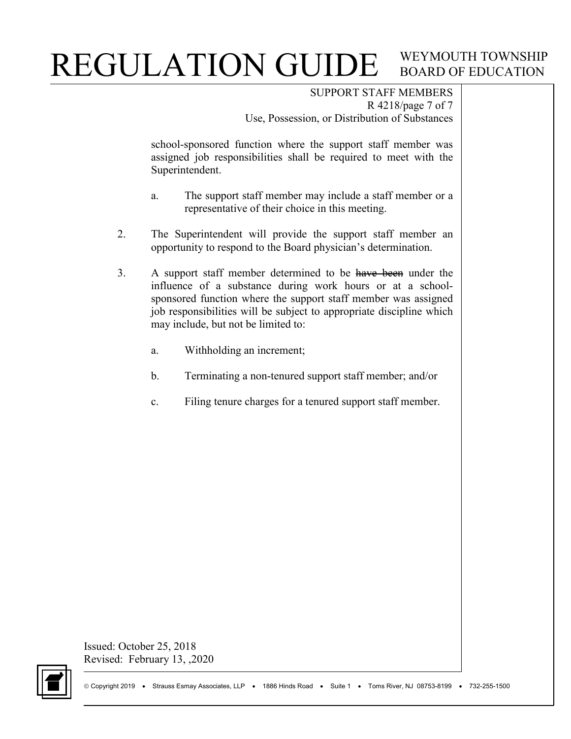school-sponsored function where the support staff member was assigned job responsibilities shall be required to meet with the Superintendent.

   a. The support staff member may include a staff member or a representative of their choice in this meeting.

2. The Superintendent will provide the support staff member an opportunity to respond to the Board physician's determination.

3. A support staff member determined to be ~~have been~~ under the influence of a substance during work hours or at a school-sponsored function where the support staff member was assigned job responsibilities will be subject to appropriate discipline which may include, but not be limited to:

   a. Withholding an increment;

   b. Terminating a non-tenured support staff member; and/or

   c. Filing tenure charges for a tenured support staff member.

Issued: October 25, 2018
Revised: February 13, ,2020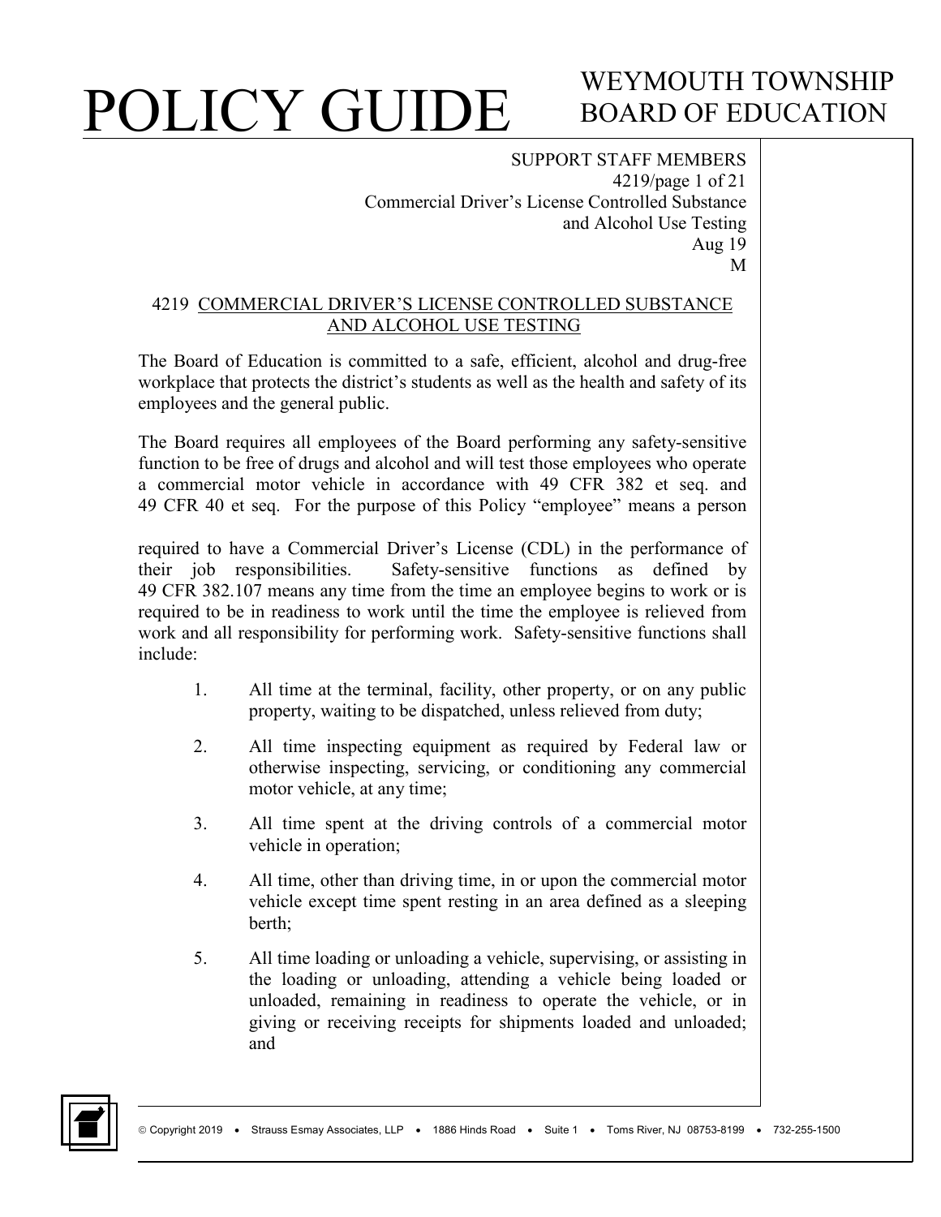# 4219 COMMERCIAL DRIVER'S LICENSE CONTROLLED SUBSTANCE AND ALCOHOL USE TESTING

The Board of Education is committed to a safe, efficient, alcohol and drug-free workplace that protects the district's students as well as the health and safety of its employees and the general public.

The Board requires all employees of the Board performing any safety-sensitive function to be free of drugs and alcohol and will test those employees who operate a commercial motor vehicle in accordance with 49 CFR 382 et seq. and 49 CFR 40 et seq. For the purpose of this Policy "employee" means a person required to have a Commercial Driver's License (CDL) in the performance of their job responsibilities. Safety-sensitive functions as defined by 49 CFR 382.107 means any time from the time an employee begins to work or is required to be in readiness to work until the time the employee is relieved from work and all responsibility for performing work. Safety-sensitive functions shall include:

1. All time at the terminal, facility, other property, or on any public property, waiting to be dispatched, unless relieved from duty;
2. All time inspecting equipment as required by Federal law or otherwise inspecting, servicing, or conditioning any commercial motor vehicle, at any time;
3. All time spent at the driving controls of a commercial motor vehicle in operation;
4. All time, other than driving time, in or upon the commercial motor vehicle except time spent resting in an area defined as a sleeping berth;
5. All time loading or unloading a vehicle, supervising, or assisting in the loading or unloading, attending a vehicle being loaded or unloaded, remaining in readiness to operate the vehicle, or in giving or receiving receipts for shipments loaded and unloaded; and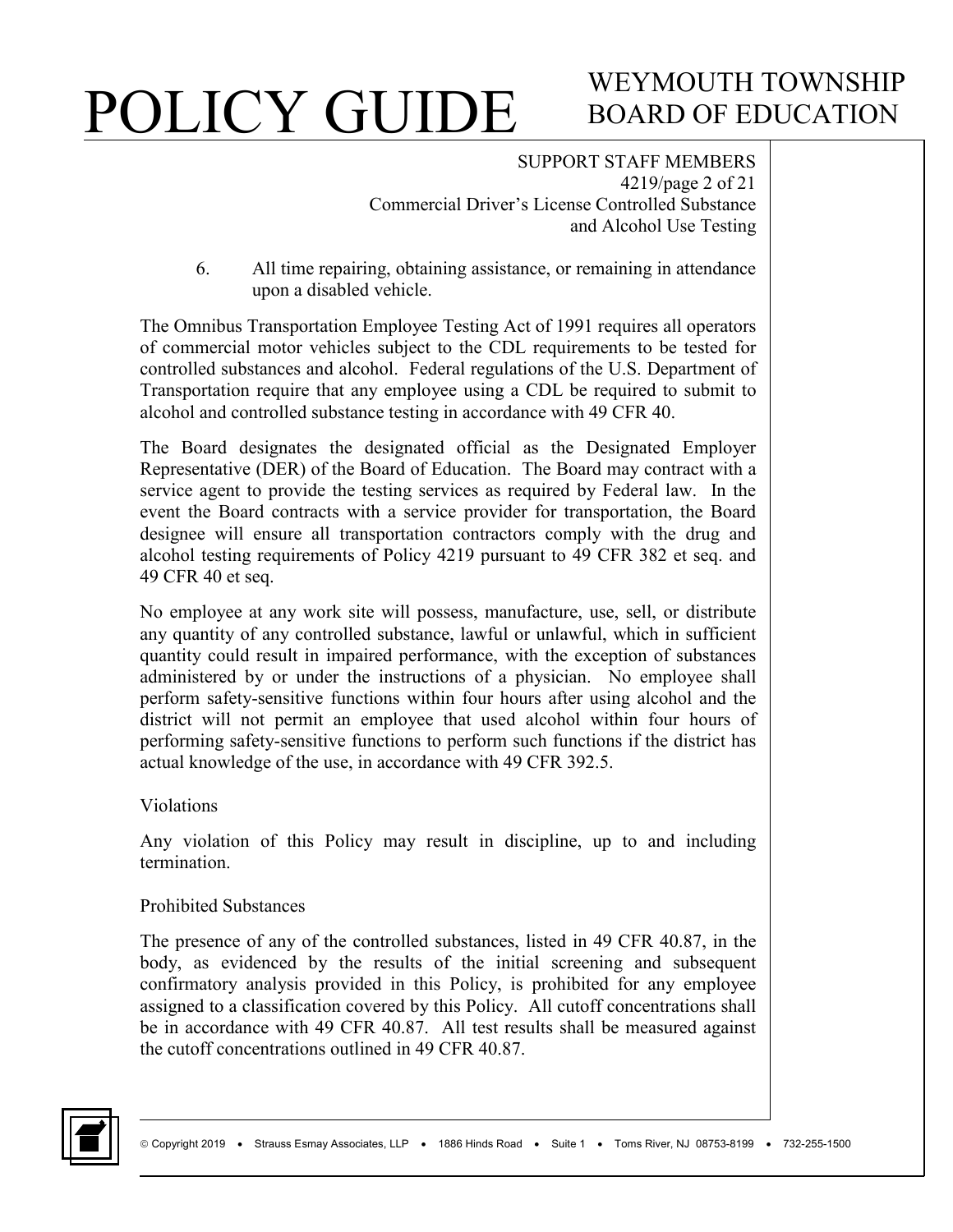6. All time repairing, obtaining assistance, or remaining in attendance upon a disabled vehicle.

The Omnibus Transportation Employee Testing Act of 1991 requires all operators of commercial motor vehicles subject to the CDL requirements to be tested for controlled substances and alcohol. Federal regulations of the U.S. Department of Transportation require that any employee using a CDL be required to submit to alcohol and controlled substance testing in accordance with 49 CFR 40.

The Board designates the designated official as the Designated Employer Representative (DER) of the Board of Education. The Board may contract with a service agent to provide the testing services as required by Federal law. In the event the Board contracts with a service provider for transportation, the Board designee will ensure all transportation contractors comply with the drug and alcohol testing requirements of Policy 4219 pursuant to 49 CFR 382 et seq. and 49 CFR 40 et seq.

No employee at any work site will possess, manufacture, use, sell, or distribute any quantity of any controlled substance, lawful or unlawful, which in sufficient quantity could result in impaired performance, with the exception of substances administered by or under the instructions of a physician. No employee shall perform safety-sensitive functions within four hours after using alcohol and the district will not permit an employee that used alcohol within four hours of performing safety-sensitive functions to perform such functions if the district has actual knowledge of the use, in accordance with 49 CFR 392.5.

Violations

Any violation of this Policy may result in discipline, up to and including termination.

Prohibited Substances

The presence of any of the controlled substances, listed in 49 CFR 40.87, in the body, as evidenced by the results of the initial screening and subsequent confirmatory analysis provided in this Policy, is prohibited for any employee assigned to a classification covered by this Policy. All cutoff concentrations shall be in accordance with 49 CFR 40.87. All test results shall be measured against the cutoff concentrations outlined in 49 CFR 40.87.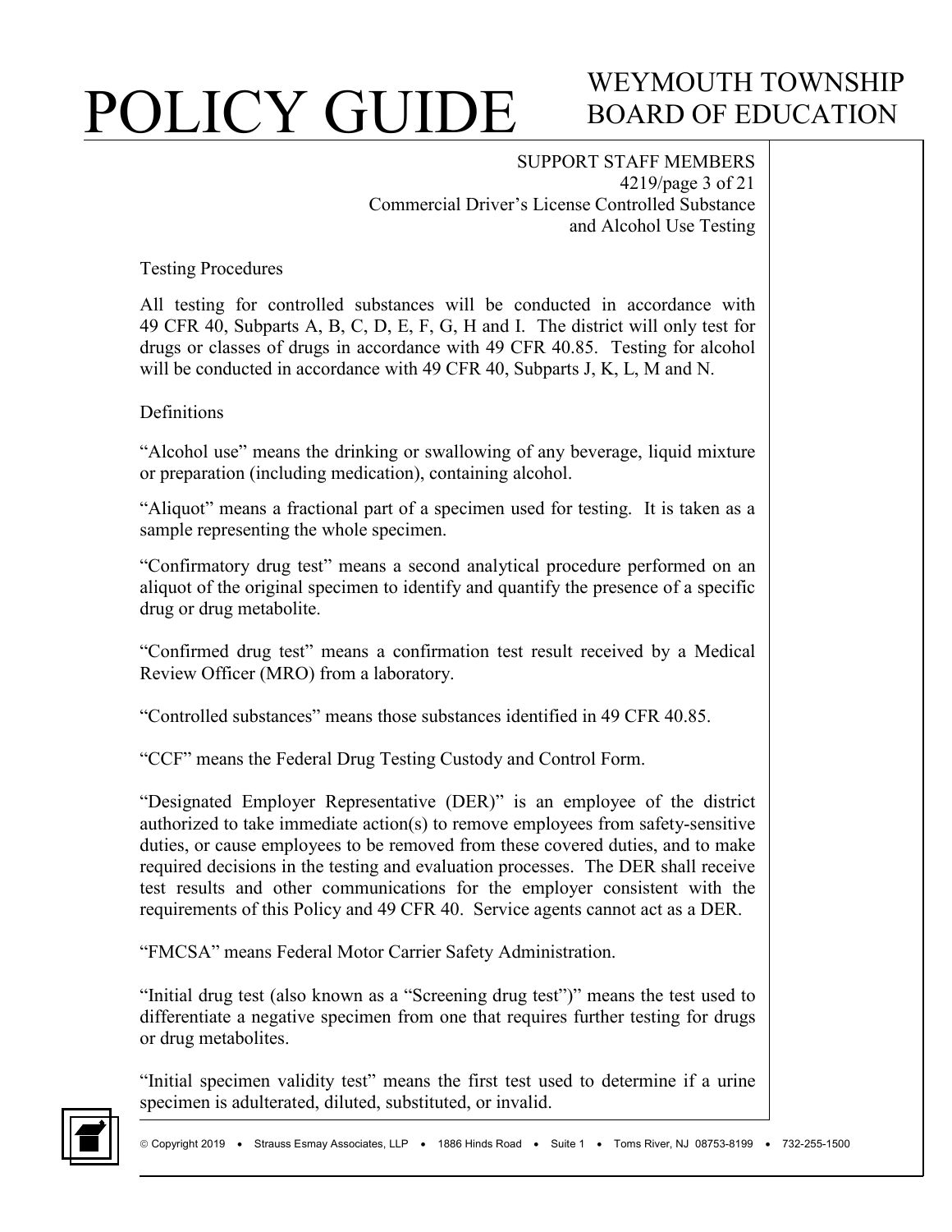Testing Procedures

All testing for controlled substances will be conducted in accordance with 49 CFR 40, Subparts A, B, C, D, E, F, G, H and I. The district will only test for drugs or classes of drugs in accordance with 49 CFR 40.85. Testing for alcohol will be conducted in accordance with 49 CFR 40, Subparts J, K, L, M and N.

Definitions

"Alcohol use" means the drinking or swallowing of any beverage, liquid mixture or preparation (including medication), containing alcohol.

"Aliquot" means a fractional part of a specimen used for testing. It is taken as a sample representing the whole specimen.

"Confirmatory drug test" means a second analytical procedure performed on an aliquot of the original specimen to identify and quantify the presence of a specific drug or drug metabolite.

"Confirmed drug test" means a confirmation test result received by a Medical Review Officer (MRO) from a laboratory.

"Controlled substances" means those substances identified in 49 CFR 40.85.

"CCF" means the Federal Drug Testing Custody and Control Form.

"Designated Employer Representative (DER)" is an employee of the district authorized to take immediate action(s) to remove employees from safety-sensitive duties, or cause employees to be removed from these covered duties, and to make required decisions in the testing and evaluation processes. The DER shall receive test results and other communications for the employer consistent with the requirements of this Policy and 49 CFR 40. Service agents cannot act as a DER.

"FMCSA" means Federal Motor Carrier Safety Administration.

"Initial drug test (also known as a "Screening drug test")" means the test used to differentiate a negative specimen from one that requires further testing for drugs or drug metabolites.

"Initial specimen validity test" means the first test used to determine if a urine specimen is adulterated, diluted, substituted, or invalid.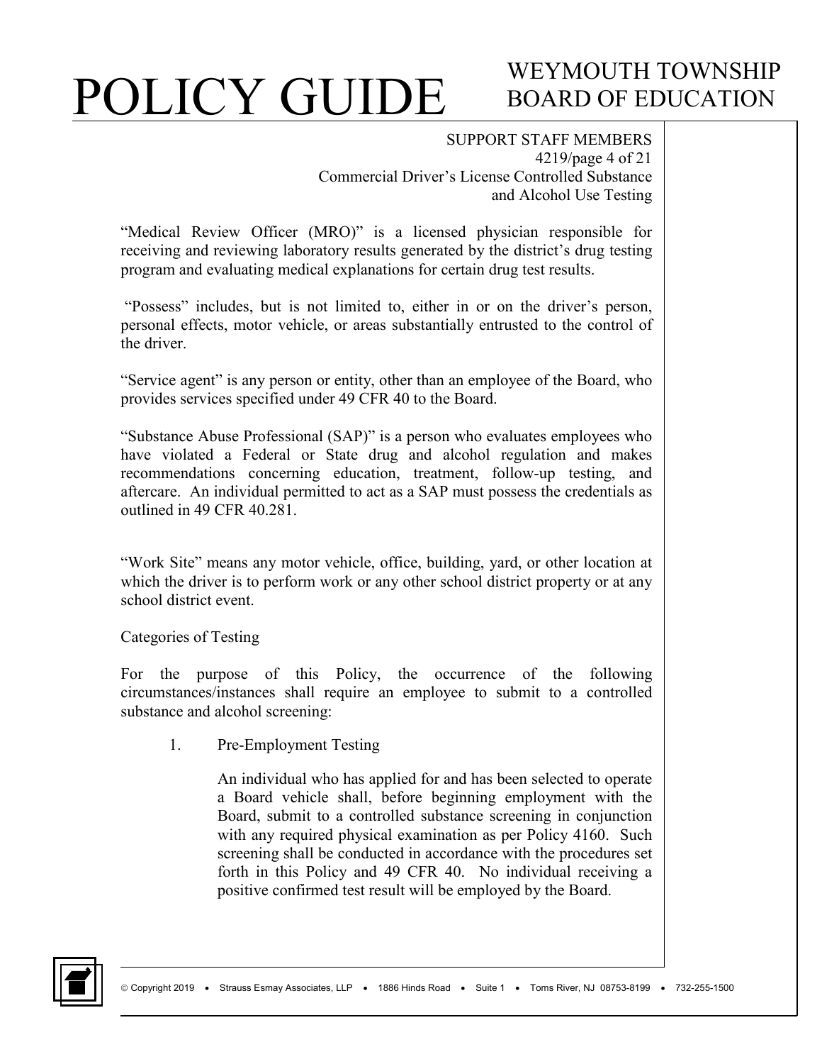"Medical Review Officer (MRO)" is a licensed physician responsible for receiving and reviewing laboratory results generated by the district's drug testing program and evaluating medical explanations for certain drug test results.

"Possess" includes, but is not limited to, either in or on the driver's person, personal effects, motor vehicle, or areas substantially entrusted to the control of the driver.

"Service agent" is any person or entity, other than an employee of the Board, who provides services specified under 49 CFR 40 to the Board.

"Substance Abuse Professional (SAP)" is a person who evaluates employees who have violated a Federal or State drug and alcohol regulation and makes recommendations concerning education, treatment, follow-up testing, and aftercare. An individual permitted to act as a SAP must possess the credentials as outlined in 49 CFR 40.281.

"Work Site" means any motor vehicle, office, building, yard, or other location at which the driver is to perform work or any other school district property or at any school district event.

Categories of Testing

For the purpose of this Policy, the occurrence of the following circumstances/instances shall require an employee to submit to a controlled substance and alcohol screening:

1. Pre-Employment Testing

   An individual who has applied for and has been selected to operate a Board vehicle shall, before beginning employment with the Board, submit to a controlled substance screening in conjunction with any required physical examination as per Policy 4160. Such screening shall be conducted in accordance with the procedures set forth in this Policy and 49 CFR 40. No individual receiving a positive confirmed test result will be employed by the Board.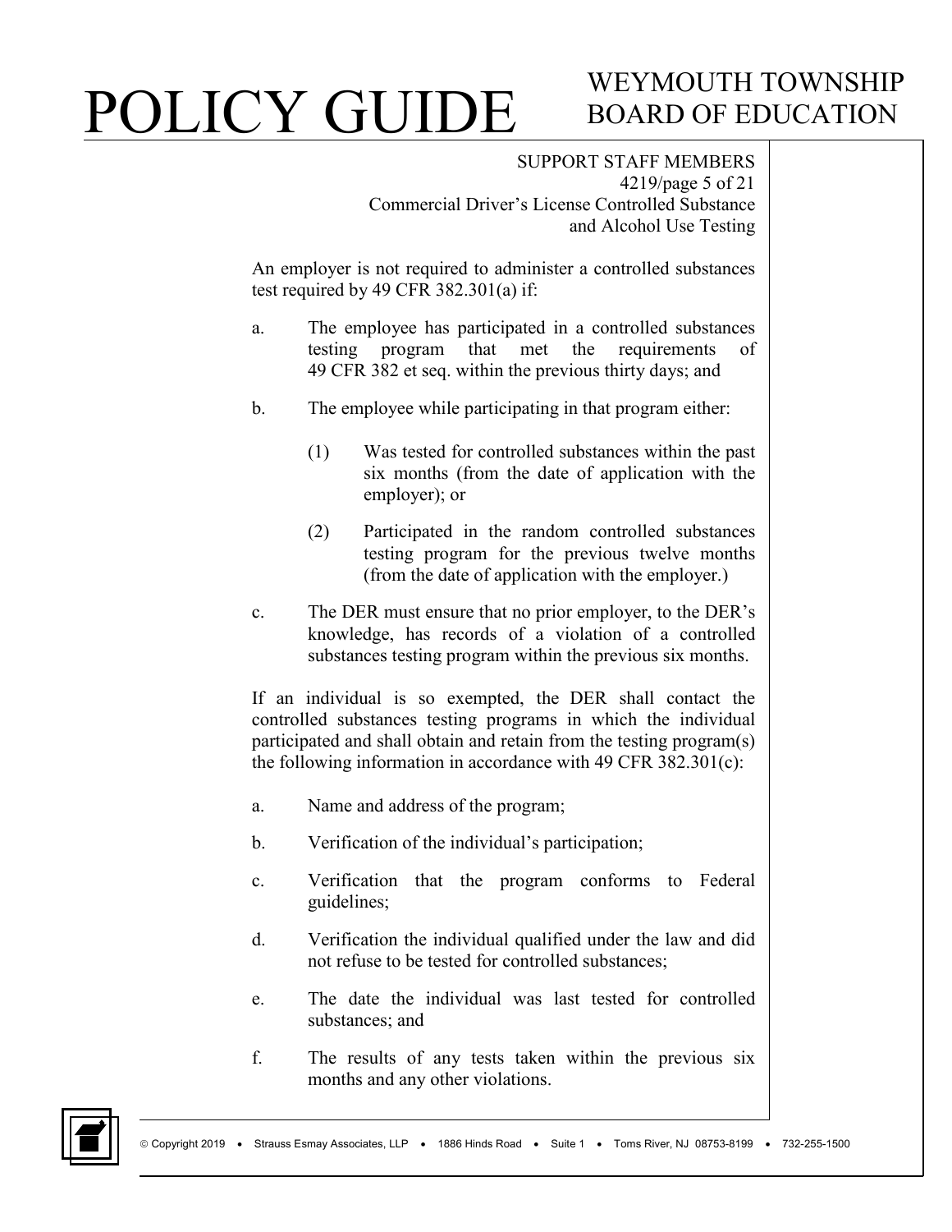An employer is not required to administer a controlled substances test required by 49 CFR 382.301(a) if:

a. The employee has participated in a controlled substances testing program that met the requirements of 49 CFR 382 et seq. within the previous thirty days; and

b. The employee while participating in that program either:

    (1) Was tested for controlled substances within the past six months (from the date of application with the employer); or

    (2) Participated in the random controlled substances testing program for the previous twelve months (from the date of application with the employer.)

c. The DER must ensure that no prior employer, to the DER's knowledge, has records of a violation of a controlled substances testing program within the previous six months.

If an individual is so exempted, the DER shall contact the controlled substances testing programs in which the individual participated and shall obtain and retain from the testing program(s) the following information in accordance with 49 CFR 382.301(c):

a. Name and address of the program;

b. Verification of the individual's participation;

c. Verification that the program conforms to Federal guidelines;

d. Verification the individual qualified under the law and did not refuse to be tested for controlled substances;

e. The date the individual was last tested for controlled substances; and

f. The results of any tests taken within the previous six months and any other violations.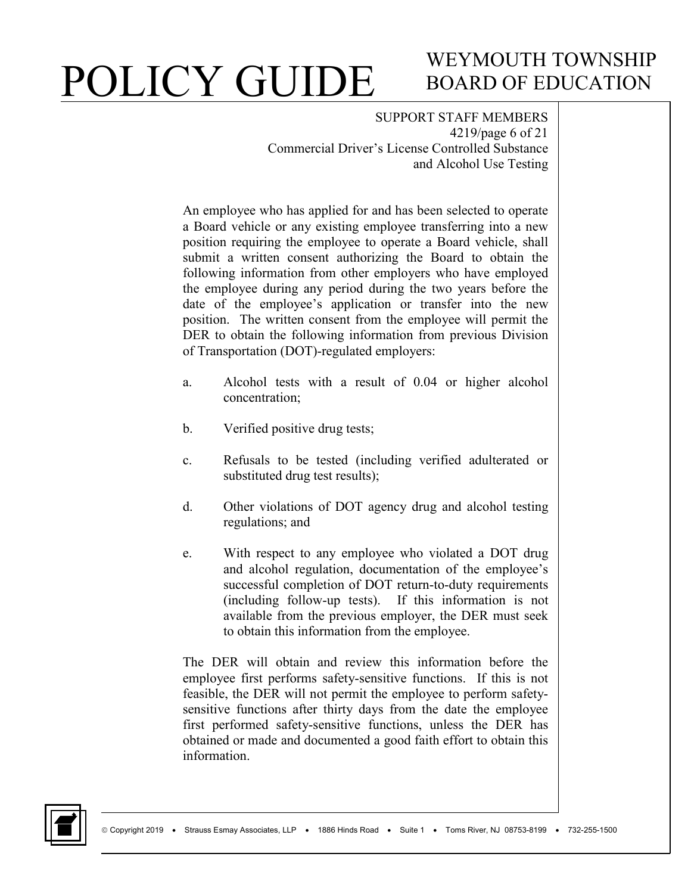An employee who has applied for and has been selected to operate a Board vehicle or any existing employee transferring into a new position requiring the employee to operate a Board vehicle, shall submit a written consent authorizing the Board to obtain the following information from other employers who have employed the employee during any period during the two years before the date of the employee's application or transfer into the new position. The written consent from the employee will permit the DER to obtain the following information from previous Division of Transportation (DOT)-regulated employers:

a. Alcohol tests with a result of 0.04 or higher alcohol concentration;

b. Verified positive drug tests;

c. Refusals to be tested (including verified adulterated or substituted drug test results);

d. Other violations of DOT agency drug and alcohol testing regulations; and

e. With respect to any employee who violated a DOT drug and alcohol regulation, documentation of the employee's successful completion of DOT return-to-duty requirements (including follow-up tests). If this information is not available from the previous employer, the DER must seek to obtain this information from the employee.

The DER will obtain and review this information before the employee first performs safety-sensitive functions. If this is not feasible, the DER will not permit the employee to perform safety-sensitive functions after thirty days from the date the employee first performed safety-sensitive functions, unless the DER has obtained or made and documented a good faith effort to obtain this information.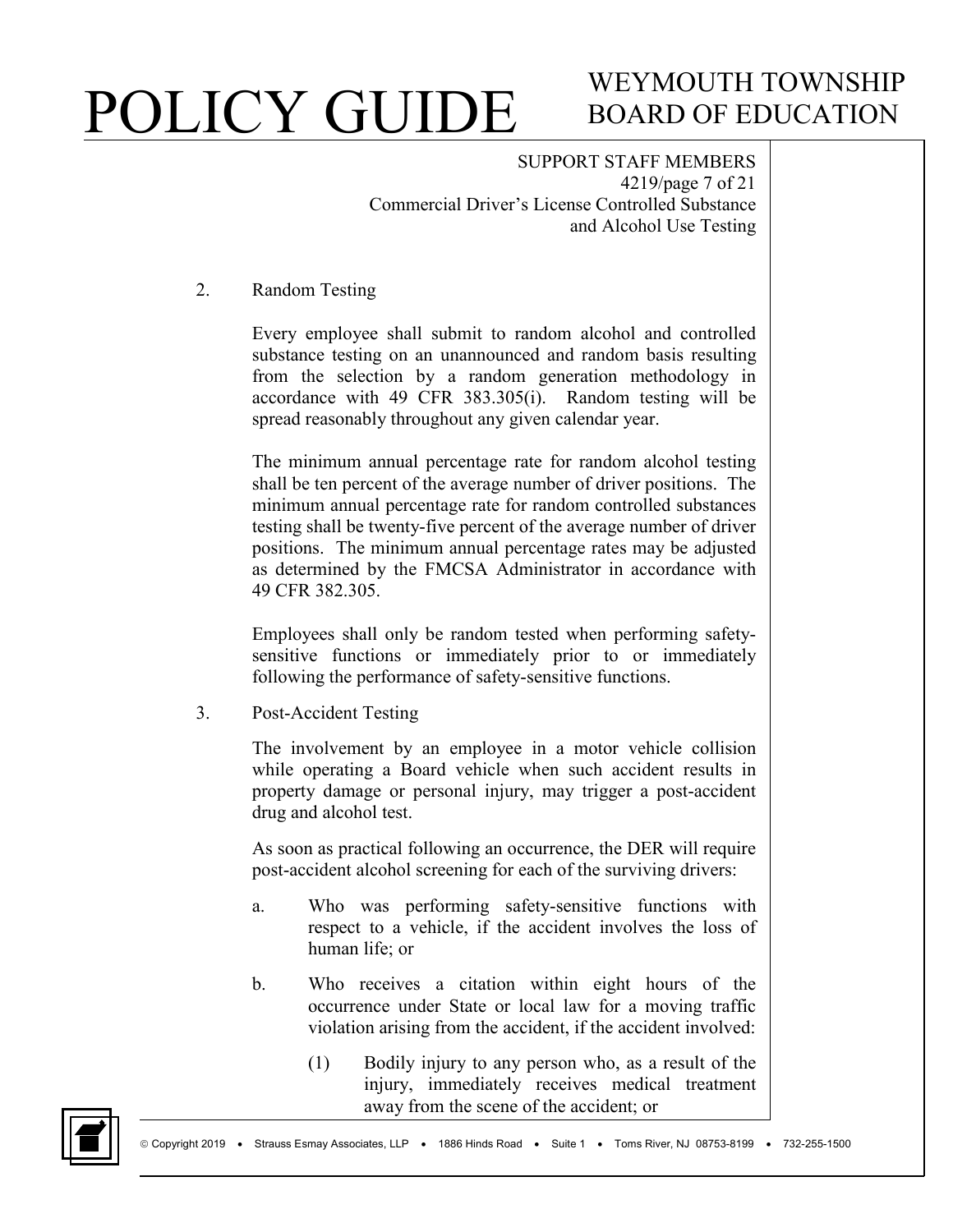2. Random Testing

   Every employee shall submit to random alcohol and controlled substance testing on an unannounced and random basis resulting from the selection by a random generation methodology in accordance with 49 CFR 383.305(i). Random testing will be spread reasonably throughout any given calendar year.

   The minimum annual percentage rate for random alcohol testing shall be ten percent of the average number of driver positions. The minimum annual percentage rate for random controlled substances testing shall be twenty-five percent of the average number of driver positions. The minimum annual percentage rates may be adjusted as determined by the FMCSA Administrator in accordance with 49 CFR 382.305.

   Employees shall only be random tested when performing safety-sensitive functions or immediately prior to or immediately following the performance of safety-sensitive functions.

3. Post-Accident Testing

   The involvement by an employee in a motor vehicle collision while operating a Board vehicle when such accident results in property damage or personal injury, may trigger a post-accident drug and alcohol test.

   As soon as practical following an occurrence, the DER will require post-accident alcohol screening for each of the surviving drivers:

   a. Who was performing safety-sensitive functions with respect to a vehicle, if the accident involves the loss of human life; or

   b. Who receives a citation within eight hours of the occurrence under State or local law for a moving traffic violation arising from the accident, if the accident involved:

      (1) Bodily injury to any person who, as a result of the injury, immediately receives medical treatment away from the scene of the accident; or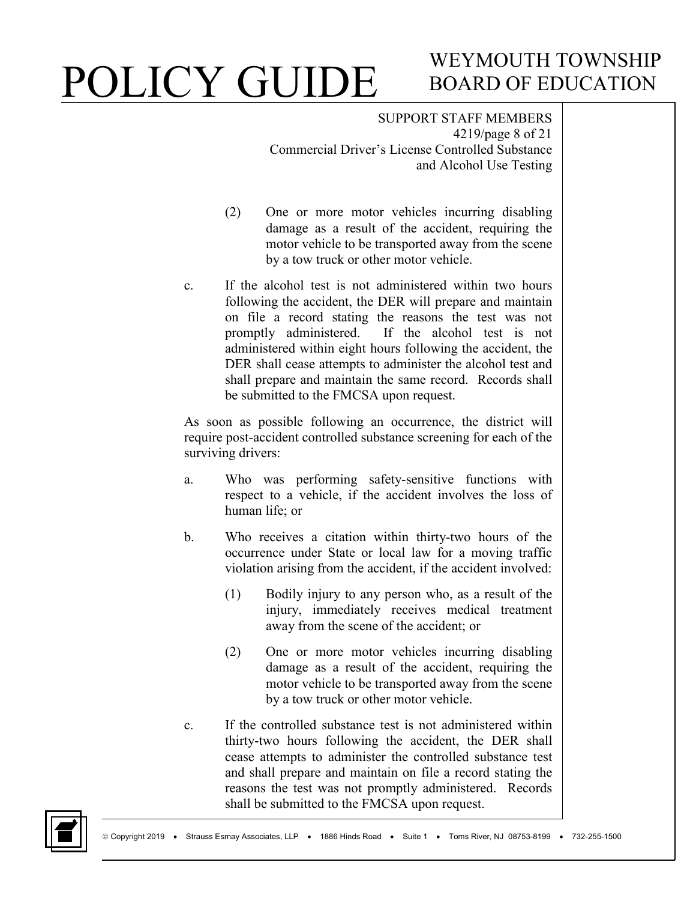(2) One or more motor vehicles incurring disabling damage as a result of the accident, requiring the motor vehicle to be transported away from the scene by a tow truck or other motor vehicle.

c. If the alcohol test is not administered within two hours following the accident, the DER will prepare and maintain on file a record stating the reasons the test was not promptly administered. If the alcohol test is not administered within eight hours following the accident, the DER shall cease attempts to administer the alcohol test and shall prepare and maintain the same record. Records shall be submitted to the FMCSA upon request.

As soon as possible following an occurrence, the district will require post-accident controlled substance screening for each of the surviving drivers:

a. Who was performing safety-sensitive functions with respect to a vehicle, if the accident involves the loss of human life; or

b. Who receives a citation within thirty-two hours of the occurrence under State or local law for a moving traffic violation arising from the accident, if the accident involved:

   (1) Bodily injury to any person who, as a result of the injury, immediately receives medical treatment away from the scene of the accident; or

   (2) One or more motor vehicles incurring disabling damage as a result of the accident, requiring the motor vehicle to be transported away from the scene by a tow truck or other motor vehicle.

c. If the controlled substance test is not administered within thirty-two hours following the accident, the DER shall cease attempts to administer the controlled substance test and shall prepare and maintain on file a record stating the reasons the test was not promptly administered. Records shall be submitted to the FMCSA upon request.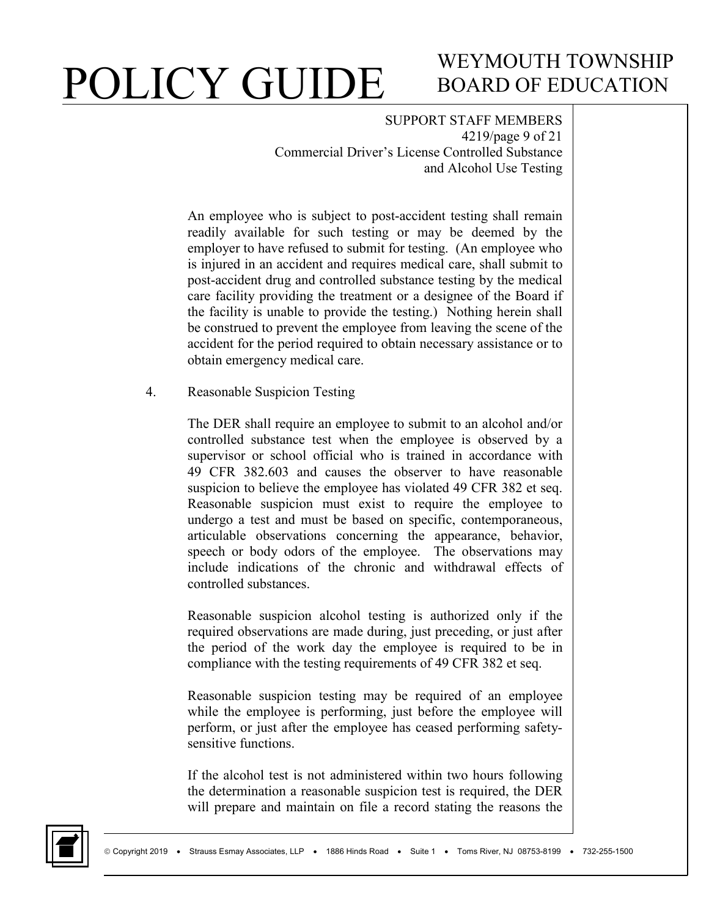An employee who is subject to post-accident testing shall remain readily available for such testing or may be deemed by the employer to have refused to submit for testing. (An employee who is injured in an accident and requires medical care, shall submit to post-accident drug and controlled substance testing by the medical care facility providing the treatment or a designee of the Board if the facility is unable to provide the testing.) Nothing herein shall be construed to prevent the employee from leaving the scene of the accident for the period required to obtain necessary assistance or to obtain emergency medical care.

4. Reasonable Suspicion Testing

The DER shall require an employee to submit to an alcohol and/or controlled substance test when the employee is observed by a supervisor or school official who is trained in accordance with 49 CFR 382.603 and causes the observer to have reasonable suspicion to believe the employee has violated 49 CFR 382 et seq. Reasonable suspicion must exist to require the employee to undergo a test and must be based on specific, contemporaneous, articulable observations concerning the appearance, behavior, speech or body odors of the employee. The observations may include indications of the chronic and withdrawal effects of controlled substances.

Reasonable suspicion alcohol testing is authorized only if the required observations are made during, just preceding, or just after the period of the work day the employee is required to be in compliance with the testing requirements of 49 CFR 382 et seq.

Reasonable suspicion testing may be required of an employee while the employee is performing, just before the employee will perform, or just after the employee has ceased performing safety-sensitive functions.

If the alcohol test is not administered within two hours following the determination a reasonable suspicion test is required, the DER will prepare and maintain on file a record stating the reasons the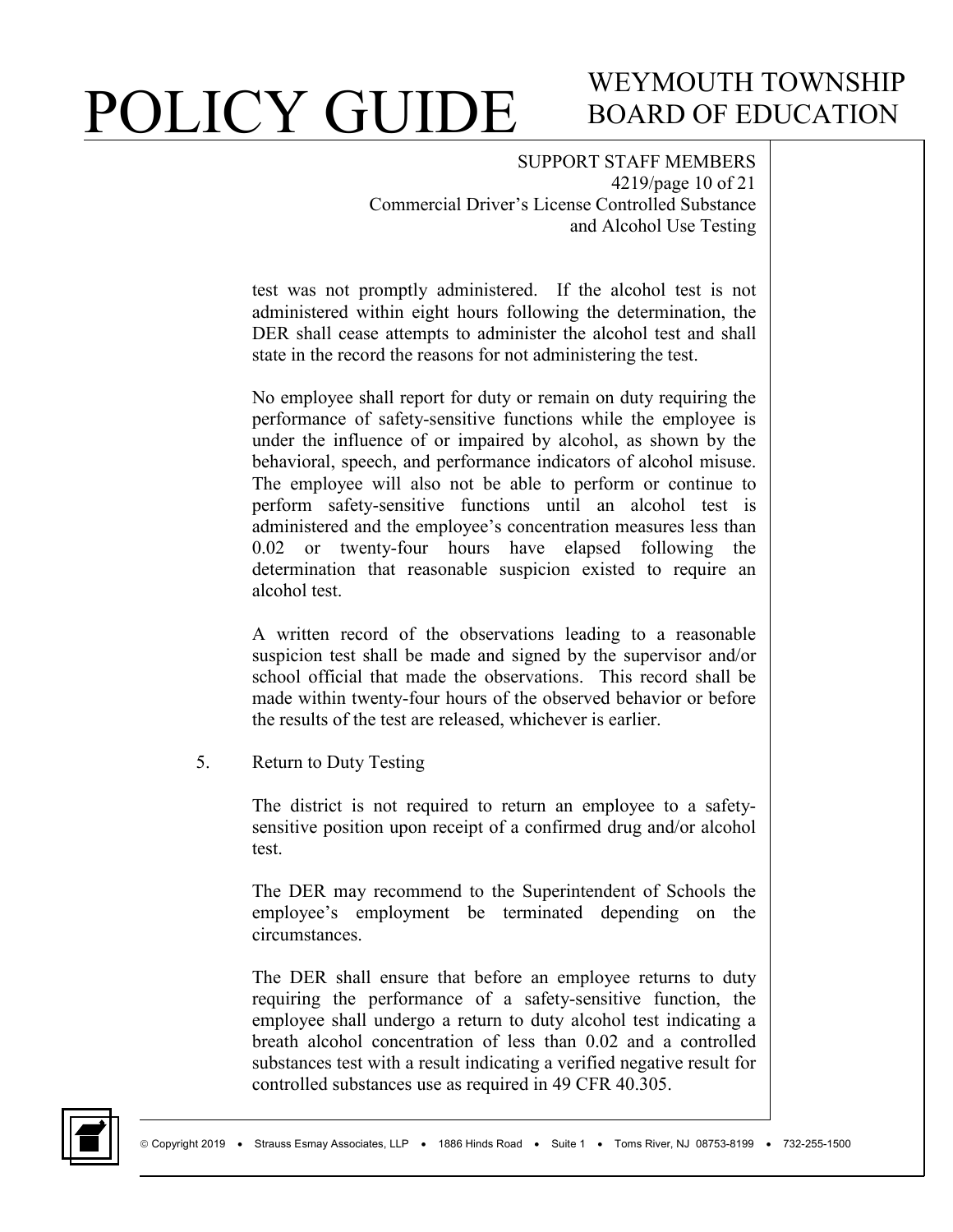test was not promptly administered. If the alcohol test is not administered within eight hours following the determination, the DER shall cease attempts to administer the alcohol test and shall state in the record the reasons for not administering the test.

No employee shall report for duty or remain on duty requiring the performance of safety-sensitive functions while the employee is under the influence of or impaired by alcohol, as shown by the behavioral, speech, and performance indicators of alcohol misuse. The employee will also not be able to perform or continue to perform safety-sensitive functions until an alcohol test is administered and the employee's concentration measures less than 0.02 or twenty-four hours have elapsed following the determination that reasonable suspicion existed to require an alcohol test.

A written record of the observations leading to a reasonable suspicion test shall be made and signed by the supervisor and/or school official that made the observations. This record shall be made within twenty-four hours of the observed behavior or before the results of the test are released, whichever is earlier.

5. Return to Duty Testing

The district is not required to return an employee to a safety-sensitive position upon receipt of a confirmed drug and/or alcohol test.

The DER may recommend to the Superintendent of Schools the employee's employment be terminated depending on the circumstances.

The DER shall ensure that before an employee returns to duty requiring the performance of a safety-sensitive function, the employee shall undergo a return to duty alcohol test indicating a breath alcohol concentration of less than 0.02 and a controlled substances test with a result indicating a verified negative result for controlled substances use as required in 49 CFR 40.305.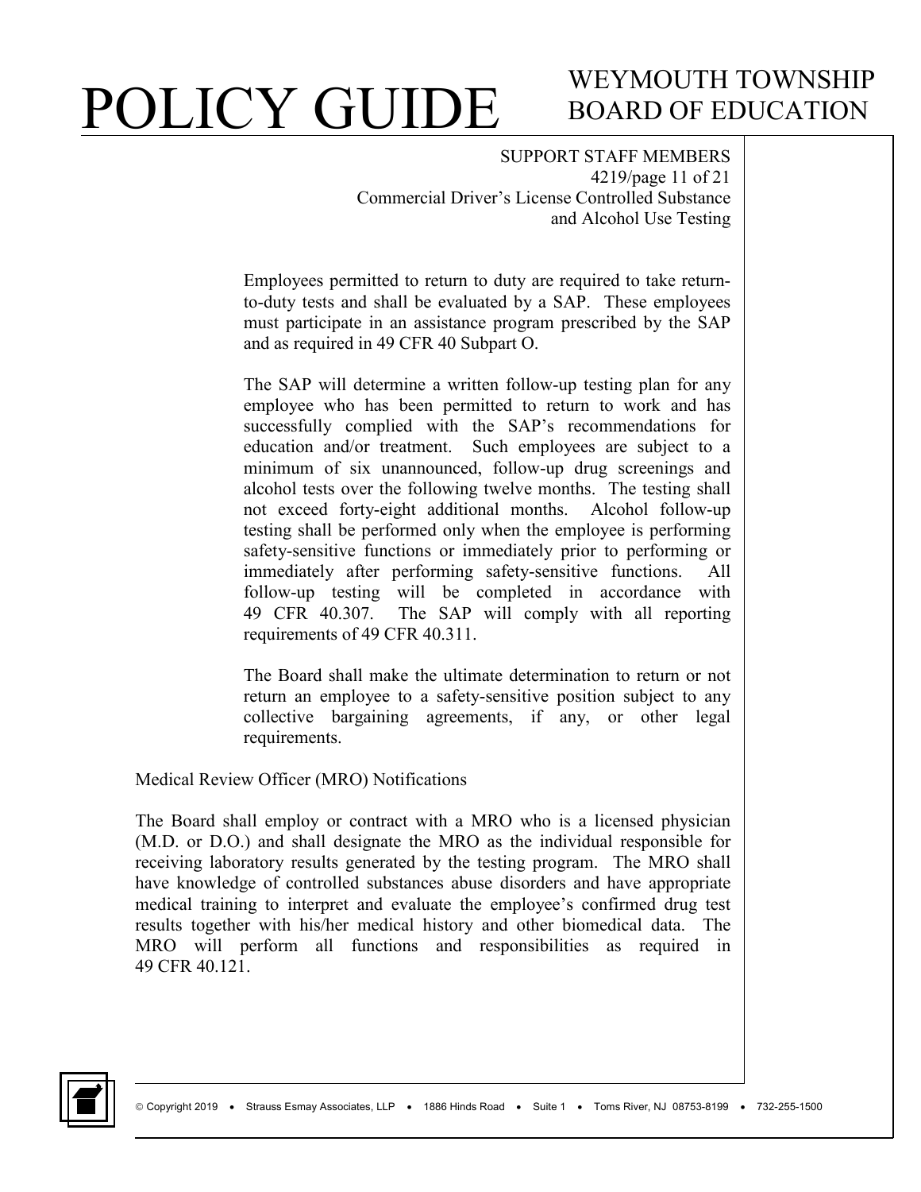Employees permitted to return to duty are required to take return-to-duty tests and shall be evaluated by a SAP. These employees must participate in an assistance program prescribed by the SAP and as required in 49 CFR 40 Subpart O.

The SAP will determine a written follow-up testing plan for any employee who has been permitted to return to work and has successfully complied with the SAP's recommendations for education and/or treatment. Such employees are subject to a minimum of six unannounced, follow-up drug screenings and alcohol tests over the following twelve months. The testing shall not exceed forty-eight additional months. Alcohol follow-up testing shall be performed only when the employee is performing safety-sensitive functions or immediately prior to performing or immediately after performing safety-sensitive functions. All follow-up testing will be completed in accordance with 49 CFR 40.307. The SAP will comply with all reporting requirements of 49 CFR 40.311.

The Board shall make the ultimate determination to return or not return an employee to a safety-sensitive position subject to any collective bargaining agreements, if any, or other legal requirements.

Medical Review Officer (MRO) Notifications

The Board shall employ or contract with a MRO who is a licensed physician (M.D. or D.O.) and shall designate the MRO as the individual responsible for receiving laboratory results generated by the testing program. The MRO shall have knowledge of controlled substances abuse disorders and have appropriate medical training to interpret and evaluate the employee's confirmed drug test results together with his/her medical history and other biomedical data. The MRO will perform all functions and responsibilities as required in 49 CFR 40.121.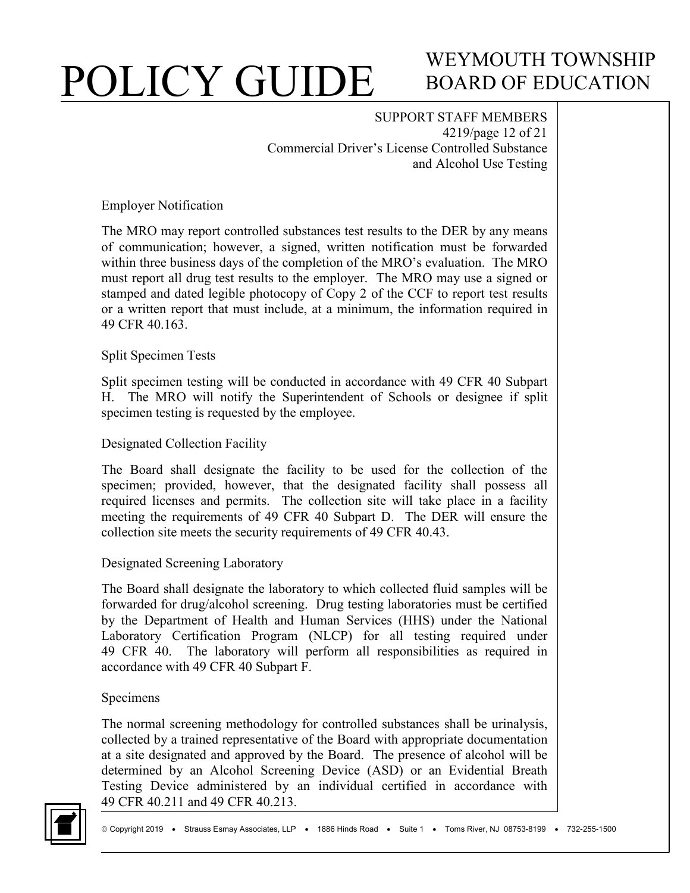### Employer Notification

The MRO may report controlled substances test results to the DER by any means of communication; however, a signed, written notification must be forwarded within three business days of the completion of the MRO's evaluation. The MRO must report all drug test results to the employer. The MRO may use a signed or stamped and dated legible photocopy of Copy 2 of the CCF to report test results or a written report that must include, at a minimum, the information required in 49 CFR 40.163.

### Split Specimen Tests

Split specimen testing will be conducted in accordance with 49 CFR 40 Subpart H. The MRO will notify the Superintendent of Schools or designee if split specimen testing is requested by the employee.

### Designated Collection Facility

The Board shall designate the facility to be used for the collection of the specimen; provided, however, that the designated facility shall possess all required licenses and permits. The collection site will take place in a facility meeting the requirements of 49 CFR 40 Subpart D. The DER will ensure the collection site meets the security requirements of 49 CFR 40.43.

### Designated Screening Laboratory

The Board shall designate the laboratory to which collected fluid samples will be forwarded for drug/alcohol screening. Drug testing laboratories must be certified by the Department of Health and Human Services (HHS) under the National Laboratory Certification Program (NLCP) for all testing required under 49 CFR 40. The laboratory will perform all responsibilities as required in accordance with 49 CFR 40 Subpart F.

### Specimens

The normal screening methodology for controlled substances shall be urinalysis, collected by a trained representative of the Board with appropriate documentation at a site designated and approved by the Board. The presence of alcohol will be determined by an Alcohol Screening Device (ASD) or an Evidential Breath Testing Device administered by an individual certified in accordance with 49 CFR 40.211 and 49 CFR 40.213.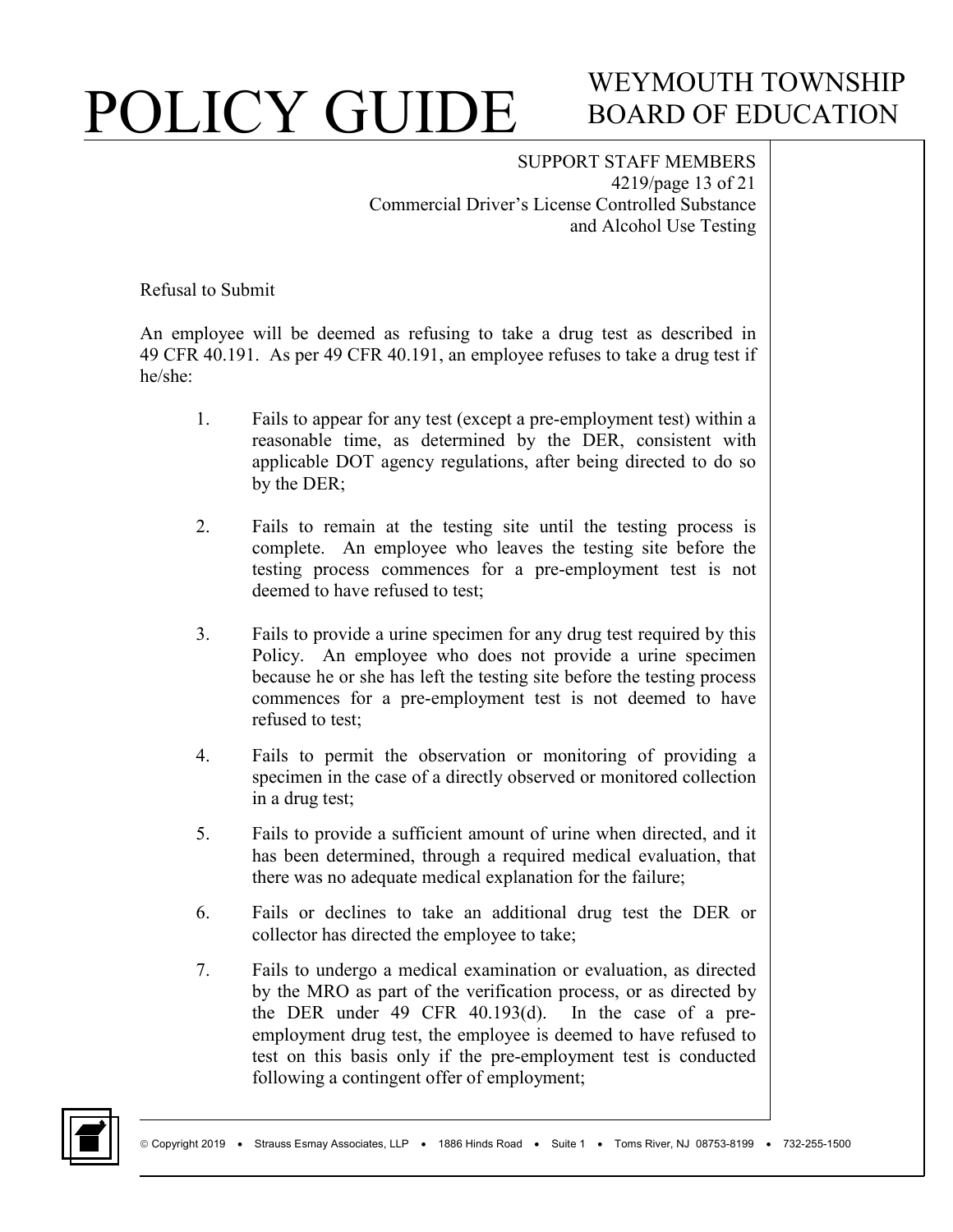Refusal to Submit

An employee will be deemed as refusing to take a drug test as described in 49 CFR 40.191. As per 49 CFR 40.191, an employee refuses to take a drug test if he/she:

1. Fails to appear for any test (except a pre-employment test) within a reasonable time, as determined by the DER, consistent with applicable DOT agency regulations, after being directed to do so by the DER;

2. Fails to remain at the testing site until the testing process is complete. An employee who leaves the testing site before the testing process commences for a pre-employment test is not deemed to have refused to test;

3. Fails to provide a urine specimen for any drug test required by this Policy. An employee who does not provide a urine specimen because he or she has left the testing site before the testing process commences for a pre-employment test is not deemed to have refused to test;

4. Fails to permit the observation or monitoring of providing a specimen in the case of a directly observed or monitored collection in a drug test;

5. Fails to provide a sufficient amount of urine when directed, and it has been determined, through a required medical evaluation, that there was no adequate medical explanation for the failure;

6. Fails or declines to take an additional drug test the DER or collector has directed the employee to take;

7. Fails to undergo a medical examination or evaluation, as directed by the MRO as part of the verification process, or as directed by the DER under 49 CFR 40.193(d). In the case of a pre-employment drug test, the employee is deemed to have refused to test on this basis only if the pre-employment test is conducted following a contingent offer of employment;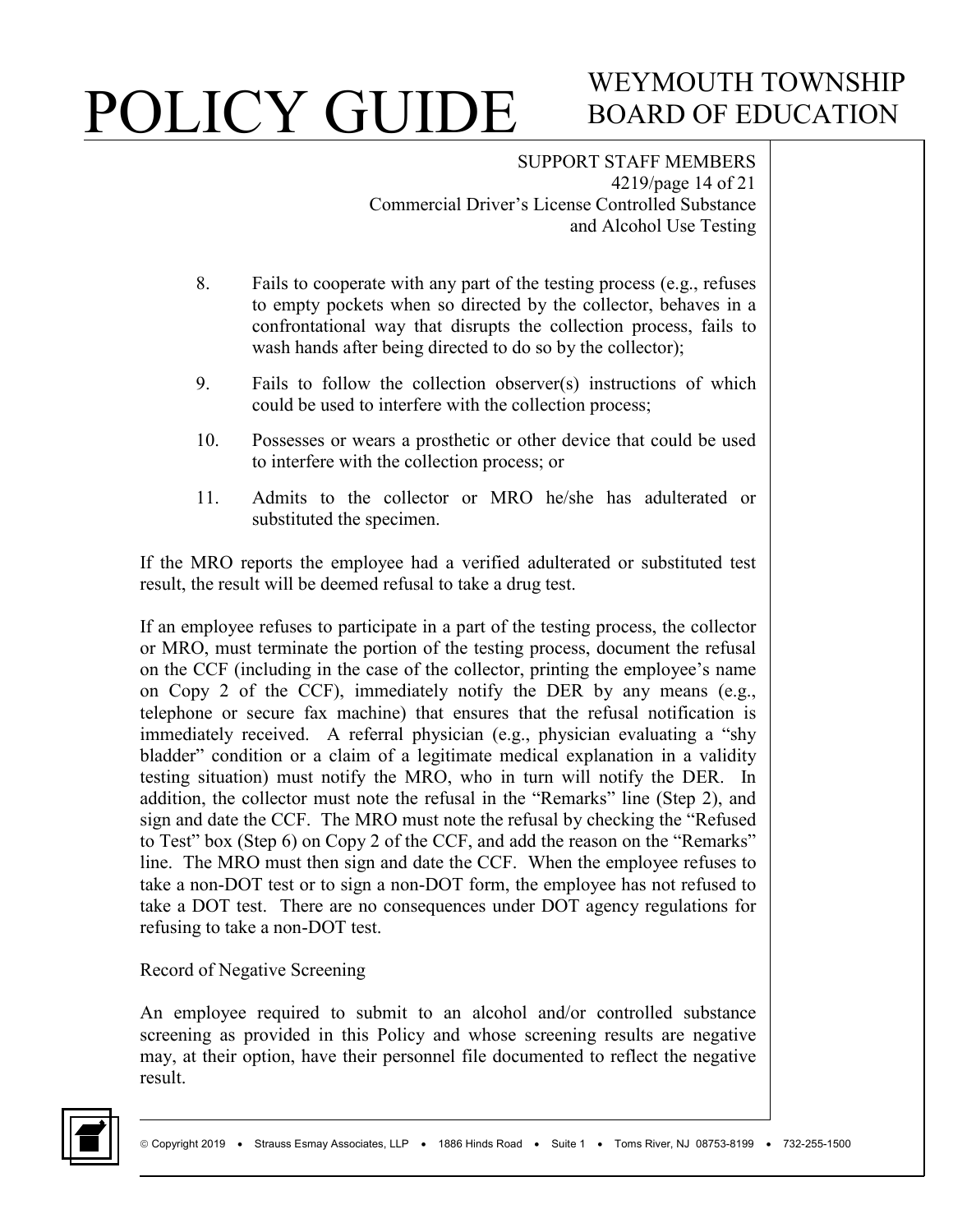8. Fails to cooperate with any part of the testing process (e.g., refuses to empty pockets when so directed by the collector, behaves in a confrontational way that disrupts the collection process, fails to wash hands after being directed to do so by the collector);

9. Fails to follow the collection observer(s) instructions of which could be used to interfere with the collection process;

10. Possesses or wears a prosthetic or other device that could be used to interfere with the collection process; or

11. Admits to the collector or MRO he/she has adulterated or substituted the specimen.

If the MRO reports the employee had a verified adulterated or substituted test result, the result will be deemed refusal to take a drug test.

If an employee refuses to participate in a part of the testing process, the collector or MRO, must terminate the portion of the testing process, document the refusal on the CCF (including in the case of the collector, printing the employee's name on Copy 2 of the CCF), immediately notify the DER by any means (e.g., telephone or secure fax machine) that ensures that the refusal notification is immediately received. A referral physician (e.g., physician evaluating a "shy bladder" condition or a claim of a legitimate medical explanation in a validity testing situation) must notify the MRO, who in turn will notify the DER. In addition, the collector must note the refusal in the "Remarks" line (Step 2), and sign and date the CCF. The MRO must note the refusal by checking the "Refused to Test" box (Step 6) on Copy 2 of the CCF, and add the reason on the "Remarks" line. The MRO must then sign and date the CCF. When the employee refuses to take a non-DOT test or to sign a non-DOT form, the employee has not refused to take a DOT test. There are no consequences under DOT agency regulations for refusing to take a non-DOT test.

Record of Negative Screening

An employee required to submit to an alcohol and/or controlled substance screening as provided in this Policy and whose screening results are negative may, at their option, have their personnel file documented to reflect the negative result.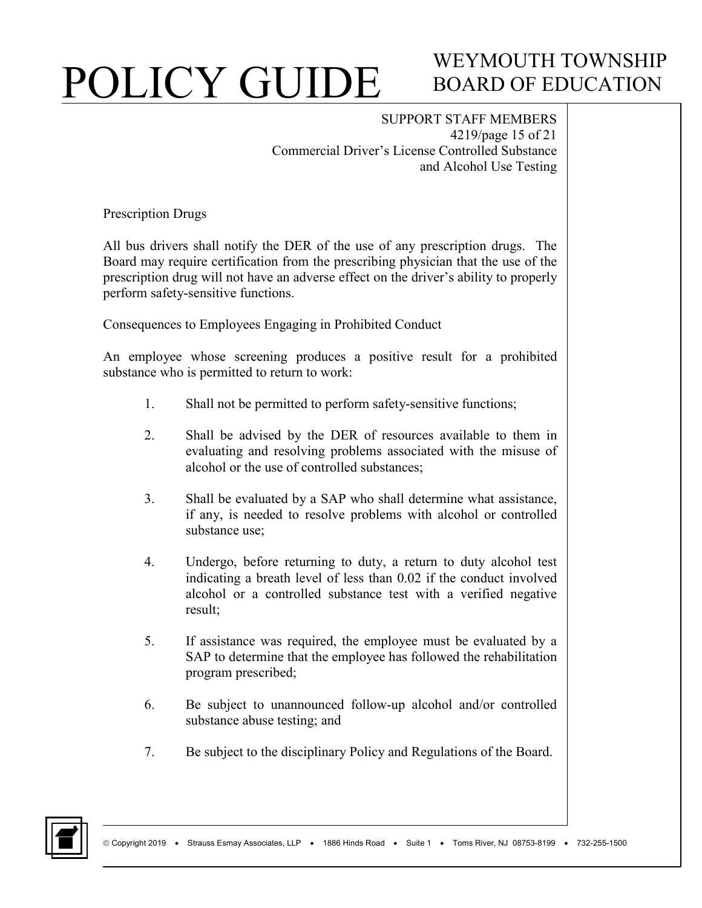Prescription Drugs

All bus drivers shall notify the DER of the use of any prescription drugs. The Board may require certification from the prescribing physician that the use of the prescription drug will not have an adverse effect on the driver's ability to properly perform safety-sensitive functions.

Consequences to Employees Engaging in Prohibited Conduct

An employee whose screening produces a positive result for a prohibited substance who is permitted to return to work:

1. Shall not be permitted to perform safety-sensitive functions;

2. Shall be advised by the DER of resources available to them in evaluating and resolving problems associated with the misuse of alcohol or the use of controlled substances;

3. Shall be evaluated by a SAP who shall determine what assistance, if any, is needed to resolve problems with alcohol or controlled substance use;

4. Undergo, before returning to duty, a return to duty alcohol test indicating a breath level of less than 0.02 if the conduct involved alcohol or a controlled substance test with a verified negative result;

5. If assistance was required, the employee must be evaluated by a SAP to determine that the employee has followed the rehabilitation program prescribed;

6. Be subject to unannounced follow-up alcohol and/or controlled substance abuse testing; and

7. Be subject to the disciplinary Policy and Regulations of the Board.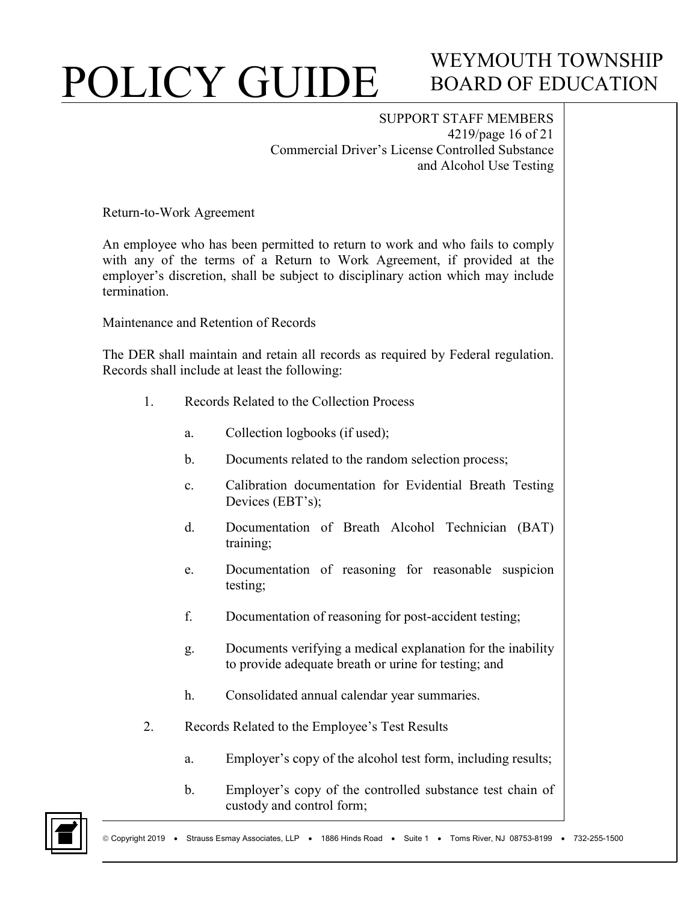Return-to-Work Agreement

An employee who has been permitted to return to work and who fails to comply with any of the terms of a Return to Work Agreement, if provided at the employer's discretion, shall be subject to disciplinary action which may include termination.

Maintenance and Retention of Records

The DER shall maintain and retain all records as required by Federal regulation. Records shall include at least the following:

1. Records Related to the Collection Process

   a. Collection logbooks (if used);

   b. Documents related to the random selection process;

   c. Calibration documentation for Evidential Breath Testing Devices (EBT's);

   d. Documentation of Breath Alcohol Technician (BAT) training;

   e. Documentation of reasoning for reasonable suspicion testing;

   f. Documentation of reasoning for post-accident testing;

   g. Documents verifying a medical explanation for the inability to provide adequate breath or urine for testing; and

   h. Consolidated annual calendar year summaries.

2. Records Related to the Employee's Test Results

   a. Employer's copy of the alcohol test form, including results;

   b. Employer's copy of the controlled substance test chain of custody and control form;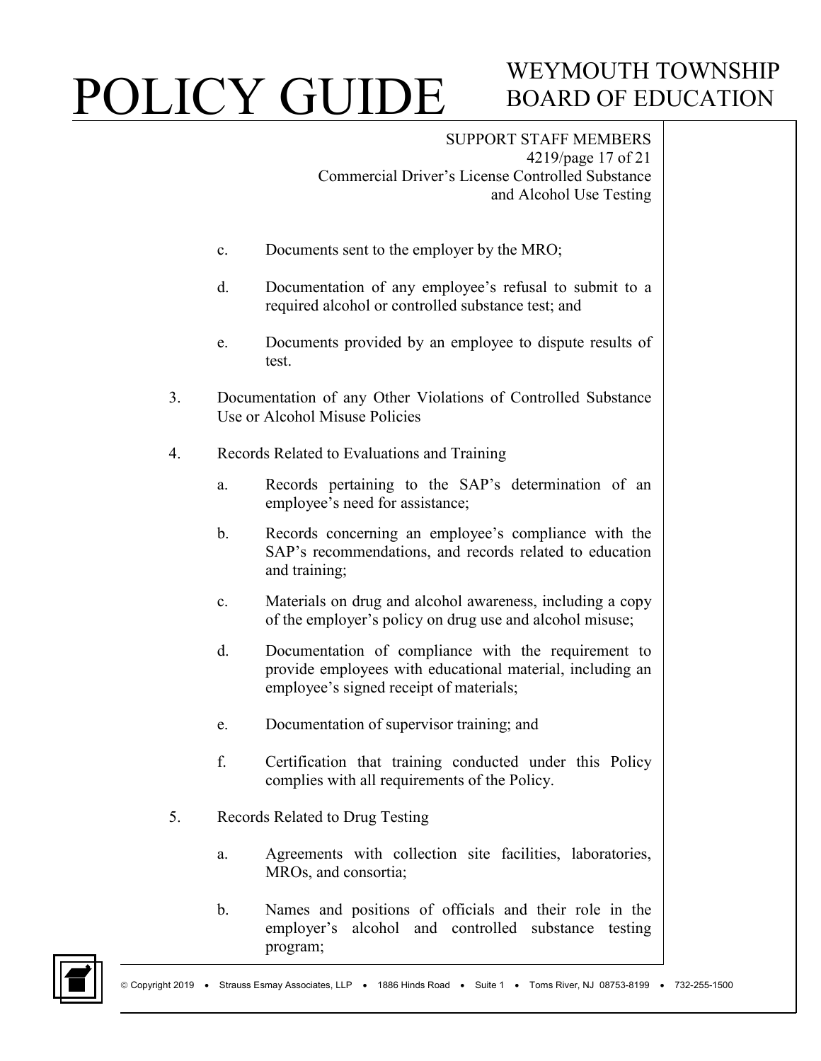c. Documents sent to the employer by the MRO;

d. Documentation of any employee's refusal to submit to a required alcohol or controlled substance test; and

e. Documents provided by an employee to dispute results of test.

3. Documentation of any Other Violations of Controlled Substance Use or Alcohol Misuse Policies

4. Records Related to Evaluations and Training

   a. Records pertaining to the SAP's determination of an employee's need for assistance;

   b. Records concerning an employee's compliance with the SAP's recommendations, and records related to education and training;

   c. Materials on drug and alcohol awareness, including a copy of the employer's policy on drug use and alcohol misuse;

   d. Documentation of compliance with the requirement to provide employees with educational material, including an employee's signed receipt of materials;

   e. Documentation of supervisor training; and

   f. Certification that training conducted under this Policy complies with all requirements of the Policy.

5. Records Related to Drug Testing

   a. Agreements with collection site facilities, laboratories, MROs, and consortia;

   b. Names and positions of officials and their role in the employer's alcohol and controlled substance testing program;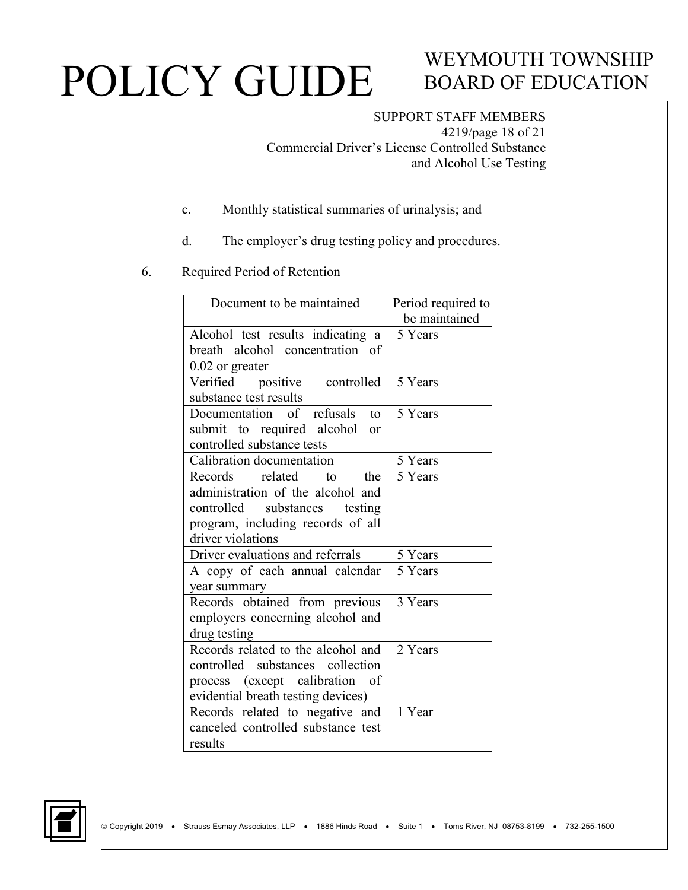c. Monthly statistical summaries of urinalysis; and

d. The employer's drug testing policy and procedures.

6. Required Period of Retention

| Document to be maintained | Period required to be maintained |
|---|---|
| Alcohol test results indicating a breath alcohol concentration of 0.02 or greater | 5 Years |
| Verified positive controlled substance test results | 5 Years |
| Documentation of refusals to submit to required alcohol or controlled substance tests | 5 Years |
| Calibration documentation | 5 Years |
| Records related to the administration of the alcohol and controlled substances testing program, including records of all driver violations | 5 Years |
| Driver evaluations and referrals | 5 Years |
| A copy of each annual calendar year summary | 5 Years |
| Records obtained from previous employers concerning alcohol and drug testing | 3 Years |
| Records related to the alcohol and controlled substances collection process (except calibration of evidential breath testing devices) | 2 Years |
| Records related to negative and canceled controlled substance test results | 1 Year |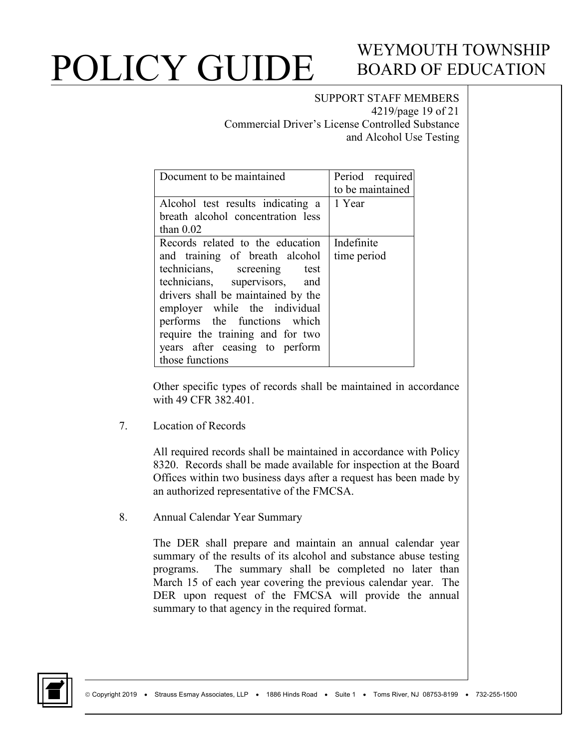| Document to be maintained | Period required to be maintained |
|---|---|
| Alcohol test results indicating a breath alcohol concentration less than 0.02 | 1 Year |
| Records related to the education and training of breath alcohol technicians, screening test technicians, supervisors, and drivers shall be maintained by the employer while the individual performs the functions which require the training and for two years after ceasing to perform those functions | Indefinite time period |

Other specific types of records shall be maintained in accordance with 49 CFR 382.401.

7. Location of Records

   All required records shall be maintained in accordance with Policy 8320. Records shall be made available for inspection at the Board Offices within two business days after a request has been made by an authorized representative of the FMCSA.

8. Annual Calendar Year Summary

   The DER shall prepare and maintain an annual calendar year summary of the results of its alcohol and substance abuse testing programs. The summary shall be completed no later than March 15 of each year covering the previous calendar year. The DER upon request of the FMCSA will provide the annual summary to that agency in the required format.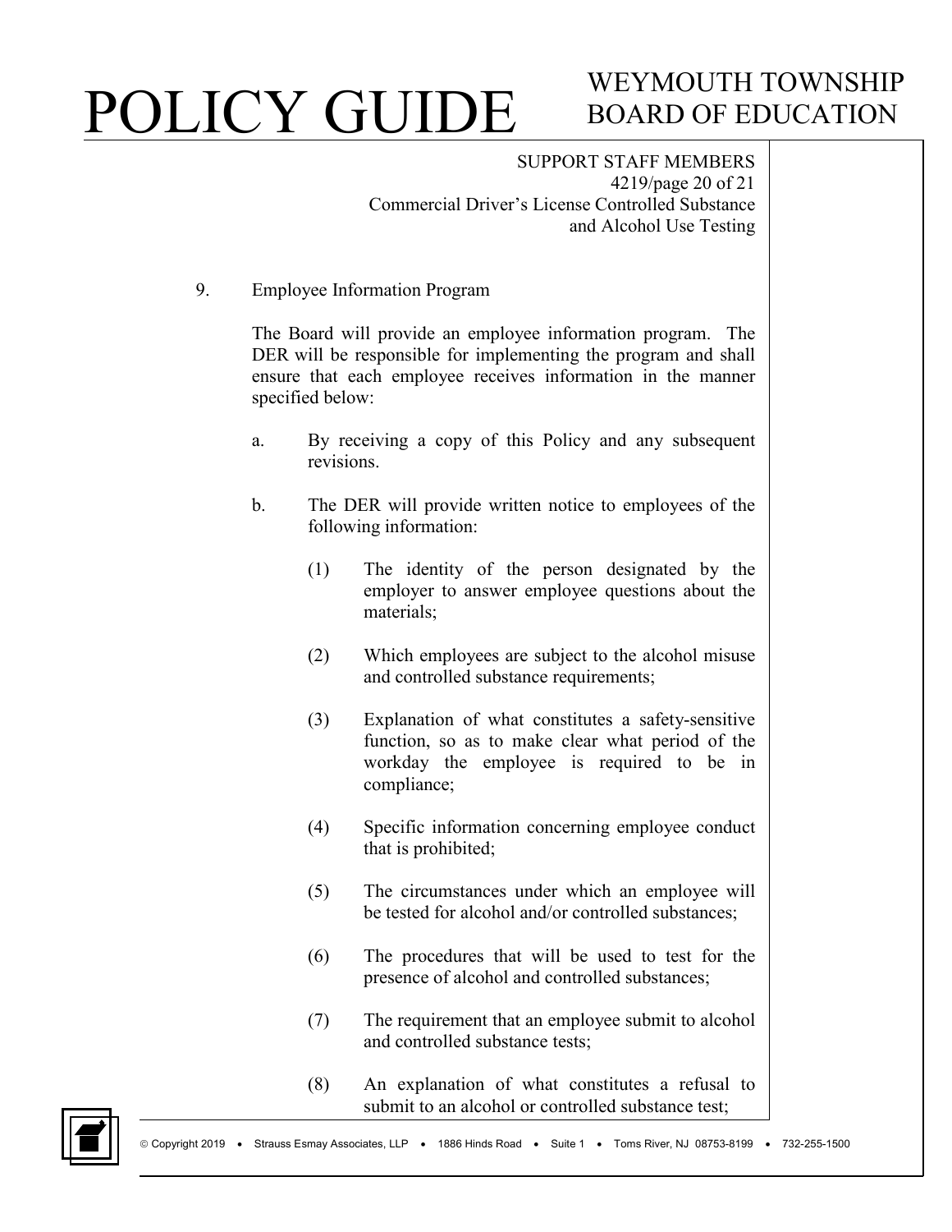9. Employee Information Program

   The Board will provide an employee information program. The DER will be responsible for implementing the program and shall ensure that each employee receives information in the manner specified below:

   a. By receiving a copy of this Policy and any subsequent revisions.

   b. The DER will provide written notice to employees of the following information:

      (1) The identity of the person designated by the employer to answer employee questions about the materials;

      (2) Which employees are subject to the alcohol misuse and controlled substance requirements;

      (3) Explanation of what constitutes a safety-sensitive function, so as to make clear what period of the workday the employee is required to be in compliance;

      (4) Specific information concerning employee conduct that is prohibited;

      (5) The circumstances under which an employee will be tested for alcohol and/or controlled substances;

      (6) The procedures that will be used to test for the presence of alcohol and controlled substances;

      (7) The requirement that an employee submit to alcohol and controlled substance tests;

      (8) An explanation of what constitutes a refusal to submit to an alcohol or controlled substance test;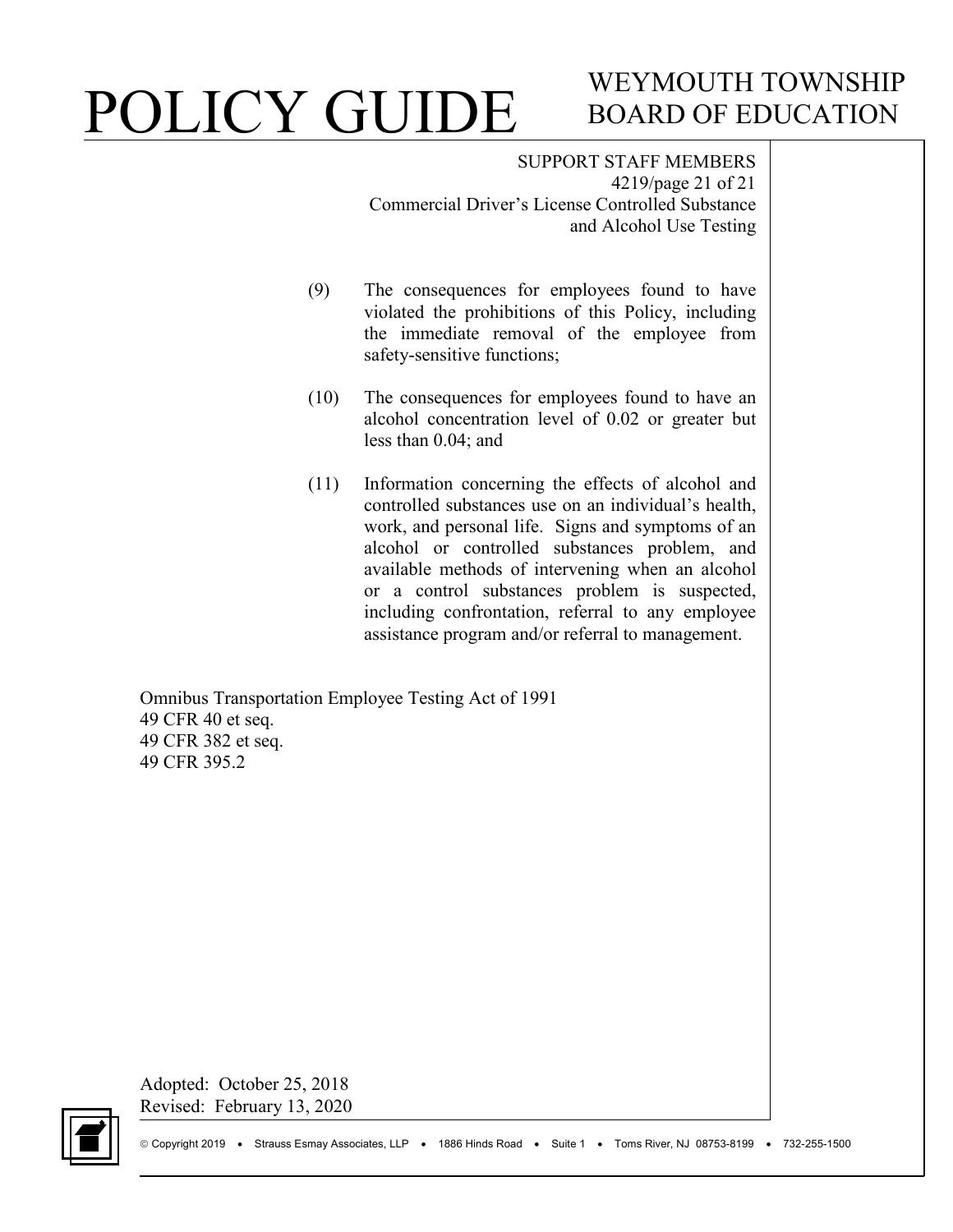(9) The consequences for employees found to have violated the prohibitions of this Policy, including the immediate removal of the employee from safety-sensitive functions;

(10) The consequences for employees found to have an alcohol concentration level of 0.02 or greater but less than 0.04; and

(11) Information concerning the effects of alcohol and controlled substances use on an individual's health, work, and personal life. Signs and symptoms of an alcohol or controlled substances problem, and available methods of intervening when an alcohol or a control substances problem is suspected, including confrontation, referral to any employee assistance program and/or referral to management.

Omnibus Transportation Employee Testing Act of 1991
49 CFR 40 et seq.
49 CFR 382 et seq.
49 CFR 395.2

Adopted: October 25, 2018
Revised: February 13, 2020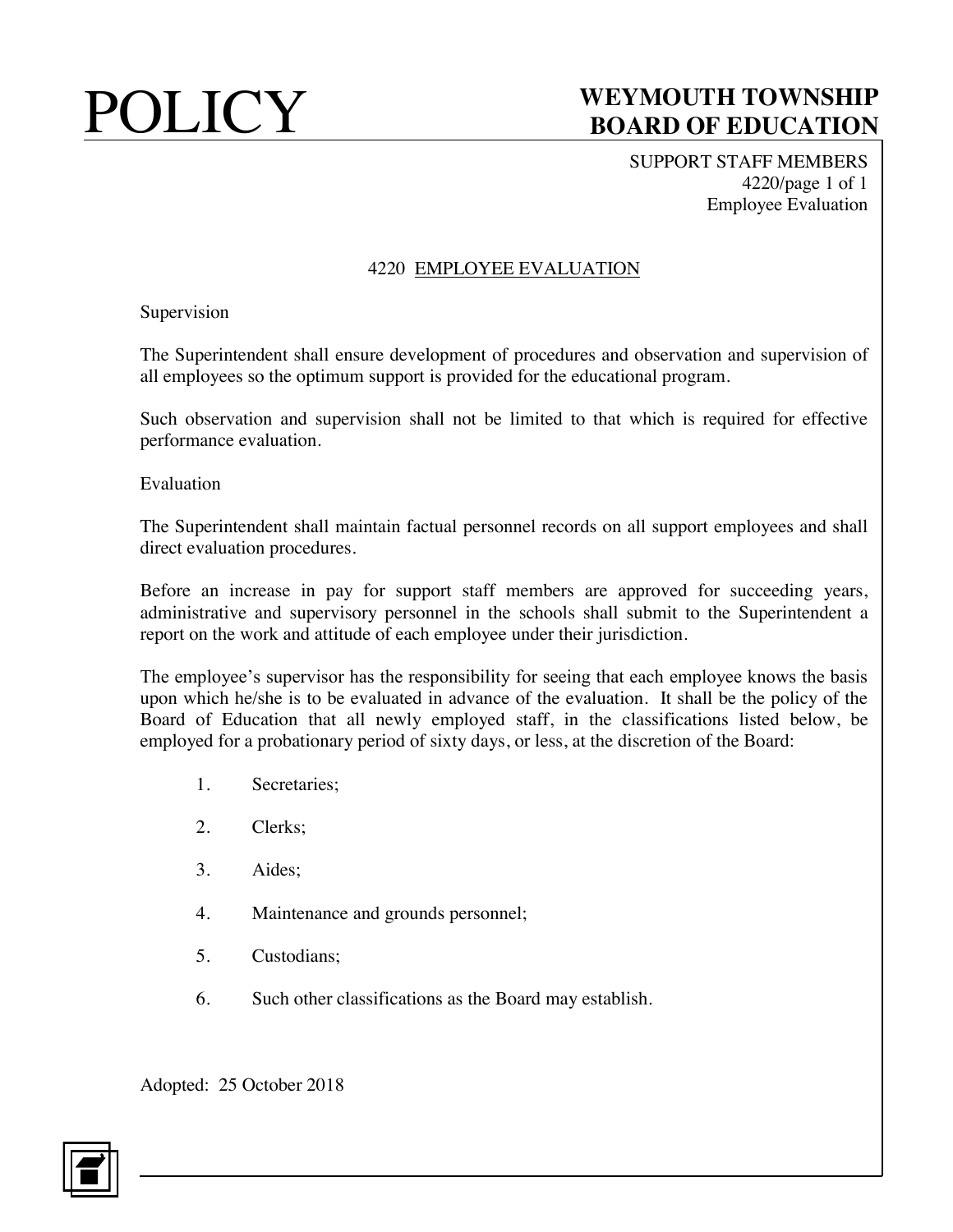# 4220 EMPLOYEE EVALUATION

## Supervision

The Superintendent shall ensure development of procedures and observation and supervision of all employees so the optimum support is provided for the educational program.

Such observation and supervision shall not be limited to that which is required for effective performance evaluation.

## Evaluation

The Superintendent shall maintain factual personnel records on all support employees and shall direct evaluation procedures.

Before an increase in pay for support staff members are approved for succeeding years, administrative and supervisory personnel in the schools shall submit to the Superintendent a report on the work and attitude of each employee under their jurisdiction.

The employee's supervisor has the responsibility for seeing that each employee knows the basis upon which he/she is to be evaluated in advance of the evaluation. It shall be the policy of the Board of Education that all newly employed staff, in the classifications listed below, be employed for a probationary period of sixty days, or less, at the discretion of the Board:

1. Secretaries;
2. Clerks;
3. Aides;
4. Maintenance and grounds personnel;
5. Custodians;
6. Such other classifications as the Board may establish.

Adopted: 25 October 2018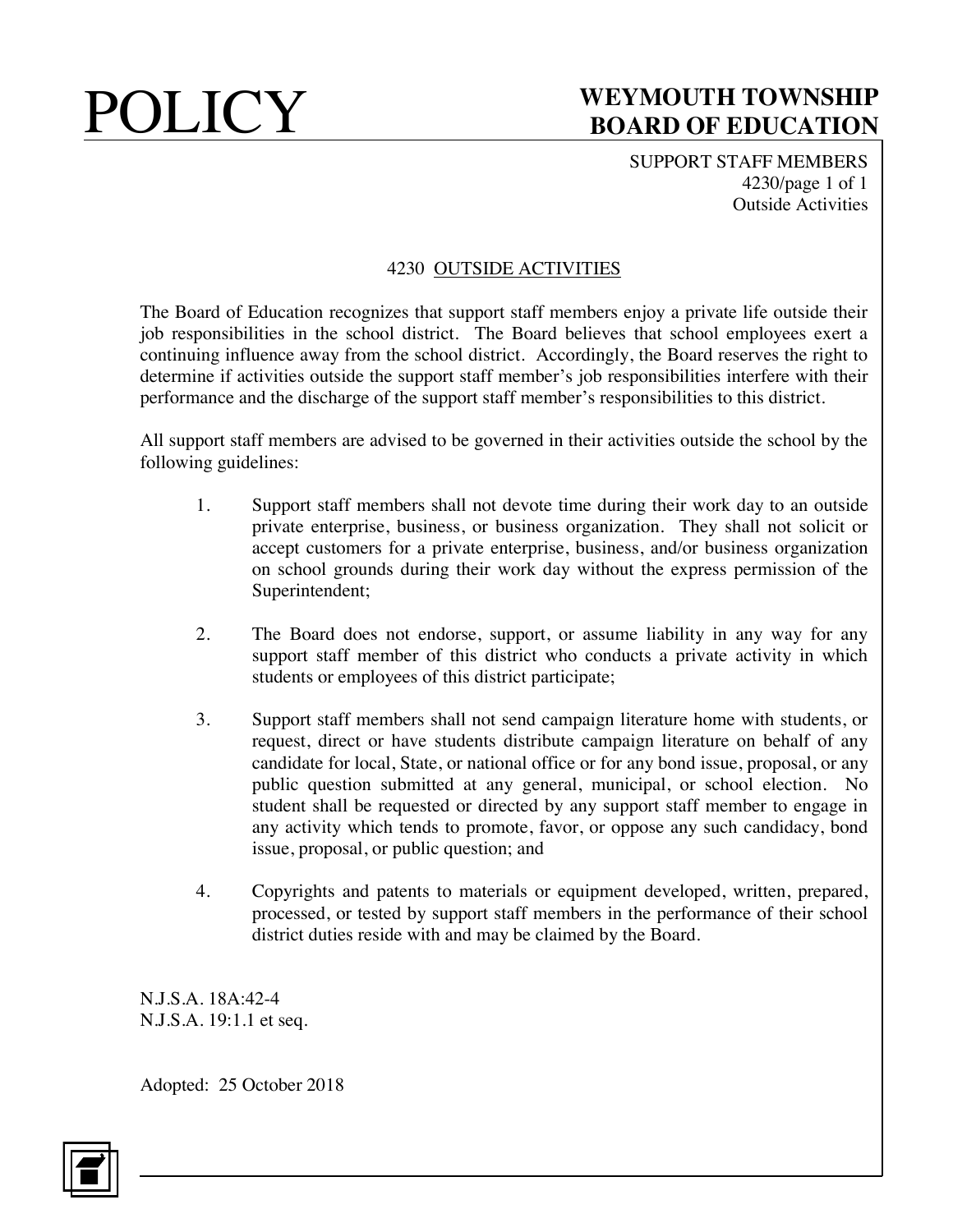# 4230 OUTSIDE ACTIVITIES

The Board of Education recognizes that support staff members enjoy a private life outside their job responsibilities in the school district. The Board believes that school employees exert a continuing influence away from the school district. Accordingly, the Board reserves the right to determine if activities outside the support staff member's job responsibilities interfere with their performance and the discharge of the support staff member's responsibilities to this district.

All support staff members are advised to be governed in their activities outside the school by the following guidelines:

1. Support staff members shall not devote time during their work day to an outside private enterprise, business, or business organization. They shall not solicit or accept customers for a private enterprise, business, and/or business organization on school grounds during their work day without the express permission of the Superintendent;

2. The Board does not endorse, support, or assume liability in any way for any support staff member of this district who conducts a private activity in which students or employees of this district participate;

3. Support staff members shall not send campaign literature home with students, or request, direct or have students distribute campaign literature on behalf of any candidate for local, State, or national office or for any bond issue, proposal, or any public question submitted at any general, municipal, or school election. No student shall be requested or directed by any support staff member to engage in any activity which tends to promote, favor, or oppose any such candidacy, bond issue, proposal, or public question; and

4. Copyrights and patents to materials or equipment developed, written, prepared, processed, or tested by support staff members in the performance of their school district duties reside with and may be claimed by the Board.

N.J.S.A. 18A:42-4
N.J.S.A. 19:1.1 et seq.

Adopted: 25 October 2018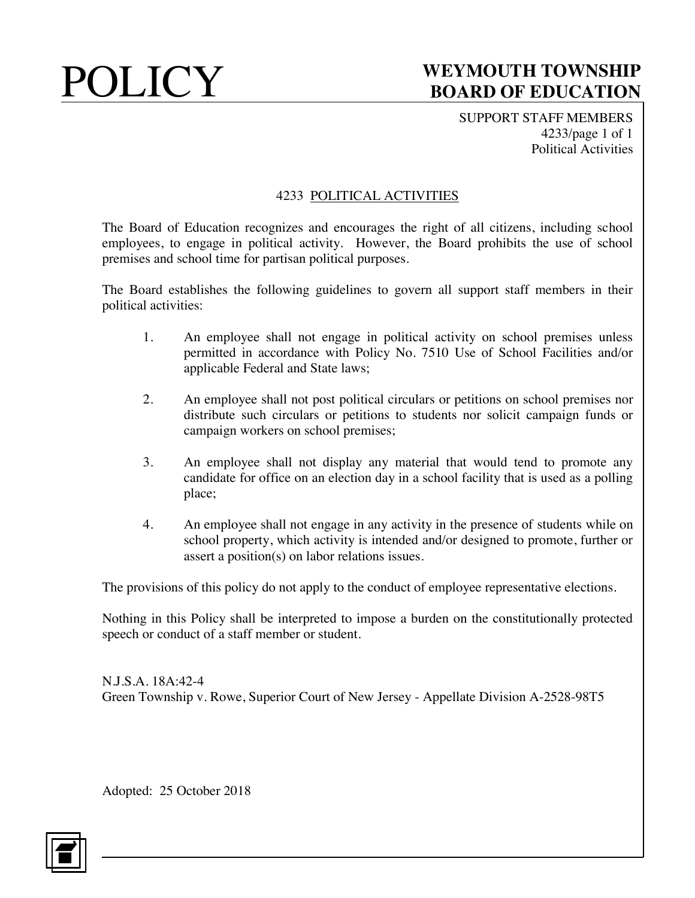# 4233 POLITICAL ACTIVITIES

The Board of Education recognizes and encourages the right of all citizens, including school employees, to engage in political activity. However, the Board prohibits the use of school premises and school time for partisan political purposes.

The Board establishes the following guidelines to govern all support staff members in their political activities:

1. An employee shall not engage in political activity on school premises unless permitted in accordance with Policy No. 7510 Use of School Facilities and/or applicable Federal and State laws;

2. An employee shall not post political circulars or petitions on school premises nor distribute such circulars or petitions to students nor solicit campaign funds or campaign workers on school premises;

3. An employee shall not display any material that would tend to promote any candidate for office on an election day in a school facility that is used as a polling place;

4. An employee shall not engage in any activity in the presence of students while on school property, which activity is intended and/or designed to promote, further or assert a position(s) on labor relations issues.

The provisions of this policy do not apply to the conduct of employee representative elections.

Nothing in this Policy shall be interpreted to impose a burden on the constitutionally protected speech or conduct of a staff member or student.

N.J.S.A. 18A:42-4
Green Township v. Rowe, Superior Court of New Jersey - Appellate Division A-2528-98T5

Adopted: 25 October 2018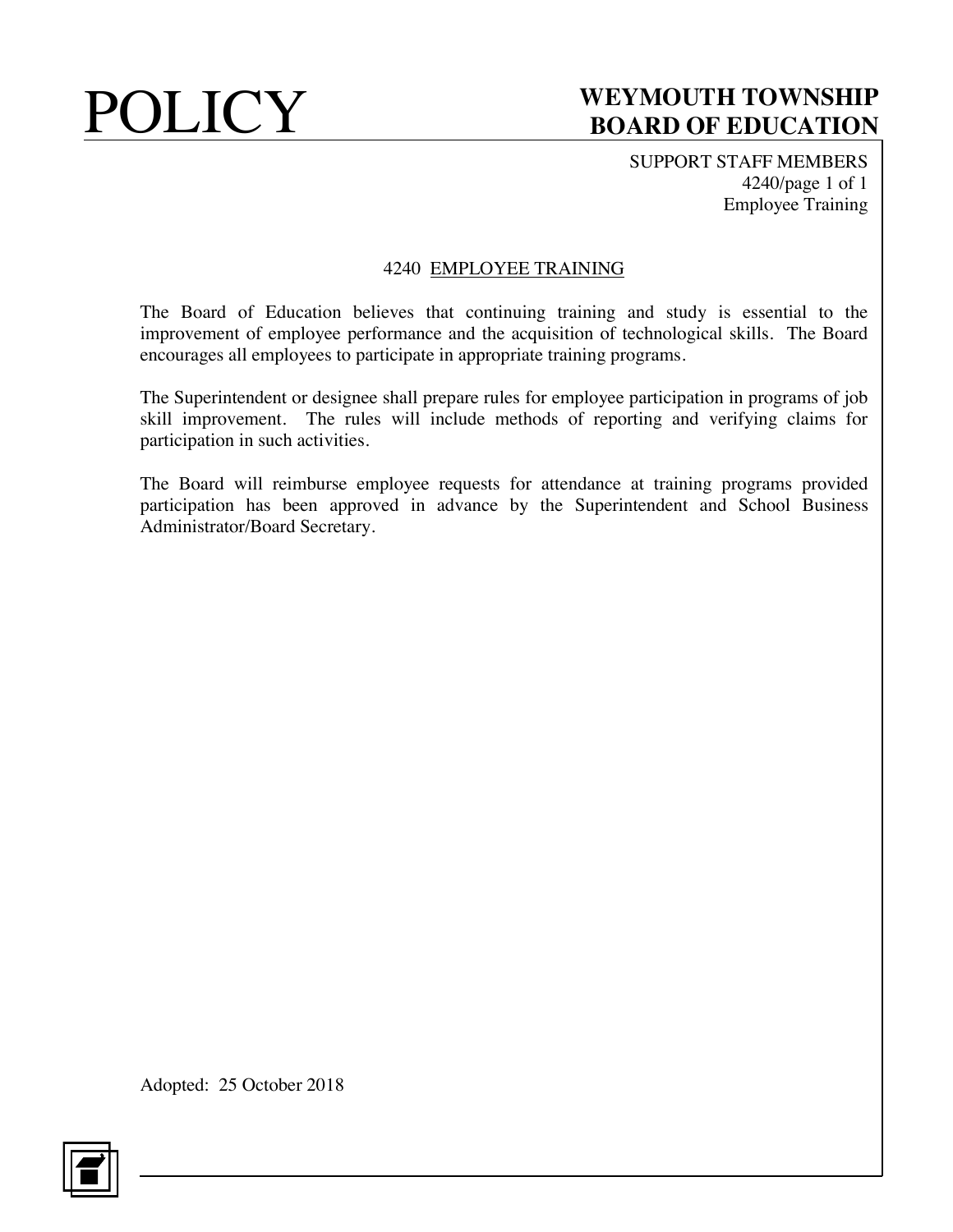# 4240 EMPLOYEE TRAINING

The Board of Education believes that continuing training and study is essential to the improvement of employee performance and the acquisition of technological skills. The Board encourages all employees to participate in appropriate training programs.

The Superintendent or designee shall prepare rules for employee participation in programs of job skill improvement. The rules will include methods of reporting and verifying claims for participation in such activities.

The Board will reimburse employee requests for attendance at training programs provided participation has been approved in advance by the Superintendent and School Business Administrator/Board Secretary.

Adopted: 25 October 2018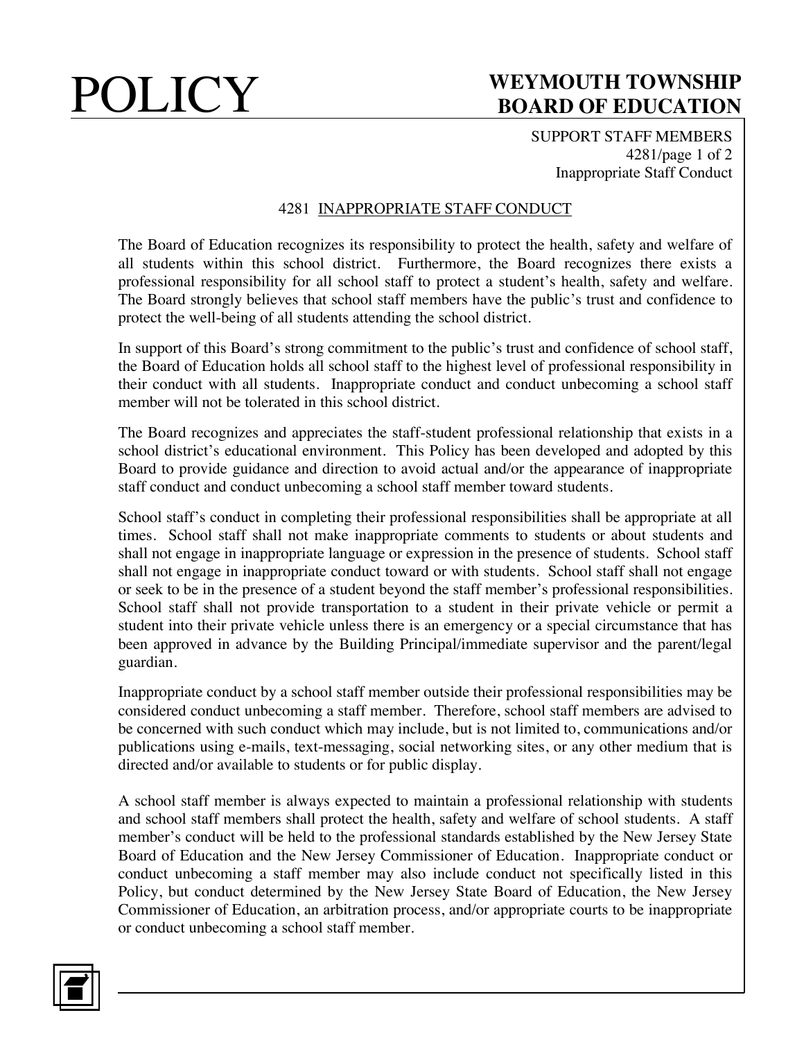# 4281 INAPPROPRIATE STAFF CONDUCT

The Board of Education recognizes its responsibility to protect the health, safety and welfare of all students within this school district. Furthermore, the Board recognizes there exists a professional responsibility for all school staff to protect a student's health, safety and welfare. The Board strongly believes that school staff members have the public's trust and confidence to protect the well-being of all students attending the school district.

In support of this Board's strong commitment to the public's trust and confidence of school staff, the Board of Education holds all school staff to the highest level of professional responsibility in their conduct with all students. Inappropriate conduct and conduct unbecoming a school staff member will not be tolerated in this school district.

The Board recognizes and appreciates the staff-student professional relationship that exists in a school district's educational environment. This Policy has been developed and adopted by this Board to provide guidance and direction to avoid actual and/or the appearance of inappropriate staff conduct and conduct unbecoming a school staff member toward students.

School staff's conduct in completing their professional responsibilities shall be appropriate at all times. School staff shall not make inappropriate comments to students or about students and shall not engage in inappropriate language or expression in the presence of students. School staff shall not engage in inappropriate conduct toward or with students. School staff shall not engage or seek to be in the presence of a student beyond the staff member's professional responsibilities. School staff shall not provide transportation to a student in their private vehicle or permit a student into their private vehicle unless there is an emergency or a special circumstance that has been approved in advance by the Building Principal/immediate supervisor and the parent/legal guardian.

Inappropriate conduct by a school staff member outside their professional responsibilities may be considered conduct unbecoming a staff member. Therefore, school staff members are advised to be concerned with such conduct which may include, but is not limited to, communications and/or publications using e-mails, text-messaging, social networking sites, or any other medium that is directed and/or available to students or for public display.

A school staff member is always expected to maintain a professional relationship with students and school staff members shall protect the health, safety and welfare of school students. A staff member's conduct will be held to the professional standards established by the New Jersey State Board of Education and the New Jersey Commissioner of Education. Inappropriate conduct or conduct unbecoming a staff member may also include conduct not specifically listed in this Policy, but conduct determined by the New Jersey State Board of Education, the New Jersey Commissioner of Education, an arbitration process, and/or appropriate courts to be inappropriate or conduct unbecoming a school staff member.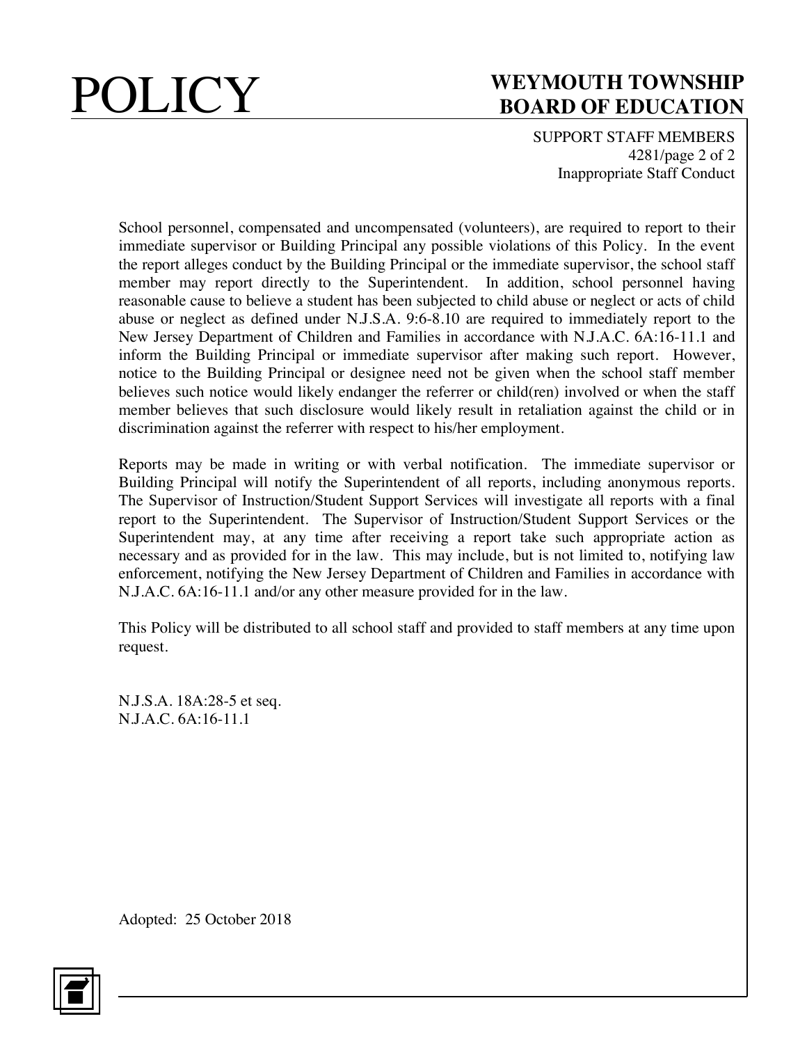School personnel, compensated and uncompensated (volunteers), are required to report to their immediate supervisor or Building Principal any possible violations of this Policy. In the event the report alleges conduct by the Building Principal or the immediate supervisor, the school staff member may report directly to the Superintendent. In addition, school personnel having reasonable cause to believe a student has been subjected to child abuse or neglect or acts of child abuse or neglect as defined under N.J.S.A. 9:6-8.10 are required to immediately report to the New Jersey Department of Children and Families in accordance with N.J.A.C. 6A:16-11.1 and inform the Building Principal or immediate supervisor after making such report. However, notice to the Building Principal or designee need not be given when the school staff member believes such notice would likely endanger the referrer or child(ren) involved or when the staff member believes that such disclosure would likely result in retaliation against the child or in discrimination against the referrer with respect to his/her employment.

Reports may be made in writing or with verbal notification. The immediate supervisor or Building Principal will notify the Superintendent of all reports, including anonymous reports. The Supervisor of Instruction/Student Support Services will investigate all reports with a final report to the Superintendent. The Supervisor of Instruction/Student Support Services or the Superintendent may, at any time after receiving a report take such appropriate action as necessary and as provided for in the law. This may include, but is not limited to, notifying law enforcement, notifying the New Jersey Department of Children and Families in accordance with N.J.A.C. 6A:16-11.1 and/or any other measure provided for in the law.

This Policy will be distributed to all school staff and provided to staff members at any time upon request.

N.J.S.A. 18A:28-5 et seq.
N.J.A.C. 6A:16-11.1

Adopted: 25 October 2018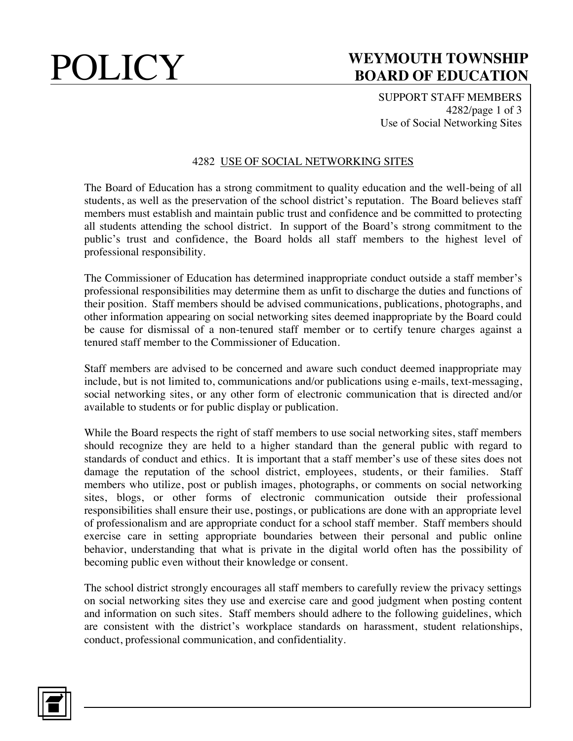# 4282 USE OF SOCIAL NETWORKING SITES

The Board of Education has a strong commitment to quality education and the well-being of all students, as well as the preservation of the school district's reputation. The Board believes staff members must establish and maintain public trust and confidence and be committed to protecting all students attending the school district. In support of the Board's strong commitment to the public's trust and confidence, the Board holds all staff members to the highest level of professional responsibility.

The Commissioner of Education has determined inappropriate conduct outside a staff member's professional responsibilities may determine them as unfit to discharge the duties and functions of their position. Staff members should be advised communications, publications, photographs, and other information appearing on social networking sites deemed inappropriate by the Board could be cause for dismissal of a non-tenured staff member or to certify tenure charges against a tenured staff member to the Commissioner of Education.

Staff members are advised to be concerned and aware such conduct deemed inappropriate may include, but is not limited to, communications and/or publications using e-mails, text-messaging, social networking sites, or any other form of electronic communication that is directed and/or available to students or for public display or publication.

While the Board respects the right of staff members to use social networking sites, staff members should recognize they are held to a higher standard than the general public with regard to standards of conduct and ethics. It is important that a staff member's use of these sites does not damage the reputation of the school district, employees, students, or their families. Staff members who utilize, post or publish images, photographs, or comments on social networking sites, blogs, or other forms of electronic communication outside their professional responsibilities shall ensure their use, postings, or publications are done with an appropriate level of professionalism and are appropriate conduct for a school staff member. Staff members should exercise care in setting appropriate boundaries between their personal and public online behavior, understanding that what is private in the digital world often has the possibility of becoming public even without their knowledge or consent.

The school district strongly encourages all staff members to carefully review the privacy settings on social networking sites they use and exercise care and good judgment when posting content and information on such sites. Staff members should adhere to the following guidelines, which are consistent with the district's workplace standards on harassment, student relationships, conduct, professional communication, and confidentiality.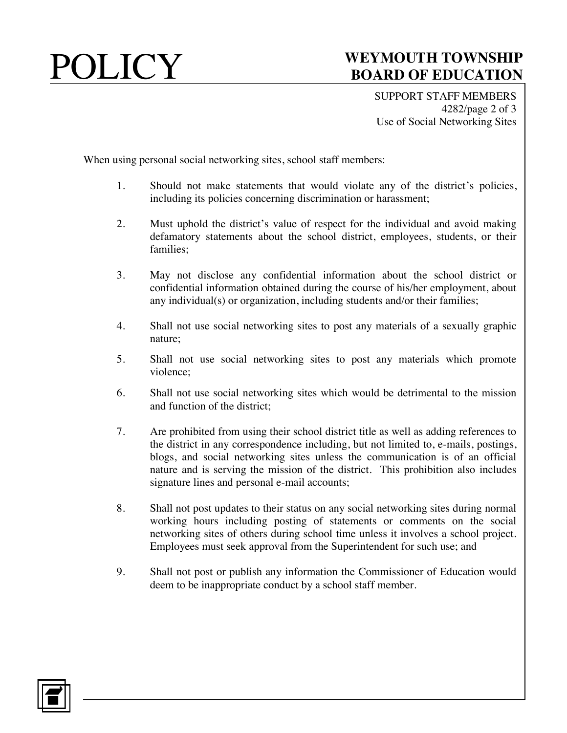When using personal social networking sites, school staff members:

1. Should not make statements that would violate any of the district's policies, including its policies concerning discrimination or harassment;

2. Must uphold the district's value of respect for the individual and avoid making defamatory statements about the school district, employees, students, or their families;

3. May not disclose any confidential information about the school district or confidential information obtained during the course of his/her employment, about any individual(s) or organization, including students and/or their families;

4. Shall not use social networking sites to post any materials of a sexually graphic nature;

5. Shall not use social networking sites to post any materials which promote violence;

6. Shall not use social networking sites which would be detrimental to the mission and function of the district;

7. Are prohibited from using their school district title as well as adding references to the district in any correspondence including, but not limited to, e-mails, postings, blogs, and social networking sites unless the communication is of an official nature and is serving the mission of the district. This prohibition also includes signature lines and personal e-mail accounts;

8. Shall not post updates to their status on any social networking sites during normal working hours including posting of statements or comments on the social networking sites of others during school time unless it involves a school project. Employees must seek approval from the Superintendent for such use; and

9. Shall not post or publish any information the Commissioner of Education would deem to be inappropriate conduct by a school staff member.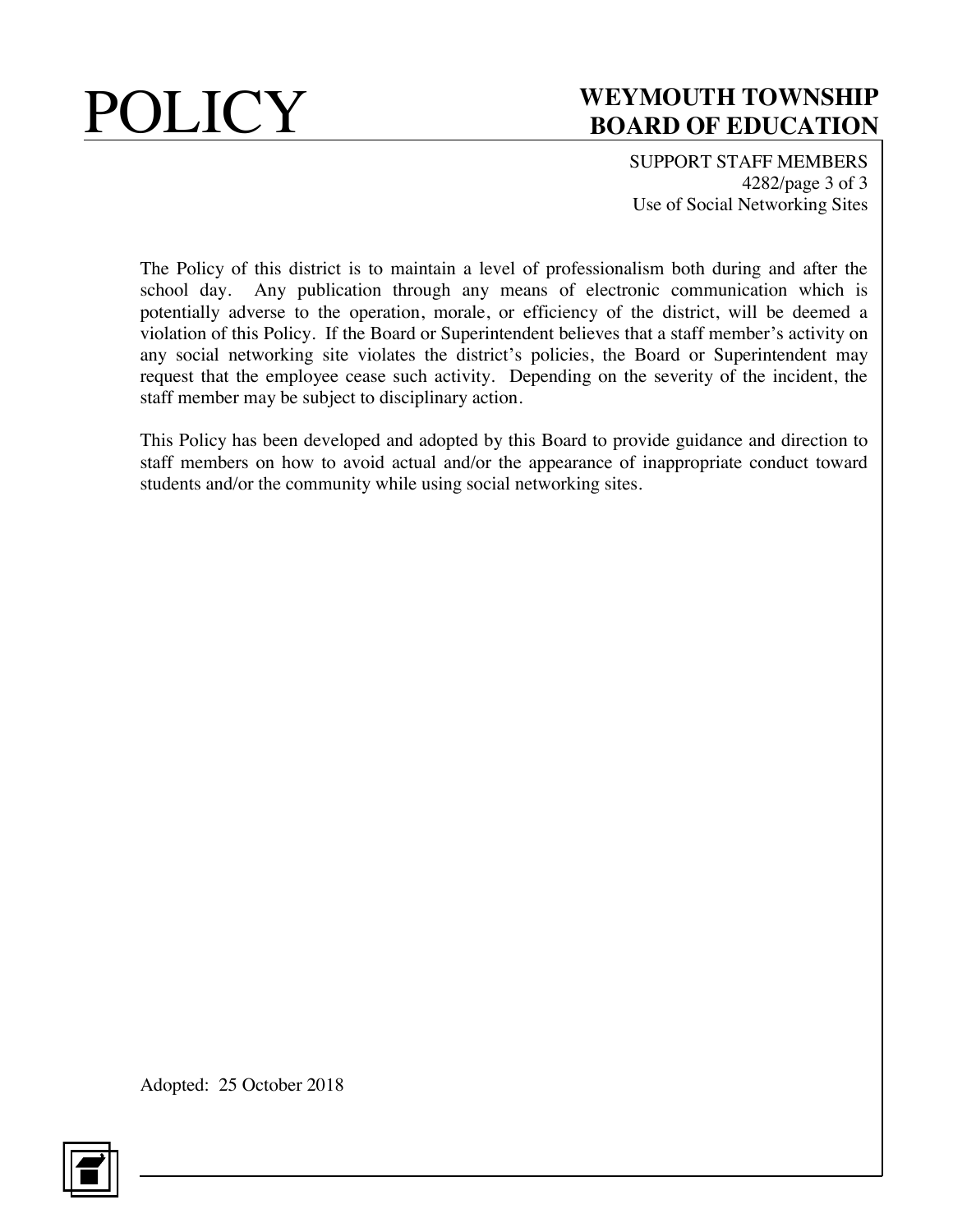The Policy of this district is to maintain a level of professionalism both during and after the school day. Any publication through any means of electronic communication which is potentially adverse to the operation, morale, or efficiency of the district, will be deemed a violation of this Policy. If the Board or Superintendent believes that a staff member's activity on any social networking site violates the district's policies, the Board or Superintendent may request that the employee cease such activity. Depending on the severity of the incident, the staff member may be subject to disciplinary action.

This Policy has been developed and adopted by this Board to provide guidance and direction to staff members on how to avoid actual and/or the appearance of inappropriate conduct toward students and/or the community while using social networking sites.

Adopted: 25 October 2018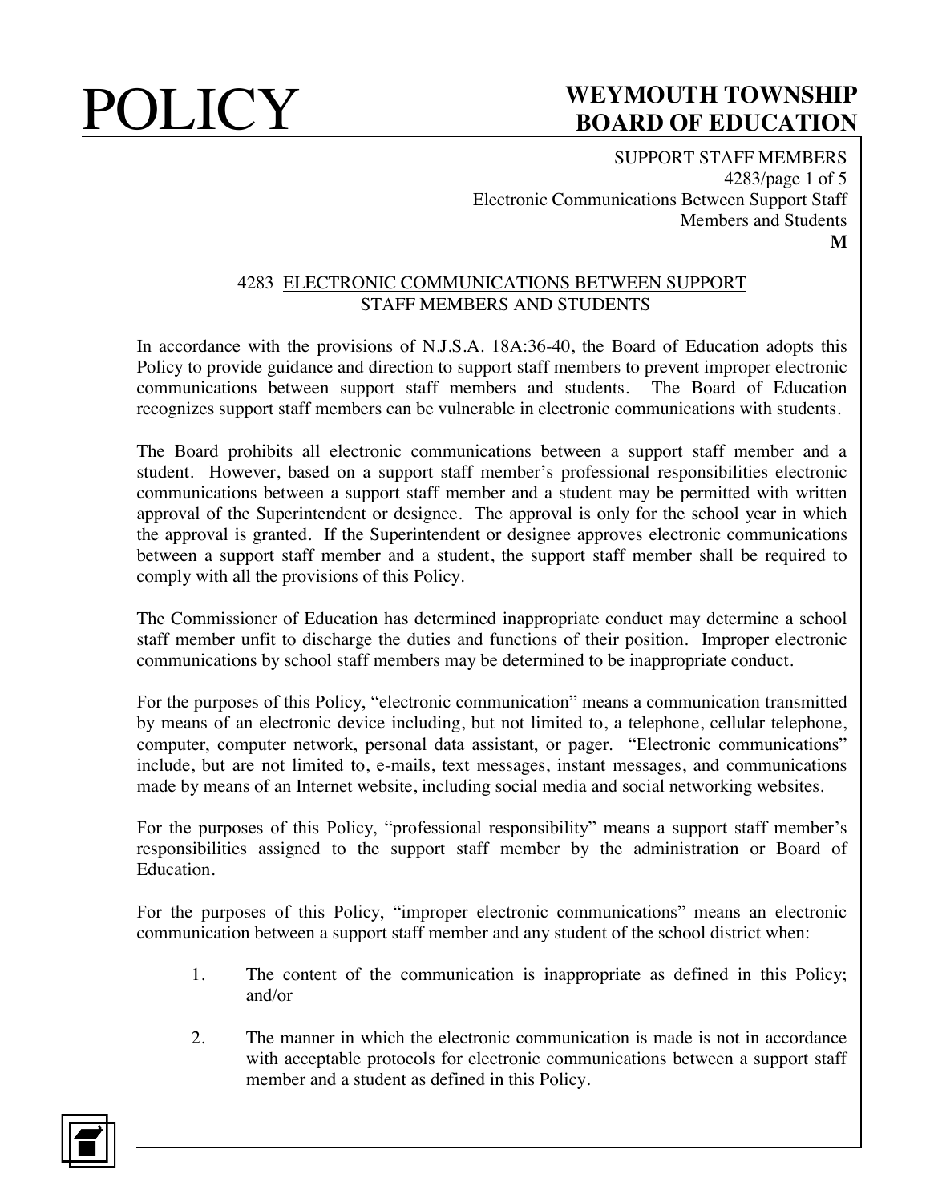# 4283 ELECTRONIC COMMUNICATIONS BETWEEN SUPPORT STAFF MEMBERS AND STUDENTS

In accordance with the provisions of N.J.S.A. 18A:36-40, the Board of Education adopts this Policy to provide guidance and direction to support staff members to prevent improper electronic communications between support staff members and students. The Board of Education recognizes support staff members can be vulnerable in electronic communications with students.

The Board prohibits all electronic communications between a support staff member and a student. However, based on a support staff member's professional responsibilities electronic communications between a support staff member and a student may be permitted with written approval of the Superintendent or designee. The approval is only for the school year in which the approval is granted. If the Superintendent or designee approves electronic communications between a support staff member and a student, the support staff member shall be required to comply with all the provisions of this Policy.

The Commissioner of Education has determined inappropriate conduct may determine a school staff member unfit to discharge the duties and functions of their position. Improper electronic communications by school staff members may be determined to be inappropriate conduct.

For the purposes of this Policy, "electronic communication" means a communication transmitted by means of an electronic device including, but not limited to, a telephone, cellular telephone, computer, computer network, personal data assistant, or pager. "Electronic communications" include, but are not limited to, e-mails, text messages, instant messages, and communications made by means of an Internet website, including social media and social networking websites.

For the purposes of this Policy, "professional responsibility" means a support staff member's responsibilities assigned to the support staff member by the administration or Board of Education.

For the purposes of this Policy, "improper electronic communications" means an electronic communication between a support staff member and any student of the school district when:

1. The content of the communication is inappropriate as defined in this Policy; and/or

2. The manner in which the electronic communication is made is not in accordance with acceptable protocols for electronic communications between a support staff member and a student as defined in this Policy.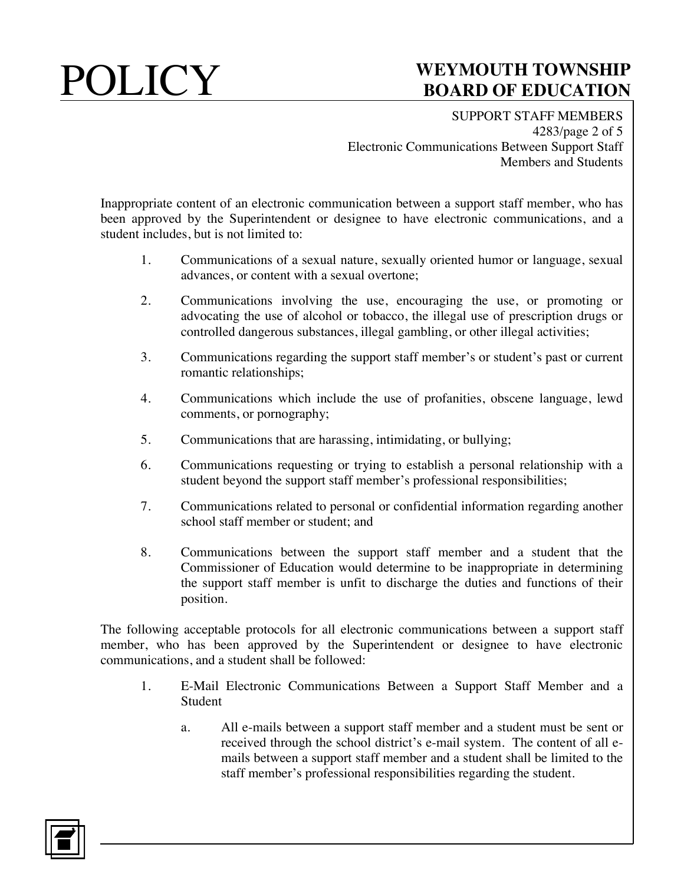Inappropriate content of an electronic communication between a support staff member, who has been approved by the Superintendent or designee to have electronic communications, and a student includes, but is not limited to:

1. Communications of a sexual nature, sexually oriented humor or language, sexual advances, or content with a sexual overtone;
2. Communications involving the use, encouraging the use, or promoting or advocating the use of alcohol or tobacco, the illegal use of prescription drugs or controlled dangerous substances, illegal gambling, or other illegal activities;
3. Communications regarding the support staff member's or student's past or current romantic relationships;
4. Communications which include the use of profanities, obscene language, lewd comments, or pornography;
5. Communications that are harassing, intimidating, or bullying;
6. Communications requesting or trying to establish a personal relationship with a student beyond the support staff member's professional responsibilities;
7. Communications related to personal or confidential information regarding another school staff member or student; and
8. Communications between the support staff member and a student that the Commissioner of Education would determine to be inappropriate in determining the support staff member is unfit to discharge the duties and functions of their position.

The following acceptable protocols for all electronic communications between a support staff member, who has been approved by the Superintendent or designee to have electronic communications, and a student shall be followed:

1. E-Mail Electronic Communications Between a Support Staff Member and a Student

   a. All e-mails between a support staff member and a student must be sent or received through the school district's e-mail system. The content of all e-mails between a support staff member and a student shall be limited to the staff member's professional responsibilities regarding the student.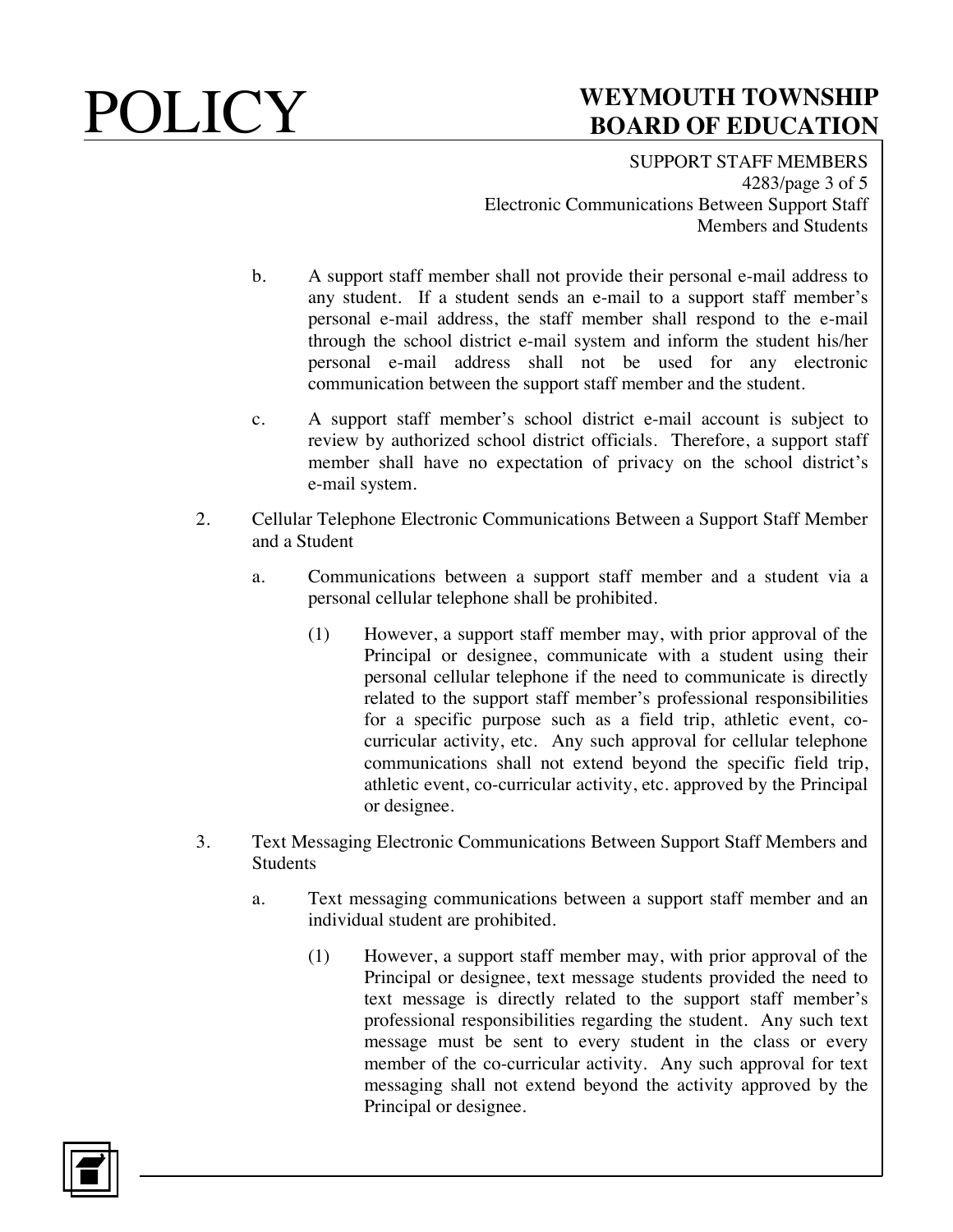b. A support staff member shall not provide their personal e-mail address to any student. If a student sends an e-mail to a support staff member's personal e-mail address, the staff member shall respond to the e-mail through the school district e-mail system and inform the student his/her personal e-mail address shall not be used for any electronic communication between the support staff member and the student.

c. A support staff member's school district e-mail account is subject to review by authorized school district officials. Therefore, a support staff member shall have no expectation of privacy on the school district's e-mail system.

2. Cellular Telephone Electronic Communications Between a Support Staff Member and a Student

   a. Communications between a support staff member and a student via a personal cellular telephone shall be prohibited.

      (1) However, a support staff member may, with prior approval of the Principal or designee, communicate with a student using their personal cellular telephone if the need to communicate is directly related to the support staff member's professional responsibilities for a specific purpose such as a field trip, athletic event, co-curricular activity, etc. Any such approval for cellular telephone communications shall not extend beyond the specific field trip, athletic event, co-curricular activity, etc. approved by the Principal or designee.

3. Text Messaging Electronic Communications Between Support Staff Members and Students

   a. Text messaging communications between a support staff member and an individual student are prohibited.

      (1) However, a support staff member may, with prior approval of the Principal or designee, text message students provided the need to text message is directly related to the support staff member's professional responsibilities regarding the student. Any such text message must be sent to every student in the class or every member of the co-curricular activity. Any such approval for text messaging shall not extend beyond the activity approved by the Principal or designee.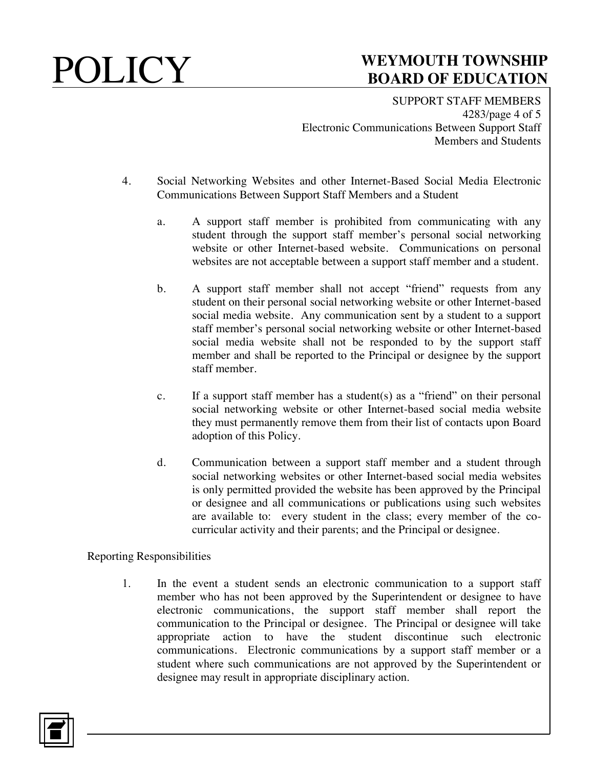4. Social Networking Websites and other Internet-Based Social Media Electronic Communications Between Support Staff Members and a Student

   a. A support staff member is prohibited from communicating with any student through the support staff member's personal social networking website or other Internet-based website. Communications on personal websites are not acceptable between a support staff member and a student.

   b. A support staff member shall not accept "friend" requests from any student on their personal social networking website or other Internet-based social media website. Any communication sent by a student to a support staff member's personal social networking website or other Internet-based social media website shall not be responded to by the support staff member and shall be reported to the Principal or designee by the support staff member.

   c. If a support staff member has a student(s) as a "friend" on their personal social networking website or other Internet-based social media website they must permanently remove them from their list of contacts upon Board adoption of this Policy.

   d. Communication between a support staff member and a student through social networking websites or other Internet-based social media websites is only permitted provided the website has been approved by the Principal or designee and all communications or publications using such websites are available to: every student in the class; every member of the co-curricular activity and their parents; and the Principal or designee.

Reporting Responsibilities

1. In the event a student sends an electronic communication to a support staff member who has not been approved by the Superintendent or designee to have electronic communications, the support staff member shall report the communication to the Principal or designee. The Principal or designee will take appropriate action to have the student discontinue such electronic communications. Electronic communications by a support staff member or a student where such communications are not approved by the Superintendent or designee may result in appropriate disciplinary action.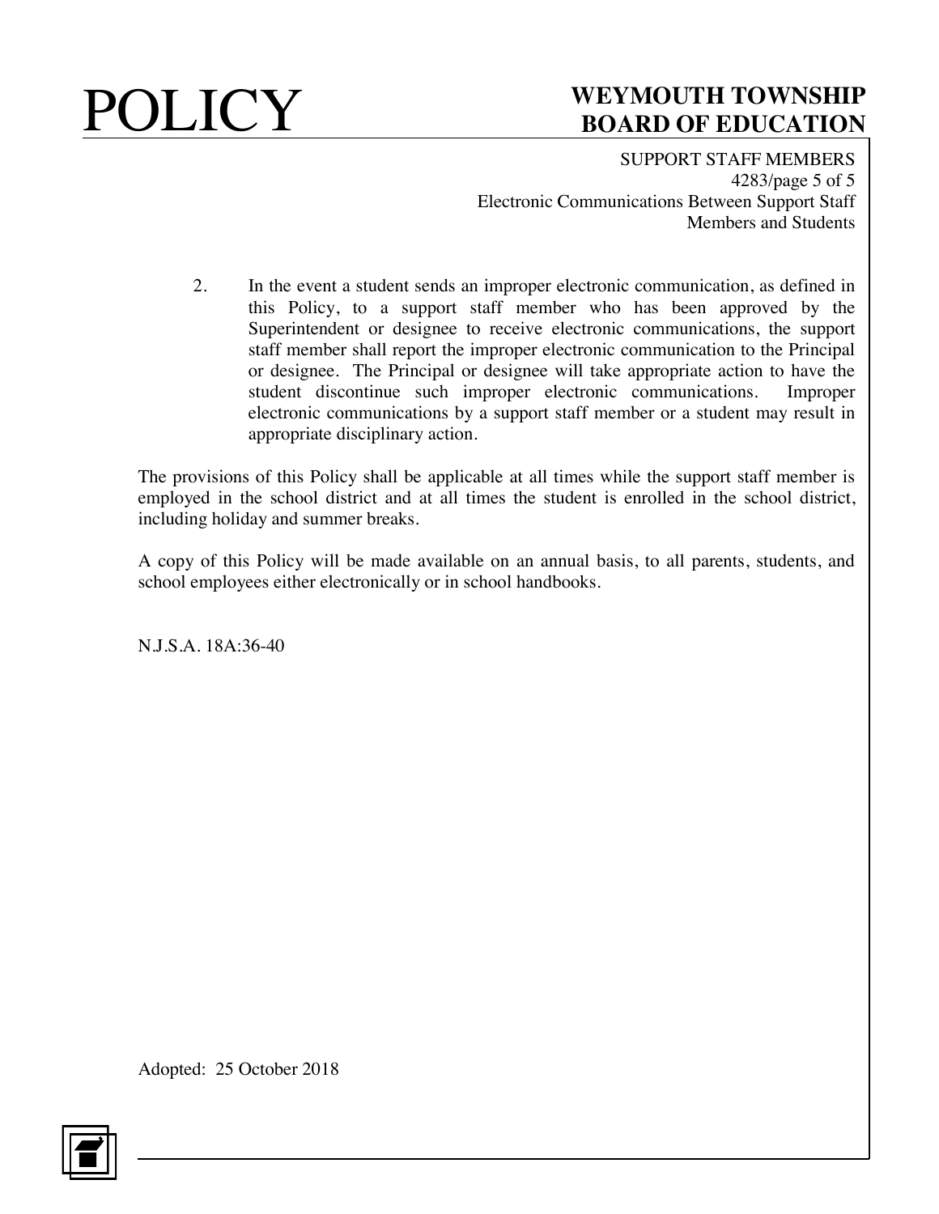2. In the event a student sends an improper electronic communication, as defined in this Policy, to a support staff member who has been approved by the Superintendent or designee to receive electronic communications, the support staff member shall report the improper electronic communication to the Principal or designee. The Principal or designee will take appropriate action to have the student discontinue such improper electronic communications. Improper electronic communications by a support staff member or a student may result in appropriate disciplinary action.

The provisions of this Policy shall be applicable at all times while the support staff member is employed in the school district and at all times the student is enrolled in the school district, including holiday and summer breaks.

A copy of this Policy will be made available on an annual basis, to all parents, students, and school employees either electronically or in school handbooks.

N.J.S.A. 18A:36-40

Adopted: 25 October 2018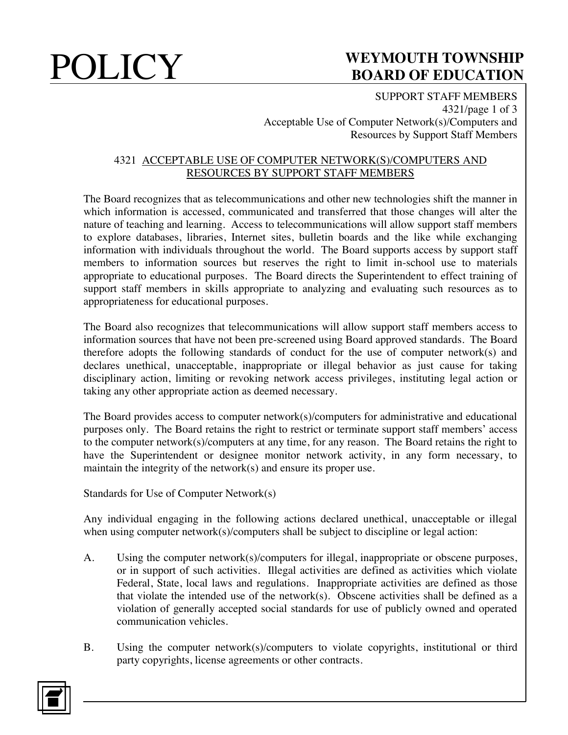# 4321 ACCEPTABLE USE OF COMPUTER NETWORK(S)/COMPUTERS AND RESOURCES BY SUPPORT STAFF MEMBERS

The Board recognizes that as telecommunications and other new technologies shift the manner in which information is accessed, communicated and transferred that those changes will alter the nature of teaching and learning. Access to telecommunications will allow support staff members to explore databases, libraries, Internet sites, bulletin boards and the like while exchanging information with individuals throughout the world. The Board supports access by support staff members to information sources but reserves the right to limit in-school use to materials appropriate to educational purposes. The Board directs the Superintendent to effect training of support staff members in skills appropriate to analyzing and evaluating such resources as to appropriateness for educational purposes.

The Board also recognizes that telecommunications will allow support staff members access to information sources that have not been pre-screened using Board approved standards. The Board therefore adopts the following standards of conduct for the use of computer network(s) and declares unethical, unacceptable, inappropriate or illegal behavior as just cause for taking disciplinary action, limiting or revoking network access privileges, instituting legal action or taking any other appropriate action as deemed necessary.

The Board provides access to computer network(s)/computers for administrative and educational purposes only. The Board retains the right to restrict or terminate support staff members' access to the computer network(s)/computers at any time, for any reason. The Board retains the right to have the Superintendent or designee monitor network activity, in any form necessary, to maintain the integrity of the network(s) and ensure its proper use.

Standards for Use of Computer Network(s)

Any individual engaging in the following actions declared unethical, unacceptable or illegal when using computer network(s)/computers shall be subject to discipline or legal action:

A. Using the computer network(s)/computers for illegal, inappropriate or obscene purposes, or in support of such activities. Illegal activities are defined as activities which violate Federal, State, local laws and regulations. Inappropriate activities are defined as those that violate the intended use of the network(s). Obscene activities shall be defined as a violation of generally accepted social standards for use of publicly owned and operated communication vehicles.

B. Using the computer network(s)/computers to violate copyrights, institutional or third party copyrights, license agreements or other contracts.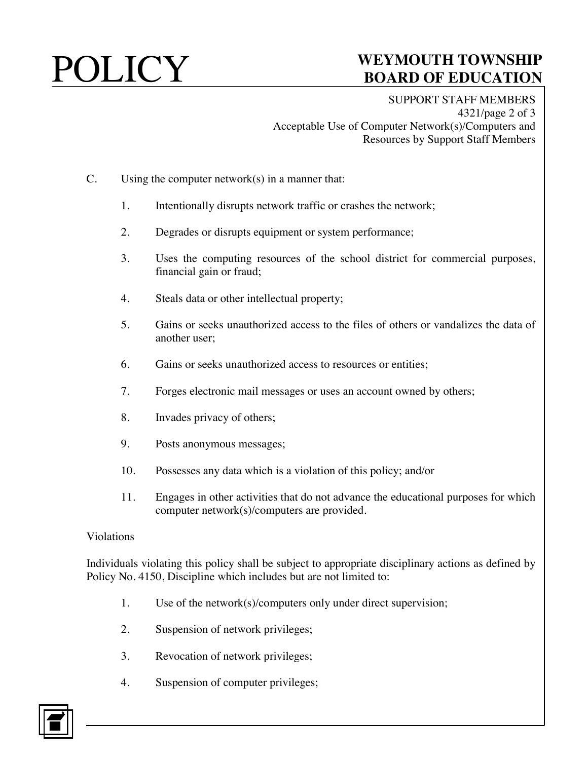C. Using the computer network(s) in a manner that:

1. Intentionally disrupts network traffic or crashes the network;

2. Degrades or disrupts equipment or system performance;

3. Uses the computing resources of the school district for commercial purposes, financial gain or fraud;

4. Steals data or other intellectual property;

5. Gains or seeks unauthorized access to the files of others or vandalizes the data of another user;

6. Gains or seeks unauthorized access to resources or entities;

7. Forges electronic mail messages or uses an account owned by others;

8. Invades privacy of others;

9. Posts anonymous messages;

10. Possesses any data which is a violation of this policy; and/or

11. Engages in other activities that do not advance the educational purposes for which computer network(s)/computers are provided.

Violations

Individuals violating this policy shall be subject to appropriate disciplinary actions as defined by Policy No. 4150, Discipline which includes but are not limited to:

1. Use of the network(s)/computers only under direct supervision;

2. Suspension of network privileges;

3. Revocation of network privileges;

4. Suspension of computer privileges;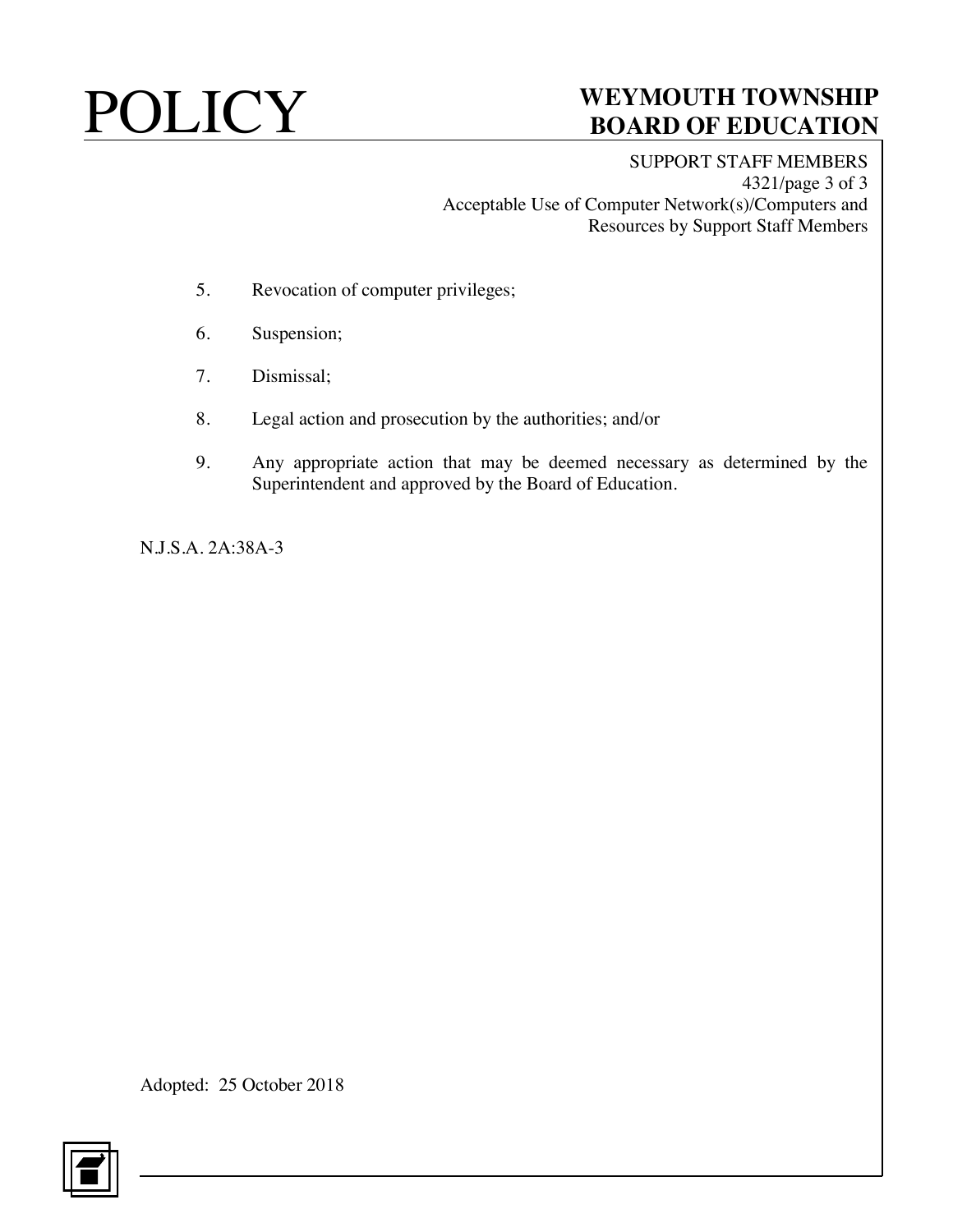5. Revocation of computer privileges;

6. Suspension;

7. Dismissal;

8. Legal action and prosecution by the authorities; and/or

9. Any appropriate action that may be deemed necessary as determined by the Superintendent and approved by the Board of Education.

N.J.S.A. 2A:38A-3

Adopted: 25 October 2018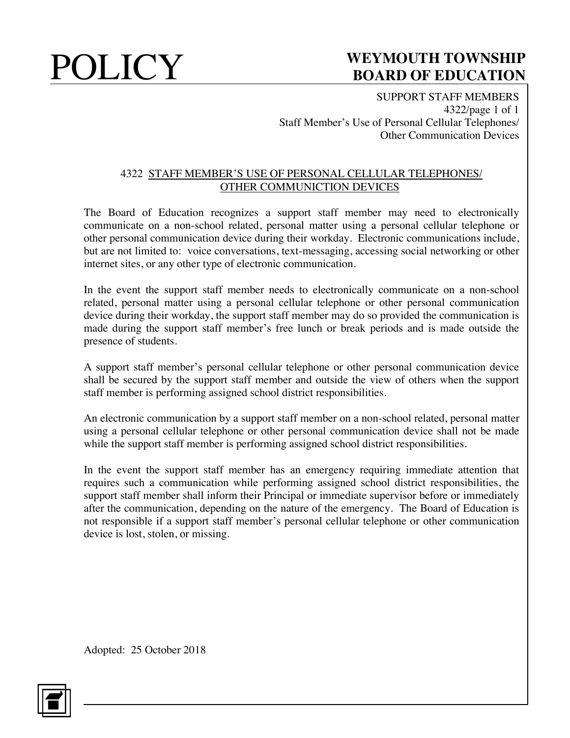# POLICY

## WEYMOUTH TOWNSHIP BOARD OF EDUCATION

SUPPORT STAFF MEMBERS
4322/page 1 of 1
Staff Member's Use of Personal Cellular Telephones/
Other Communication Devices

### 4322 STAFF MEMBER'S USE OF PERSONAL CELLULAR TELEPHONES/ OTHER COMMUNICTION DEVICES

The Board of Education recognizes a support staff member may need to electronically communicate on a non-school related, personal matter using a personal cellular telephone or other personal communication device during their workday. Electronic communications include, but are not limited to: voice conversations, text-messaging, accessing social networking or other internet sites, or any other type of electronic communication.

In the event the support staff member needs to electronically communicate on a non-school related, personal matter using a personal cellular telephone or other personal communication device during their workday, the support staff member may do so provided the communication is made during the support staff member's free lunch or break periods and is made outside the presence of students.

A support staff member's personal cellular telephone or other personal communication device shall be secured by the support staff member and outside the view of others when the support staff member is performing assigned school district responsibilities.

An electronic communication by a support staff member on a non-school related, personal matter using a personal cellular telephone or other personal communication device shall not be made while the support staff member is performing assigned school district responsibilities.

In the event the support staff member has an emergency requiring immediate attention that requires such a communication while performing assigned school district responsibilities, the support staff member shall inform their Principal or immediate supervisor before or immediately after the communication, depending on the nature of the emergency. The Board of Education is not responsible if a support staff member's personal cellular telephone or other communication device is lost, stolen, or missing.

Adopted: 25 October 2018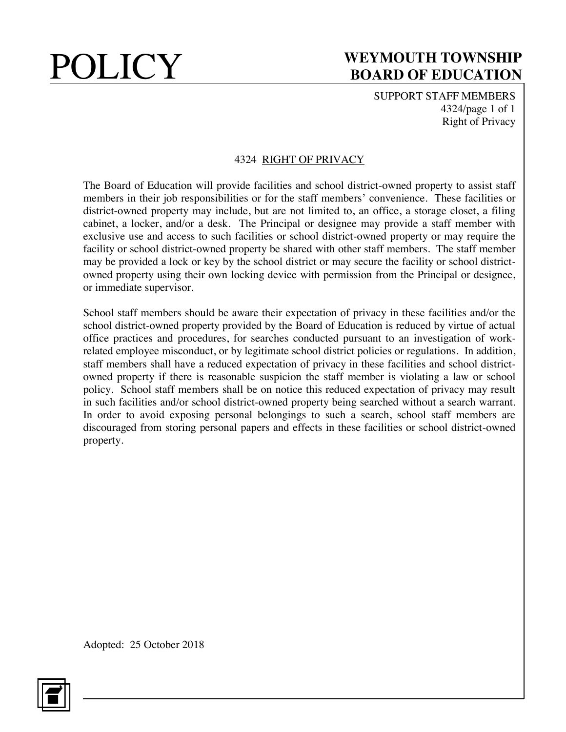# 4324 RIGHT OF PRIVACY

The Board of Education will provide facilities and school district-owned property to assist staff members in their job responsibilities or for the staff members' convenience. These facilities or district-owned property may include, but are not limited to, an office, a storage closet, a filing cabinet, a locker, and/or a desk. The Principal or designee may provide a staff member with exclusive use and access to such facilities or school district-owned property or may require the facility or school district-owned property be shared with other staff members. The staff member may be provided a lock or key by the school district or may secure the facility or school district-owned property using their own locking device with permission from the Principal or designee, or immediate supervisor.

School staff members should be aware their expectation of privacy in these facilities and/or the school district-owned property provided by the Board of Education is reduced by virtue of actual office practices and procedures, for searches conducted pursuant to an investigation of work-related employee misconduct, or by legitimate school district policies or regulations. In addition, staff members shall have a reduced expectation of privacy in these facilities and school district-owned property if there is reasonable suspicion the staff member is violating a law or school policy. School staff members shall be on notice this reduced expectation of privacy may result in such facilities and/or school district-owned property being searched without a search warrant. In order to avoid exposing personal belongings to such a search, school staff members are discouraged from storing personal papers and effects in these facilities or school district-owned property.

Adopted: 25 October 2018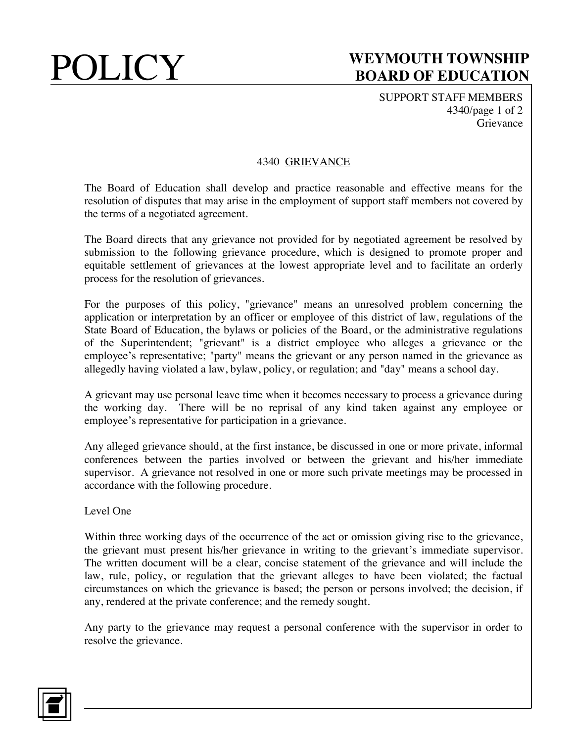# 4340 GRIEVANCE

The Board of Education shall develop and practice reasonable and effective means for the resolution of disputes that may arise in the employment of support staff members not covered by the terms of a negotiated agreement.

The Board directs that any grievance not provided for by negotiated agreement be resolved by submission to the following grievance procedure, which is designed to promote proper and equitable settlement of grievances at the lowest appropriate level and to facilitate an orderly process for the resolution of grievances.

For the purposes of this policy, "grievance" means an unresolved problem concerning the application or interpretation by an officer or employee of this district of law, regulations of the State Board of Education, the bylaws or policies of the Board, or the administrative regulations of the Superintendent; "grievant" is a district employee who alleges a grievance or the employee's representative; "party" means the grievant or any person named in the grievance as allegedly having violated a law, bylaw, policy, or regulation; and "day" means a school day.

A grievant may use personal leave time when it becomes necessary to process a grievance during the working day. There will be no reprisal of any kind taken against any employee or employee's representative for participation in a grievance.

Any alleged grievance should, at the first instance, be discussed in one or more private, informal conferences between the parties involved or between the grievant and his/her immediate supervisor. A grievance not resolved in one or more such private meetings may be processed in accordance with the following procedure.

Level One

Within three working days of the occurrence of the act or omission giving rise to the grievance, the grievant must present his/her grievance in writing to the grievant's immediate supervisor. The written document will be a clear, concise statement of the grievance and will include the law, rule, policy, or regulation that the grievant alleges to have been violated; the factual circumstances on which the grievance is based; the person or persons involved; the decision, if any, rendered at the private conference; and the remedy sought.

Any party to the grievance may request a personal conference with the supervisor in order to resolve the grievance.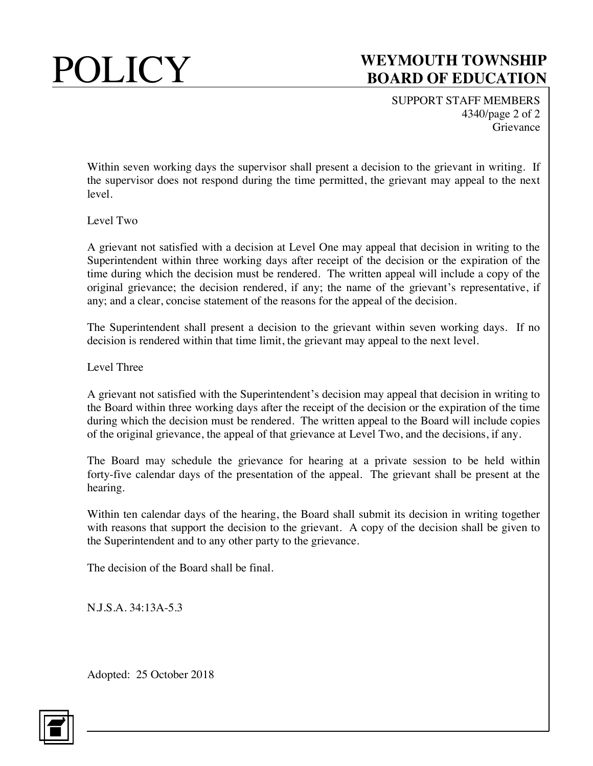Within seven working days the supervisor shall present a decision to the grievant in writing. If the supervisor does not respond during the time permitted, the grievant may appeal to the next level.

Level Two

A grievant not satisfied with a decision at Level One may appeal that decision in writing to the Superintendent within three working days after receipt of the decision or the expiration of the time during which the decision must be rendered. The written appeal will include a copy of the original grievance; the decision rendered, if any; the name of the grievant's representative, if any; and a clear, concise statement of the reasons for the appeal of the decision.

The Superintendent shall present a decision to the grievant within seven working days. If no decision is rendered within that time limit, the grievant may appeal to the next level.

Level Three

A grievant not satisfied with the Superintendent's decision may appeal that decision in writing to the Board within three working days after the receipt of the decision or the expiration of the time during which the decision must be rendered. The written appeal to the Board will include copies of the original grievance, the appeal of that grievance at Level Two, and the decisions, if any.

The Board may schedule the grievance for hearing at a private session to be held within forty-five calendar days of the presentation of the appeal. The grievant shall be present at the hearing.

Within ten calendar days of the hearing, the Board shall submit its decision in writing together with reasons that support the decision to the grievant. A copy of the decision shall be given to the Superintendent and to any other party to the grievance.

The decision of the Board shall be final.

N.J.S.A. 34:13A-5.3

Adopted: 25 October 2018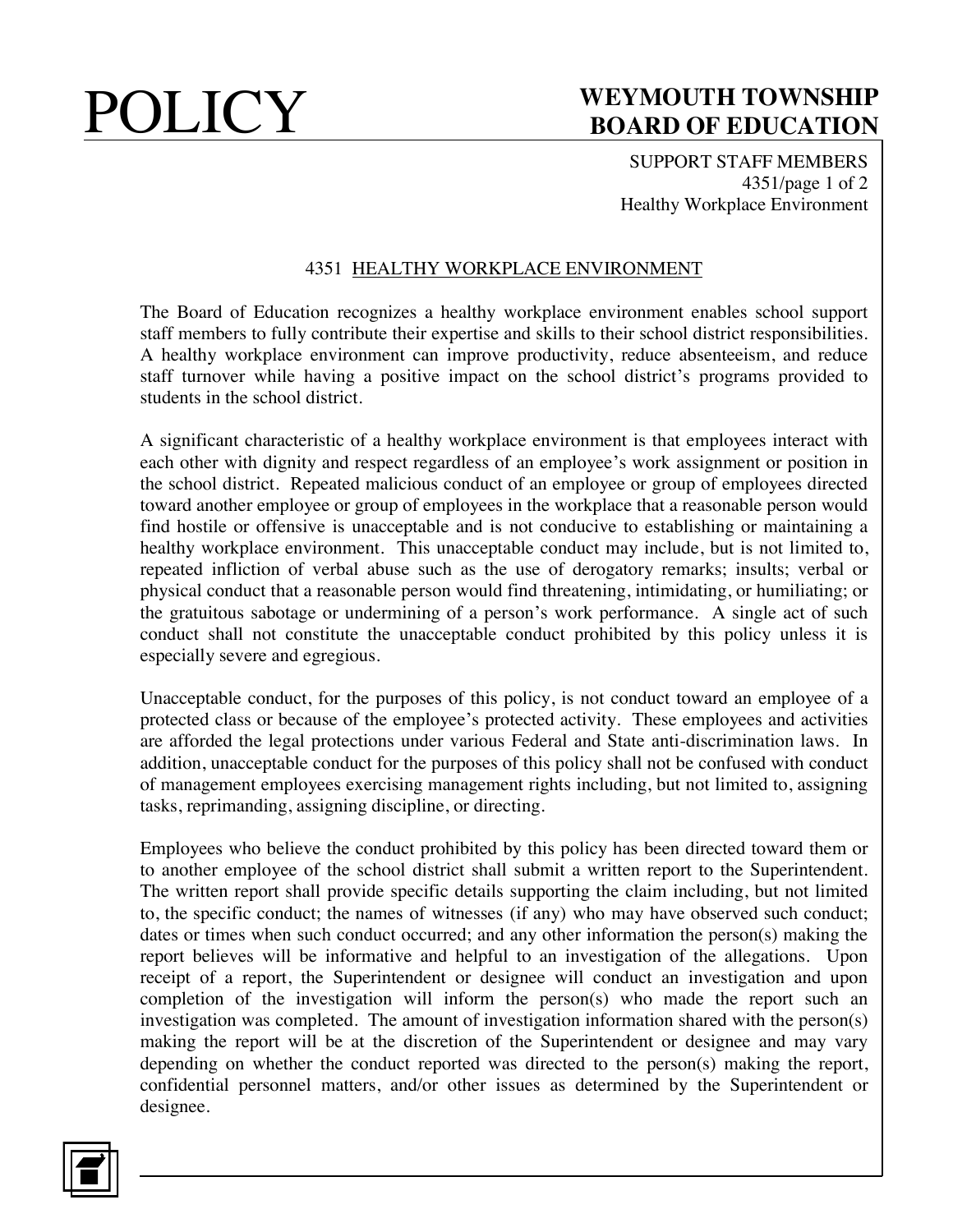# 4351 HEALTHY WORKPLACE ENVIRONMENT

The Board of Education recognizes a healthy workplace environment enables school support staff members to fully contribute their expertise and skills to their school district responsibilities. A healthy workplace environment can improve productivity, reduce absenteeism, and reduce staff turnover while having a positive impact on the school district's programs provided to students in the school district.

A significant characteristic of a healthy workplace environment is that employees interact with each other with dignity and respect regardless of an employee's work assignment or position in the school district. Repeated malicious conduct of an employee or group of employees directed toward another employee or group of employees in the workplace that a reasonable person would find hostile or offensive is unacceptable and is not conducive to establishing or maintaining a healthy workplace environment. This unacceptable conduct may include, but is not limited to, repeated infliction of verbal abuse such as the use of derogatory remarks; insults; verbal or physical conduct that a reasonable person would find threatening, intimidating, or humiliating; or the gratuitous sabotage or undermining of a person's work performance. A single act of such conduct shall not constitute the unacceptable conduct prohibited by this policy unless it is especially severe and egregious.

Unacceptable conduct, for the purposes of this policy, is not conduct toward an employee of a protected class or because of the employee's protected activity. These employees and activities are afforded the legal protections under various Federal and State anti-discrimination laws. In addition, unacceptable conduct for the purposes of this policy shall not be confused with conduct of management employees exercising management rights including, but not limited to, assigning tasks, reprimanding, assigning discipline, or directing.

Employees who believe the conduct prohibited by this policy has been directed toward them or to another employee of the school district shall submit a written report to the Superintendent. The written report shall provide specific details supporting the claim including, but not limited to, the specific conduct; the names of witnesses (if any) who may have observed such conduct; dates or times when such conduct occurred; and any other information the person(s) making the report believes will be informative and helpful to an investigation of the allegations. Upon receipt of a report, the Superintendent or designee will conduct an investigation and upon completion of the investigation will inform the person(s) who made the report such an investigation was completed. The amount of investigation information shared with the person(s) making the report will be at the discretion of the Superintendent or designee and may vary depending on whether the conduct reported was directed to the person(s) making the report, confidential personnel matters, and/or other issues as determined by the Superintendent or designee.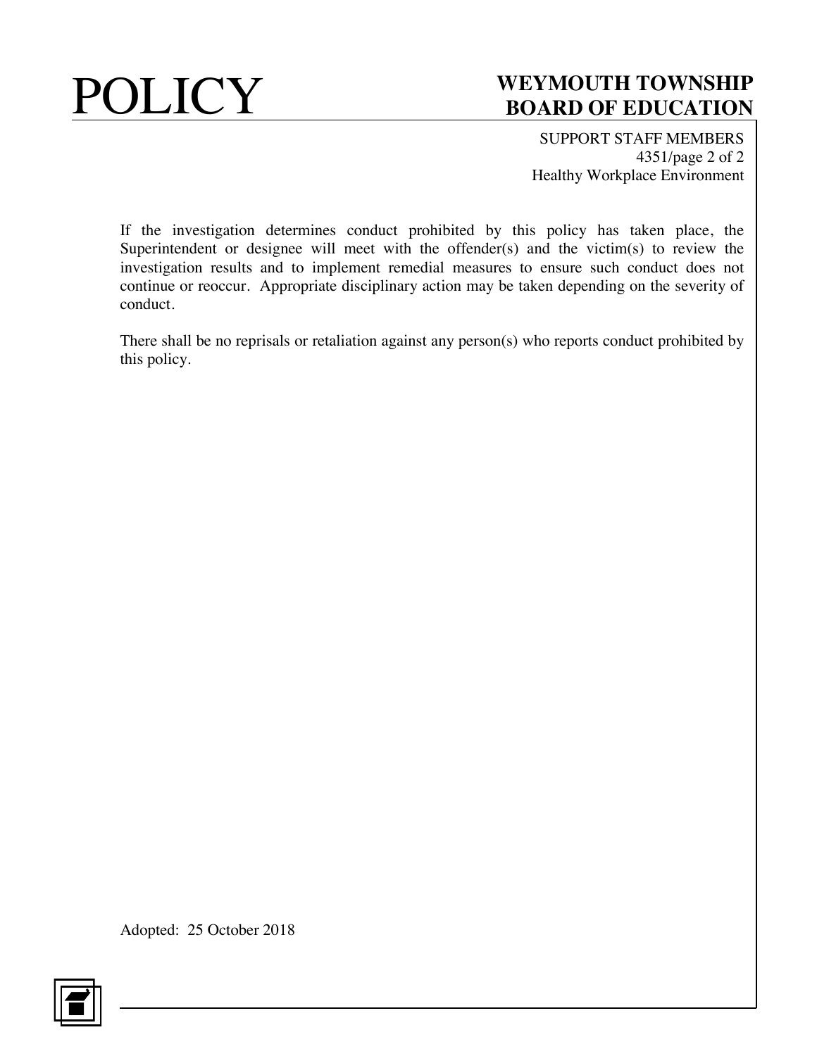If the investigation determines conduct prohibited by this policy has taken place, the Superintendent or designee will meet with the offender(s) and the victim(s) to review the investigation results and to implement remedial measures to ensure such conduct does not continue or reoccur. Appropriate disciplinary action may be taken depending on the severity of conduct.

There shall be no reprisals or retaliation against any person(s) who reports conduct prohibited by this policy.

Adopted: 25 October 2018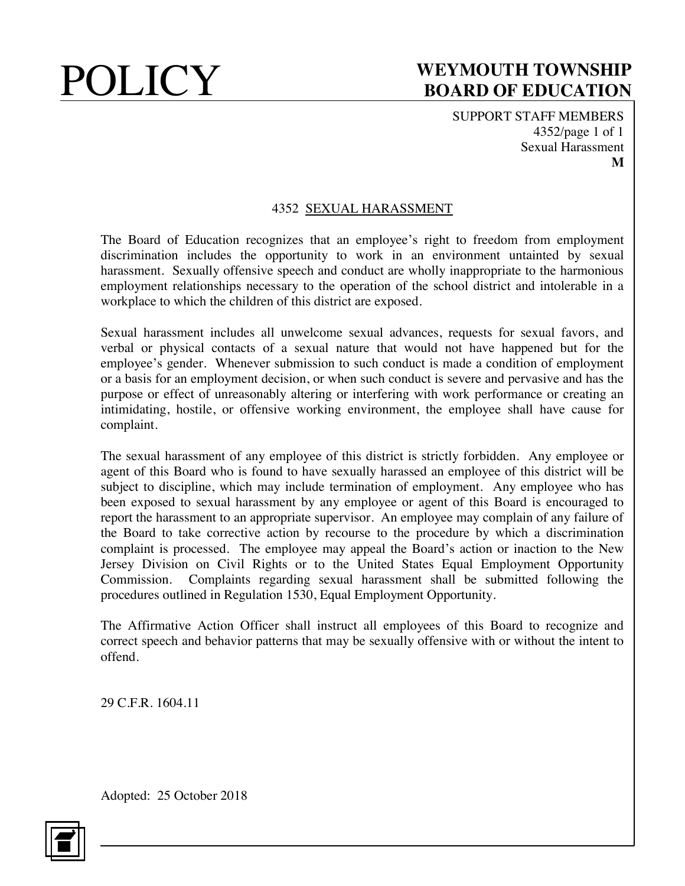# 4352 SEXUAL HARASSMENT

The Board of Education recognizes that an employee's right to freedom from employment discrimination includes the opportunity to work in an environment untainted by sexual harassment. Sexually offensive speech and conduct are wholly inappropriate to the harmonious employment relationships necessary to the operation of the school district and intolerable in a workplace to which the children of this district are exposed.

Sexual harassment includes all unwelcome sexual advances, requests for sexual favors, and verbal or physical contacts of a sexual nature that would not have happened but for the employee's gender. Whenever submission to such conduct is made a condition of employment or a basis for an employment decision, or when such conduct is severe and pervasive and has the purpose or effect of unreasonably altering or interfering with work performance or creating an intimidating, hostile, or offensive working environment, the employee shall have cause for complaint.

The sexual harassment of any employee of this district is strictly forbidden. Any employee or agent of this Board who is found to have sexually harassed an employee of this district will be subject to discipline, which may include termination of employment. Any employee who has been exposed to sexual harassment by any employee or agent of this Board is encouraged to report the harassment to an appropriate supervisor. An employee may complain of any failure of the Board to take corrective action by recourse to the procedure by which a discrimination complaint is processed. The employee may appeal the Board's action or inaction to the New Jersey Division on Civil Rights or to the United States Equal Employment Opportunity Commission. Complaints regarding sexual harassment shall be submitted following the procedures outlined in Regulation 1530, Equal Employment Opportunity.

The Affirmative Action Officer shall instruct all employees of this Board to recognize and correct speech and behavior patterns that may be sexually offensive with or without the intent to offend.

29 C.F.R. 1604.11

Adopted: 25 October 2018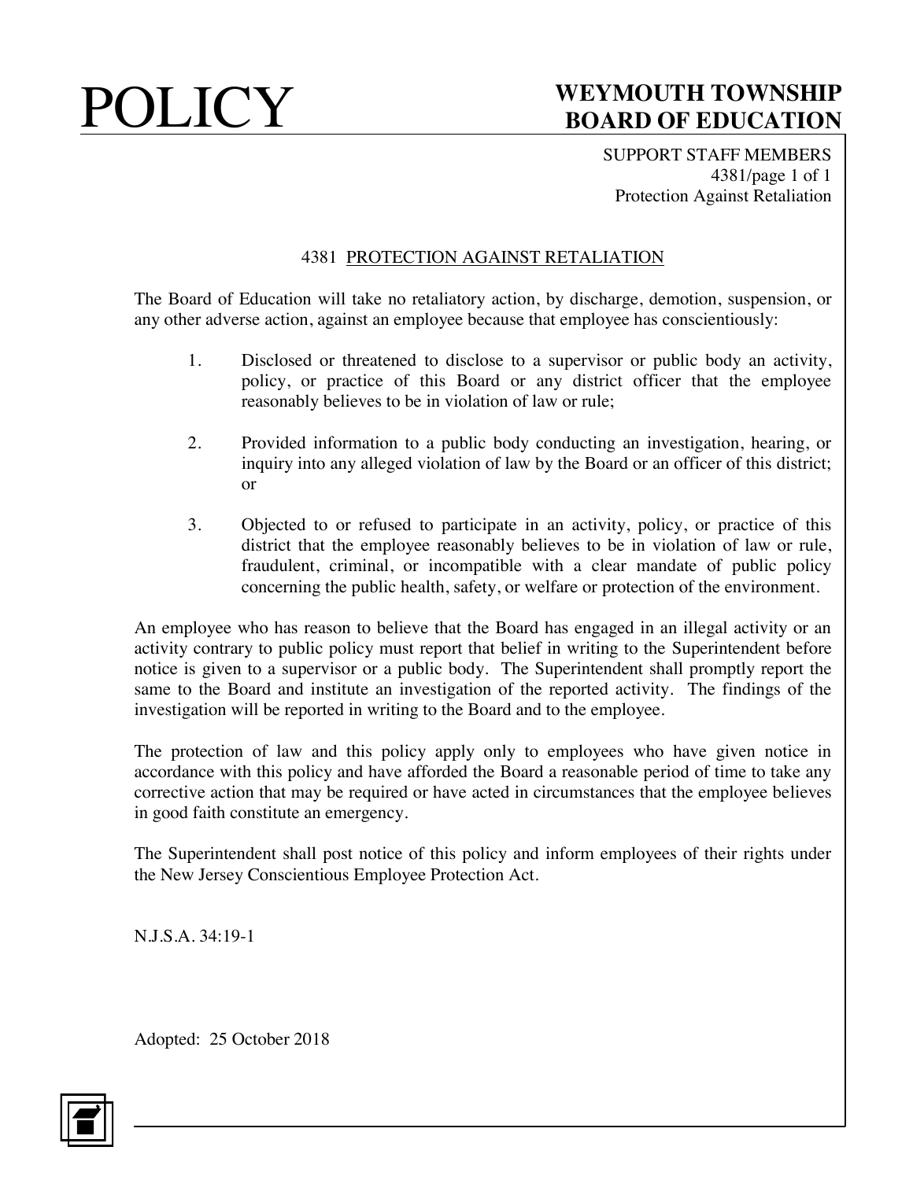# POLICY

## WEYMOUTH TOWNSHIP BOARD OF EDUCATION

SUPPORT STAFF MEMBERS
4381/page 1 of 1
Protection Against Retaliation

### 4381 PROTECTION AGAINST RETALIATION

The Board of Education will take no retaliatory action, by discharge, demotion, suspension, or any other adverse action, against an employee because that employee has conscientiously:

1. Disclosed or threatened to disclose to a supervisor or public body an activity, policy, or practice of this Board or any district officer that the employee reasonably believes to be in violation of law or rule;

2. Provided information to a public body conducting an investigation, hearing, or inquiry into any alleged violation of law by the Board or an officer of this district; or

3. Objected to or refused to participate in an activity, policy, or practice of this district that the employee reasonably believes to be in violation of law or rule, fraudulent, criminal, or incompatible with a clear mandate of public policy concerning the public health, safety, or welfare or protection of the environment.

An employee who has reason to believe that the Board has engaged in an illegal activity or an activity contrary to public policy must report that belief in writing to the Superintendent before notice is given to a supervisor or a public body. The Superintendent shall promptly report the same to the Board and institute an investigation of the reported activity. The findings of the investigation will be reported in writing to the Board and to the employee.

The protection of law and this policy apply only to employees who have given notice in accordance with this policy and have afforded the Board a reasonable period of time to take any corrective action that may be required or have acted in circumstances that the employee believes in good faith constitute an emergency.

The Superintendent shall post notice of this policy and inform employees of their rights under the New Jersey Conscientious Employee Protection Act.

N.J.S.A. 34:19-1

Adopted: 25 October 2018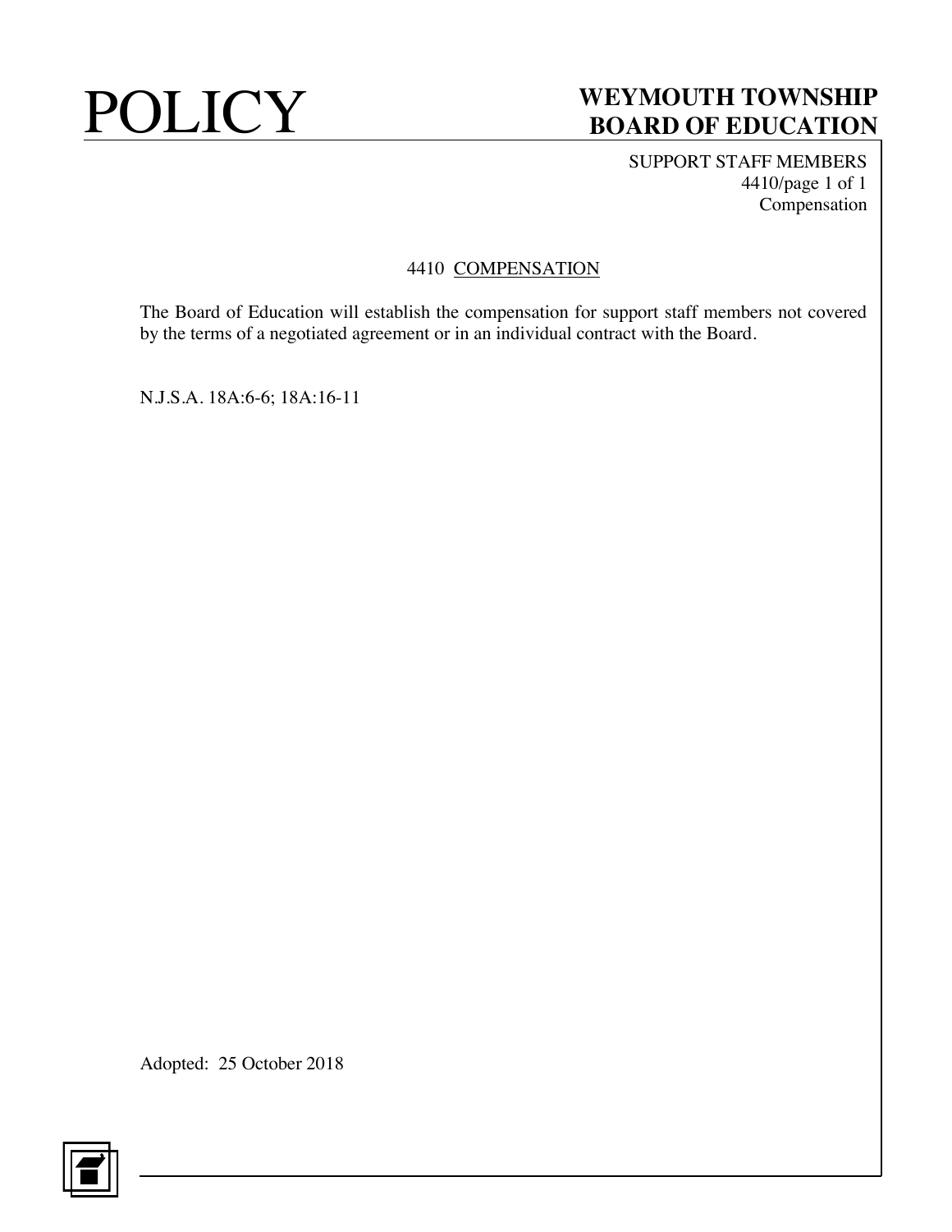# 4410 COMPENSATION

The Board of Education will establish the compensation for support staff members not covered by the terms of a negotiated agreement or in an individual contract with the Board.

N.J.S.A. 18A:6-6; 18A:16-11

Adopted: 25 October 2018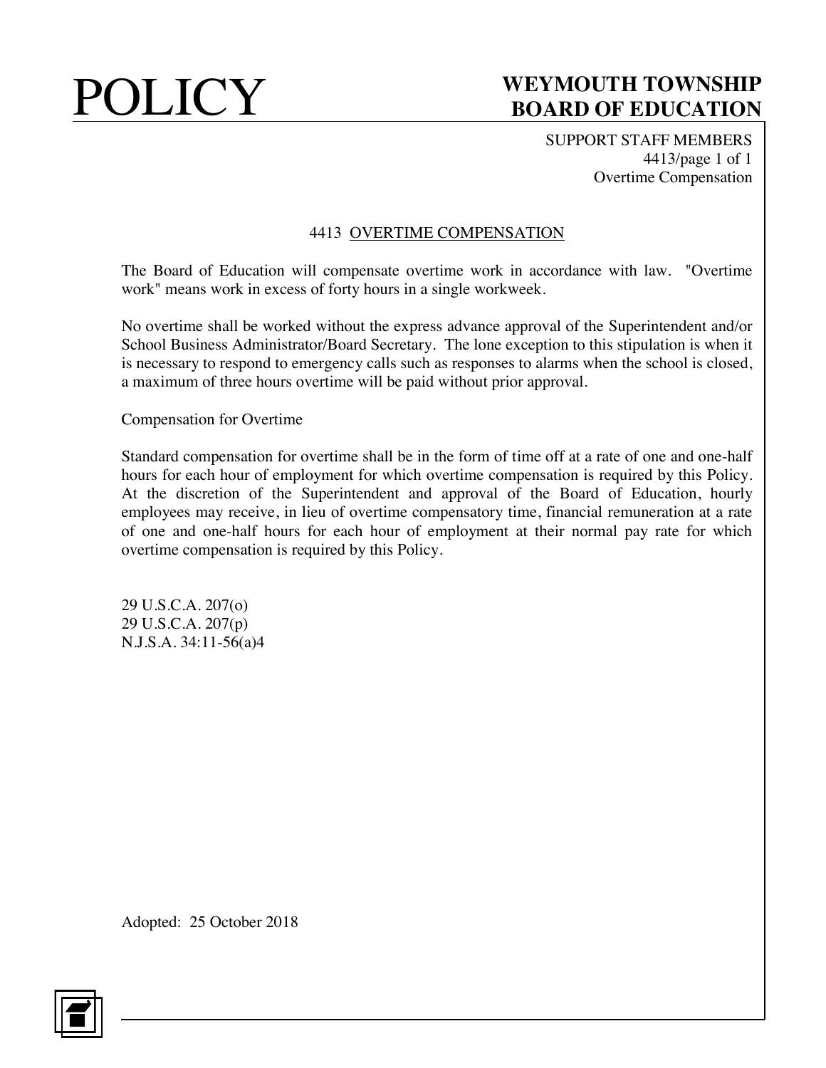# 4413 OVERTIME COMPENSATION

The Board of Education will compensate overtime work in accordance with law. "Overtime work" means work in excess of forty hours in a single workweek.

No overtime shall be worked without the express advance approval of the Superintendent and/or School Business Administrator/Board Secretary. The lone exception to this stipulation is when it is necessary to respond to emergency calls such as responses to alarms when the school is closed, a maximum of three hours overtime will be paid without prior approval.

## Compensation for Overtime

Standard compensation for overtime shall be in the form of time off at a rate of one and one-half hours for each hour of employment for which overtime compensation is required by this Policy. At the discretion of the Superintendent and approval of the Board of Education, hourly employees may receive, in lieu of overtime compensatory time, financial remuneration at a rate of one and one-half hours for each hour of employment at their normal pay rate for which overtime compensation is required by this Policy.

29 U.S.C.A. 207(o)
29 U.S.C.A. 207(p)
N.J.S.A. 34:11-56(a)4

Adopted: 25 October 2018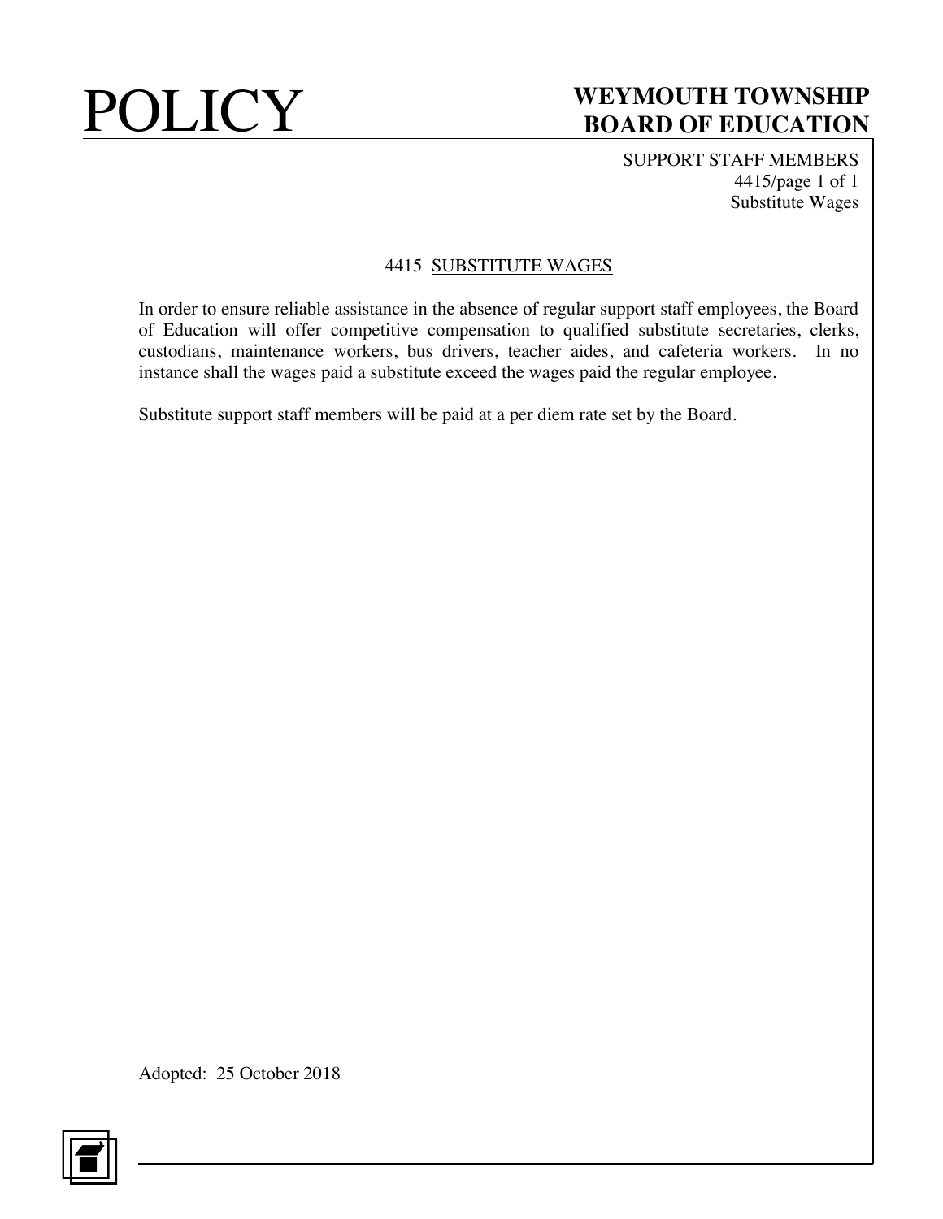# 4415 SUBSTITUTE WAGES

In order to ensure reliable assistance in the absence of regular support staff employees, the Board of Education will offer competitive compensation to qualified substitute secretaries, clerks, custodians, maintenance workers, bus drivers, teacher aides, and cafeteria workers. In no instance shall the wages paid a substitute exceed the wages paid the regular employee.

Substitute support staff members will be paid at a per diem rate set by the Board.

Adopted: 25 October 2018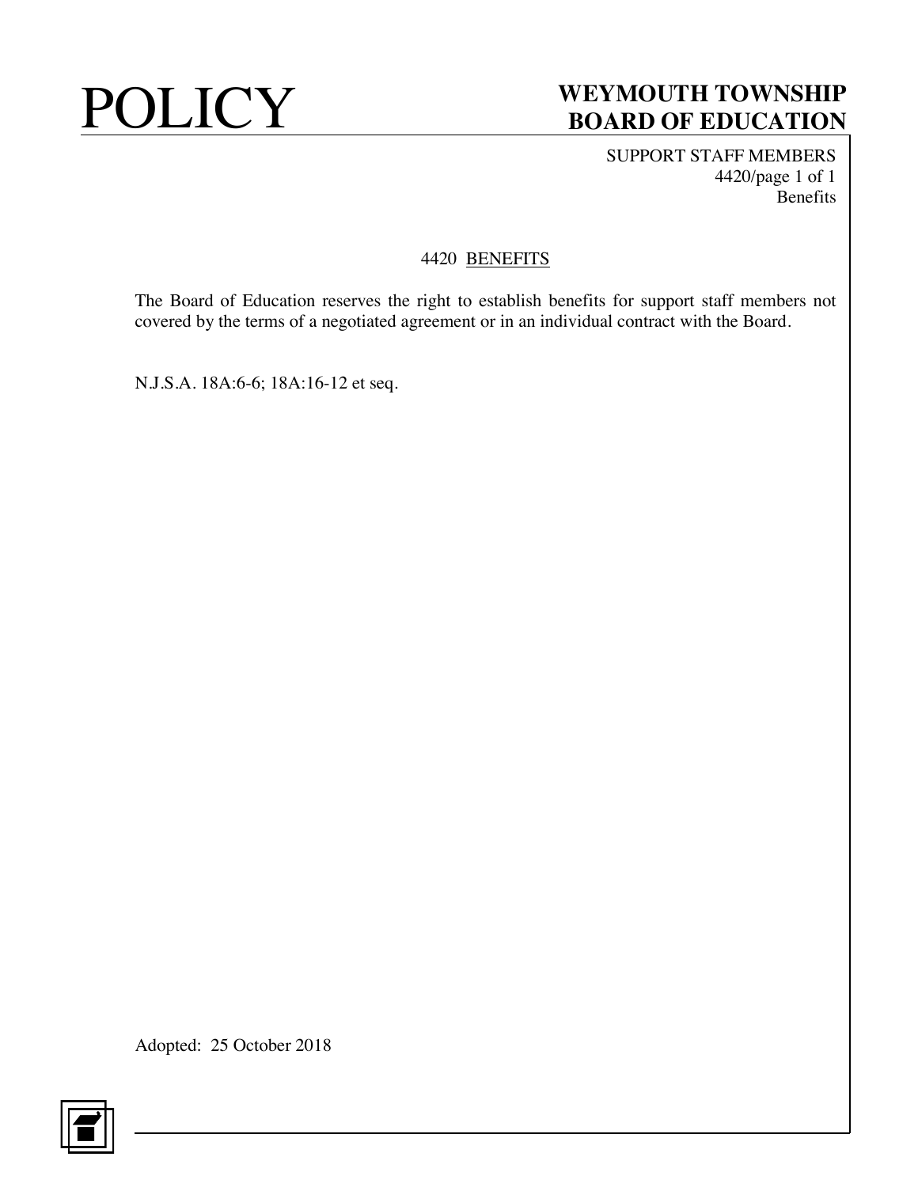# 4420 BENEFITS

The Board of Education reserves the right to establish benefits for support staff members not covered by the terms of a negotiated agreement or in an individual contract with the Board.

N.J.S.A. 18A:6-6; 18A:16-12 et seq.

Adopted: 25 October 2018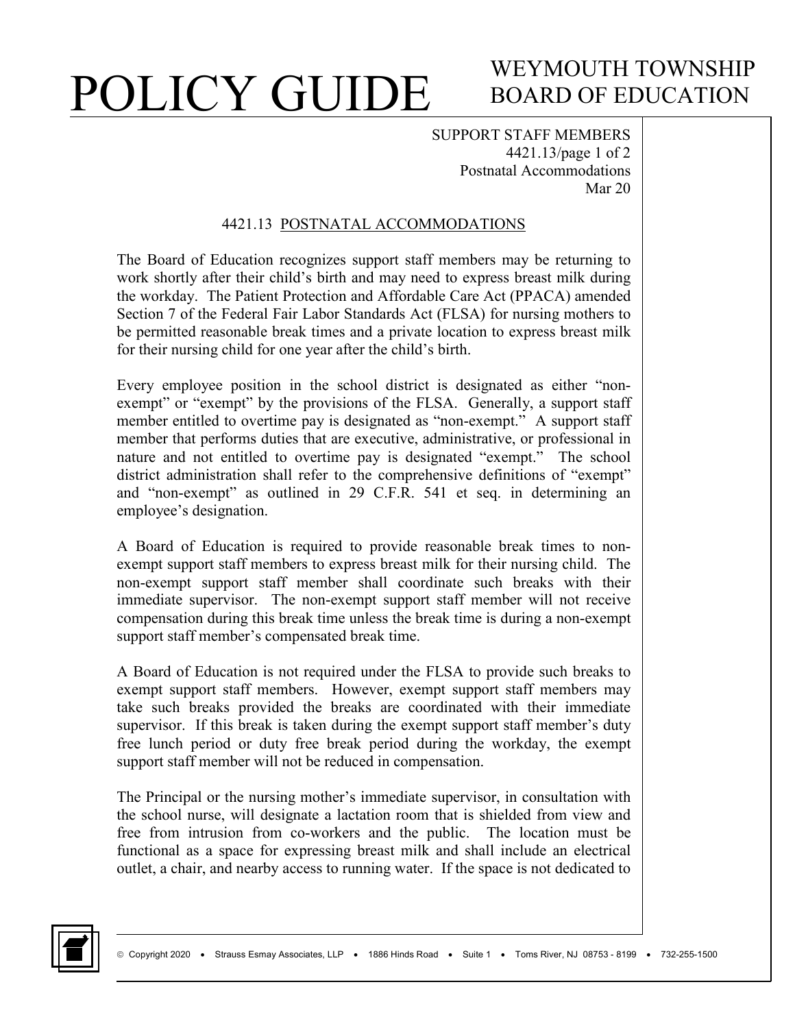SUPPORT STAFF MEMBERS
4421.13/page 1 of 2
Postnatal Accommodations
Mar 20

## 4421.13 POSTNATAL ACCOMMODATIONS

The Board of Education recognizes support staff members may be returning to work shortly after their child's birth and may need to express breast milk during the workday. The Patient Protection and Affordable Care Act (PPACA) amended Section 7 of the Federal Fair Labor Standards Act (FLSA) for nursing mothers to be permitted reasonable break times and a private location to express breast milk for their nursing child for one year after the child's birth.

Every employee position in the school district is designated as either "non-exempt" or "exempt" by the provisions of the FLSA. Generally, a support staff member entitled to overtime pay is designated as "non-exempt." A support staff member that performs duties that are executive, administrative, or professional in nature and not entitled to overtime pay is designated "exempt." The school district administration shall refer to the comprehensive definitions of "exempt" and "non-exempt" as outlined in 29 C.F.R. 541 et seq. in determining an employee's designation.

A Board of Education is required to provide reasonable break times to non-exempt support staff members to express breast milk for their nursing child. The non-exempt support staff member shall coordinate such breaks with their immediate supervisor. The non-exempt support staff member will not receive compensation during this break time unless the break time is during a non-exempt support staff member's compensated break time.

A Board of Education is not required under the FLSA to provide such breaks to exempt support staff members. However, exempt support staff members may take such breaks provided the breaks are coordinated with their immediate supervisor. If this break is taken during the exempt support staff member's duty free lunch period or duty free break period during the workday, the exempt support staff member will not be reduced in compensation.

The Principal or the nursing mother's immediate supervisor, in consultation with the school nurse, will designate a lactation room that is shielded from view and free from intrusion from co-workers and the public. The location must be functional as a space for expressing breast milk and shall include an electrical outlet, a chair, and nearby access to running water. If the space is not dedicated to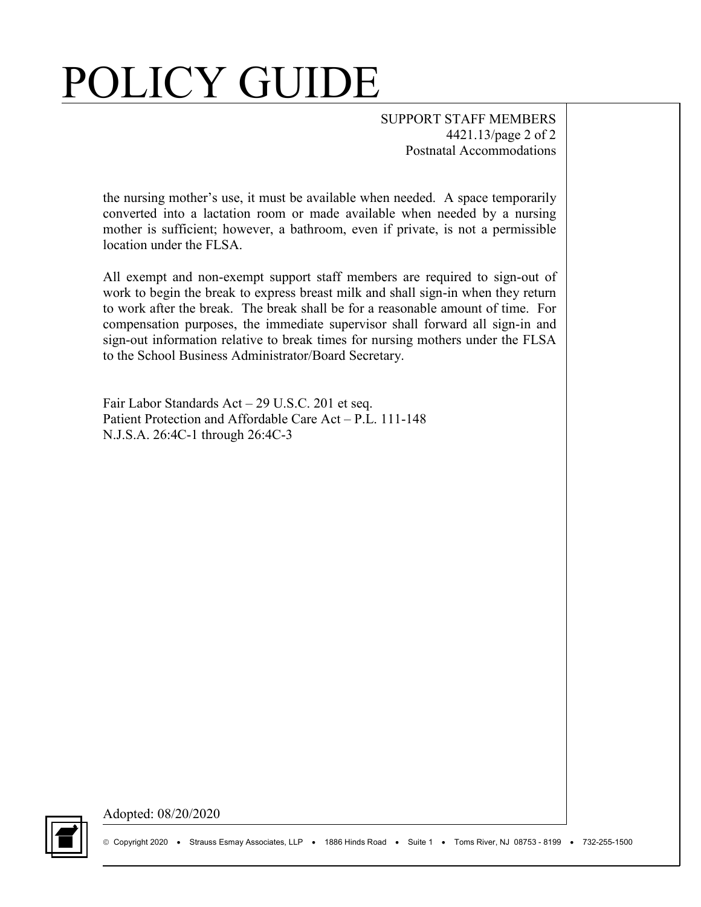the nursing mother's use, it must be available when needed. A space temporarily converted into a lactation room or made available when needed by a nursing mother is sufficient; however, a bathroom, even if private, is not a permissible location under the FLSA.

All exempt and non-exempt support staff members are required to sign-out of work to begin the break to express breast milk and shall sign-in when they return to work after the break. The break shall be for a reasonable amount of time. For compensation purposes, the immediate supervisor shall forward all sign-in and sign-out information relative to break times for nursing mothers under the FLSA to the School Business Administrator/Board Secretary.

Fair Labor Standards Act – 29 U.S.C. 201 et seq.
Patient Protection and Affordable Care Act – P.L. 111-148
N.J.S.A. 26:4C-1 through 26:4C-3

Adopted: 08/20/2020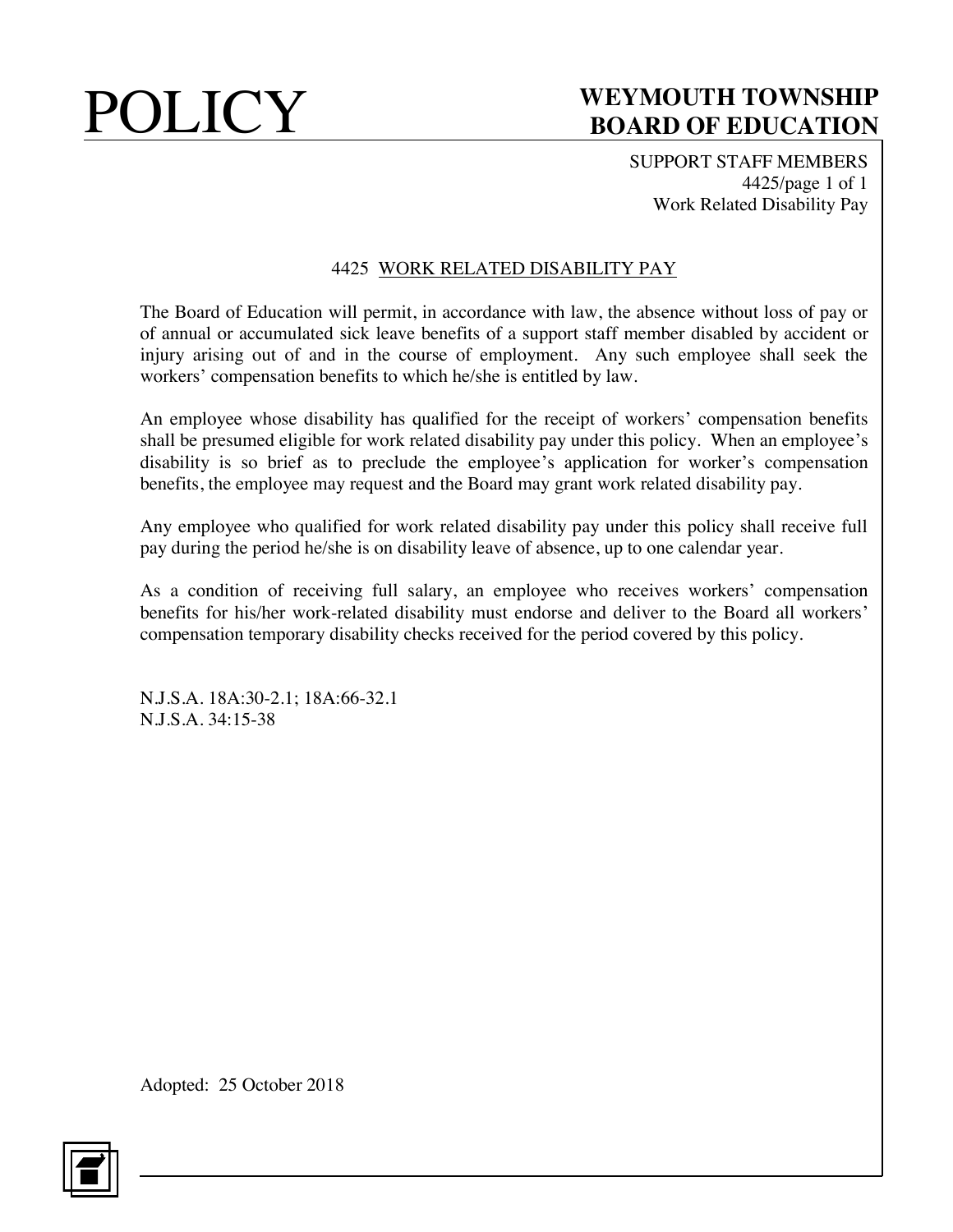# 4425 WORK RELATED DISABILITY PAY

The Board of Education will permit, in accordance with law, the absence without loss of pay or of annual or accumulated sick leave benefits of a support staff member disabled by accident or injury arising out of and in the course of employment. Any such employee shall seek the workers' compensation benefits to which he/she is entitled by law.

An employee whose disability has qualified for the receipt of workers' compensation benefits shall be presumed eligible for work related disability pay under this policy. When an employee's disability is so brief as to preclude the employee's application for worker's compensation benefits, the employee may request and the Board may grant work related disability pay.

Any employee who qualified for work related disability pay under this policy shall receive full pay during the period he/she is on disability leave of absence, up to one calendar year.

As a condition of receiving full salary, an employee who receives workers' compensation benefits for his/her work-related disability must endorse and deliver to the Board all workers' compensation temporary disability checks received for the period covered by this policy.

N.J.S.A. 18A:30-2.1; 18A:66-32.1
N.J.S.A. 34:15-38

Adopted: 25 October 2018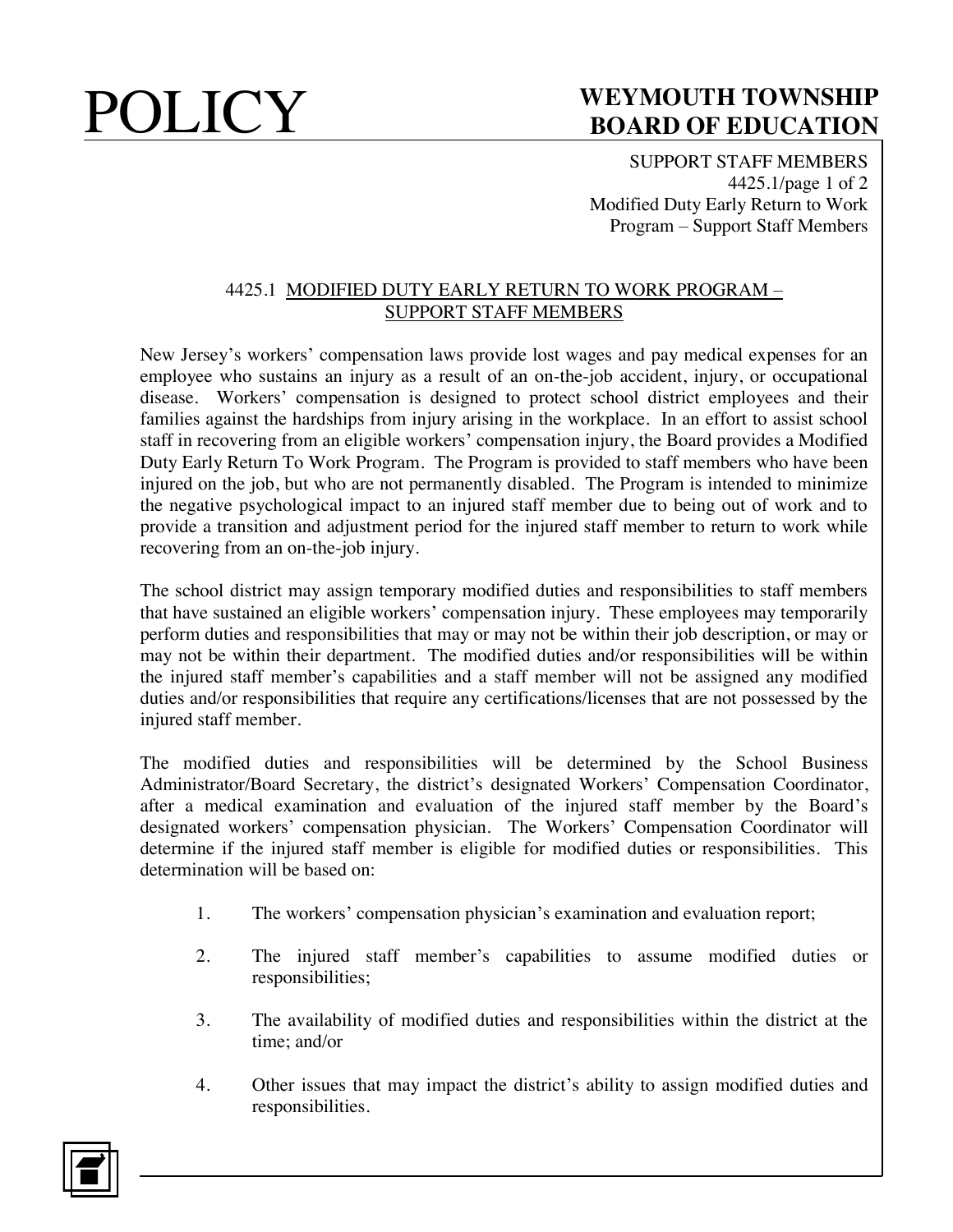## 4425.1 MODIFIED DUTY EARLY RETURN TO WORK PROGRAM – SUPPORT STAFF MEMBERS

New Jersey's workers' compensation laws provide lost wages and pay medical expenses for an employee who sustains an injury as a result of an on-the-job accident, injury, or occupational disease. Workers' compensation is designed to protect school district employees and their families against the hardships from injury arising in the workplace. In an effort to assist school staff in recovering from an eligible workers' compensation injury, the Board provides a Modified Duty Early Return To Work Program. The Program is provided to staff members who have been injured on the job, but who are not permanently disabled. The Program is intended to minimize the negative psychological impact to an injured staff member due to being out of work and to provide a transition and adjustment period for the injured staff member to return to work while recovering from an on-the-job injury.

The school district may assign temporary modified duties and responsibilities to staff members that have sustained an eligible workers' compensation injury. These employees may temporarily perform duties and responsibilities that may or may not be within their job description, or may or may not be within their department. The modified duties and/or responsibilities will be within the injured staff member's capabilities and a staff member will not be assigned any modified duties and/or responsibilities that require any certifications/licenses that are not possessed by the injured staff member.

The modified duties and responsibilities will be determined by the School Business Administrator/Board Secretary, the district's designated Workers' Compensation Coordinator, after a medical examination and evaluation of the injured staff member by the Board's designated workers' compensation physician. The Workers' Compensation Coordinator will determine if the injured staff member is eligible for modified duties or responsibilities. This determination will be based on:

1. The workers' compensation physician's examination and evaluation report;
2. The injured staff member's capabilities to assume modified duties or responsibilities;
3. The availability of modified duties and responsibilities within the district at the time; and/or
4. Other issues that may impact the district's ability to assign modified duties and responsibilities.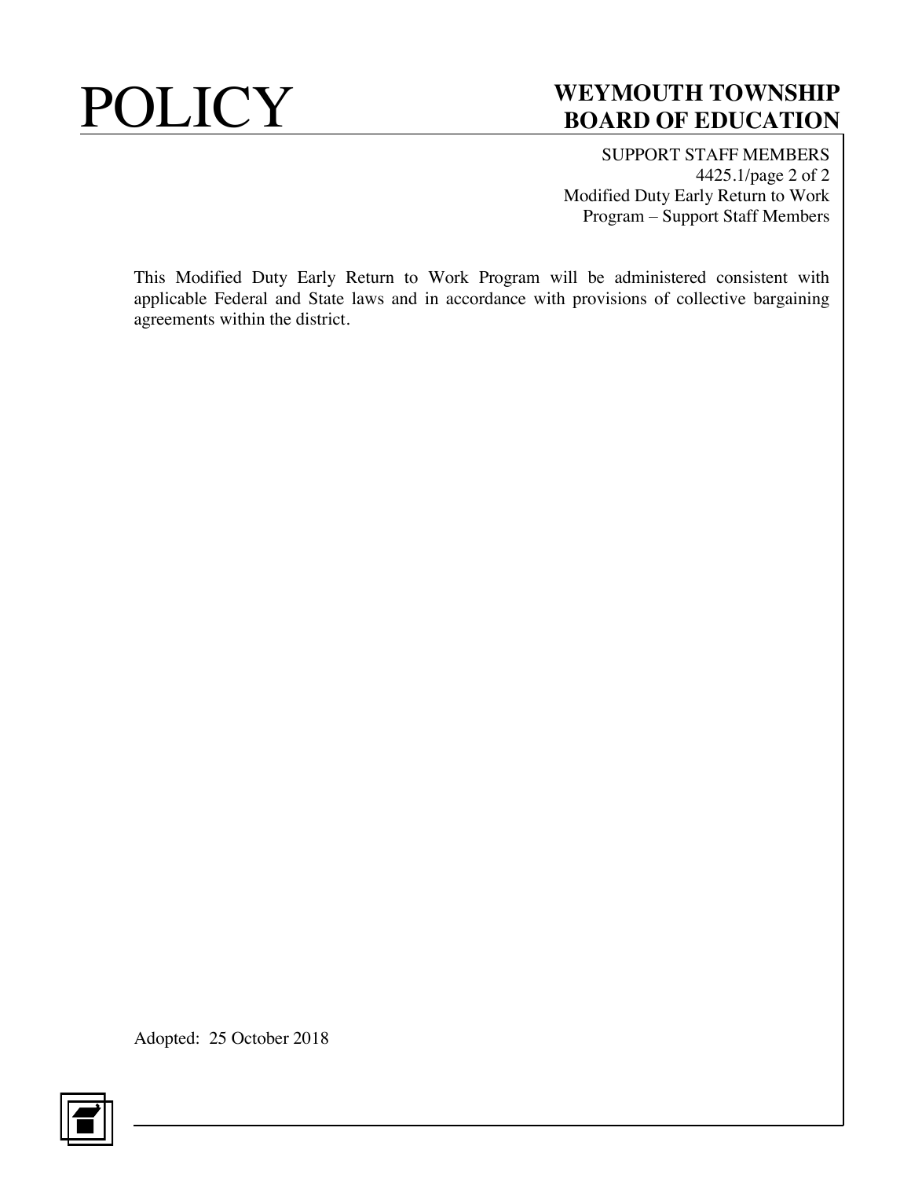This Modified Duty Early Return to Work Program will be administered consistent with applicable Federal and State laws and in accordance with provisions of collective bargaining agreements within the district.

Adopted: 25 October 2018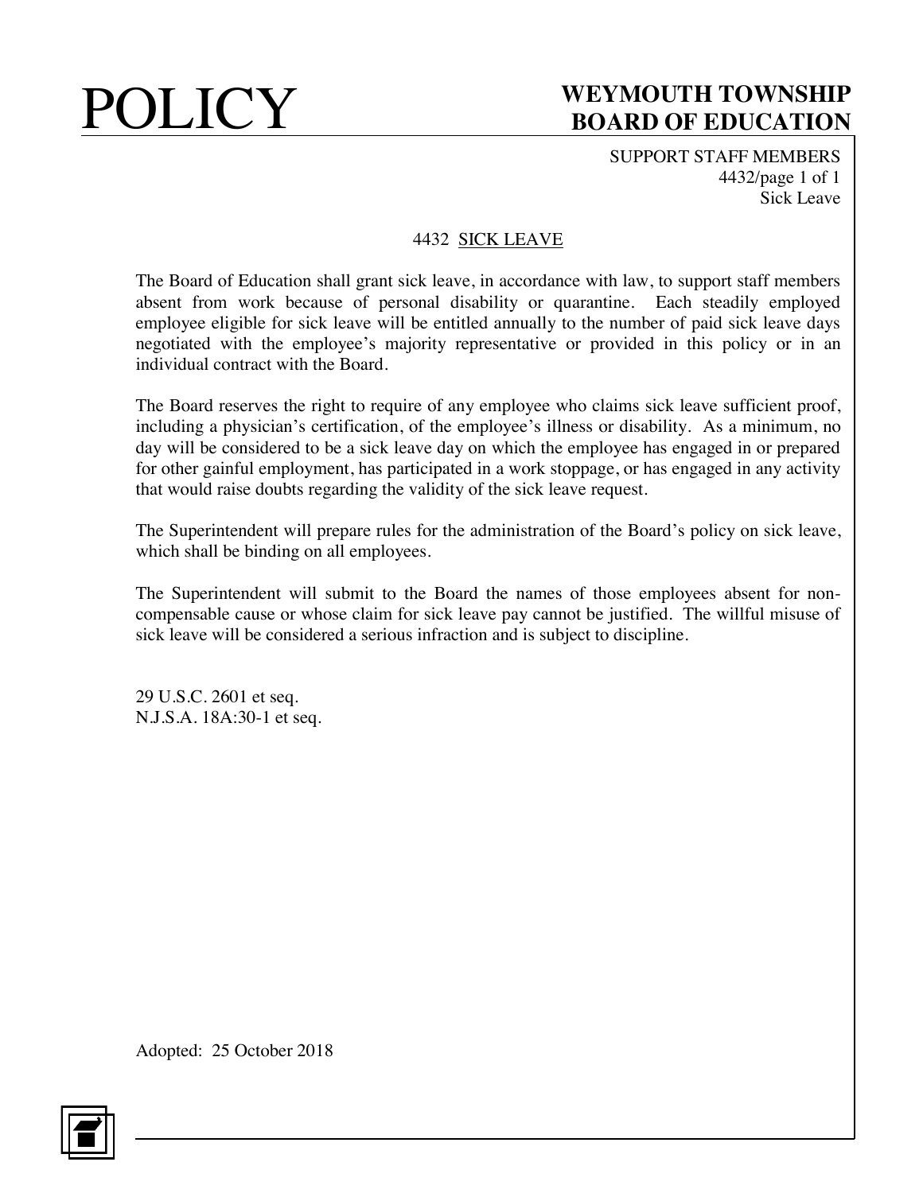# 4432 SICK LEAVE

The Board of Education shall grant sick leave, in accordance with law, to support staff members absent from work because of personal disability or quarantine. Each steadily employed employee eligible for sick leave will be entitled annually to the number of paid sick leave days negotiated with the employee's majority representative or provided in this policy or in an individual contract with the Board.

The Board reserves the right to require of any employee who claims sick leave sufficient proof, including a physician's certification, of the employee's illness or disability. As a minimum, no day will be considered to be a sick leave day on which the employee has engaged in or prepared for other gainful employment, has participated in a work stoppage, or has engaged in any activity that would raise doubts regarding the validity of the sick leave request.

The Superintendent will prepare rules for the administration of the Board's policy on sick leave, which shall be binding on all employees.

The Superintendent will submit to the Board the names of those employees absent for non-compensable cause or whose claim for sick leave pay cannot be justified. The willful misuse of sick leave will be considered a serious infraction and is subject to discipline.

29 U.S.C. 2601 et seq.
N.J.S.A. 18A:30-1 et seq.

Adopted: 25 October 2018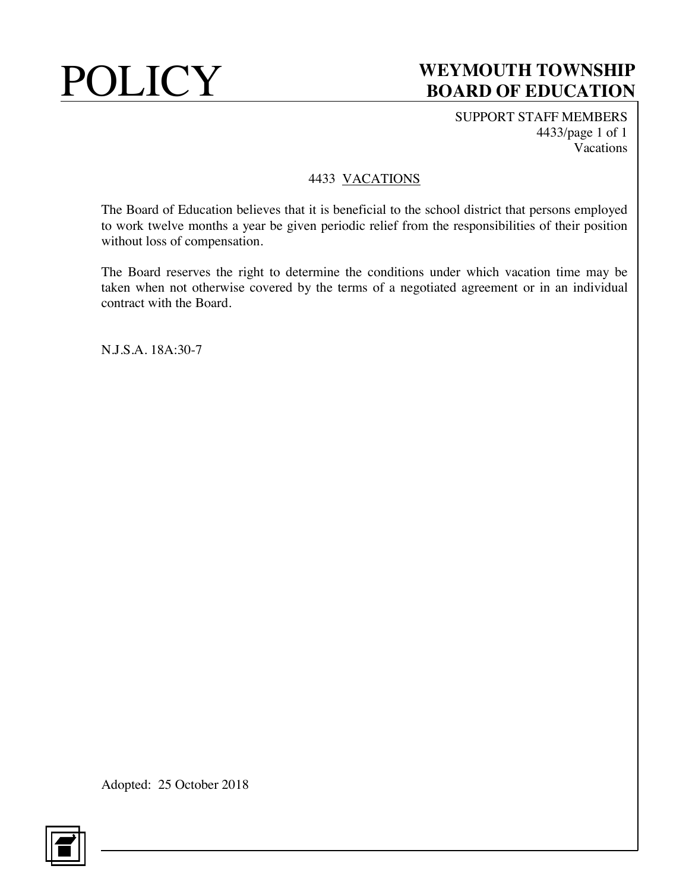# 4433 VACATIONS

The Board of Education believes that it is beneficial to the school district that persons employed to work twelve months a year be given periodic relief from the responsibilities of their position without loss of compensation.

The Board reserves the right to determine the conditions under which vacation time may be taken when not otherwise covered by the terms of a negotiated agreement or in an individual contract with the Board.

N.J.S.A. 18A:30-7

Adopted: 25 October 2018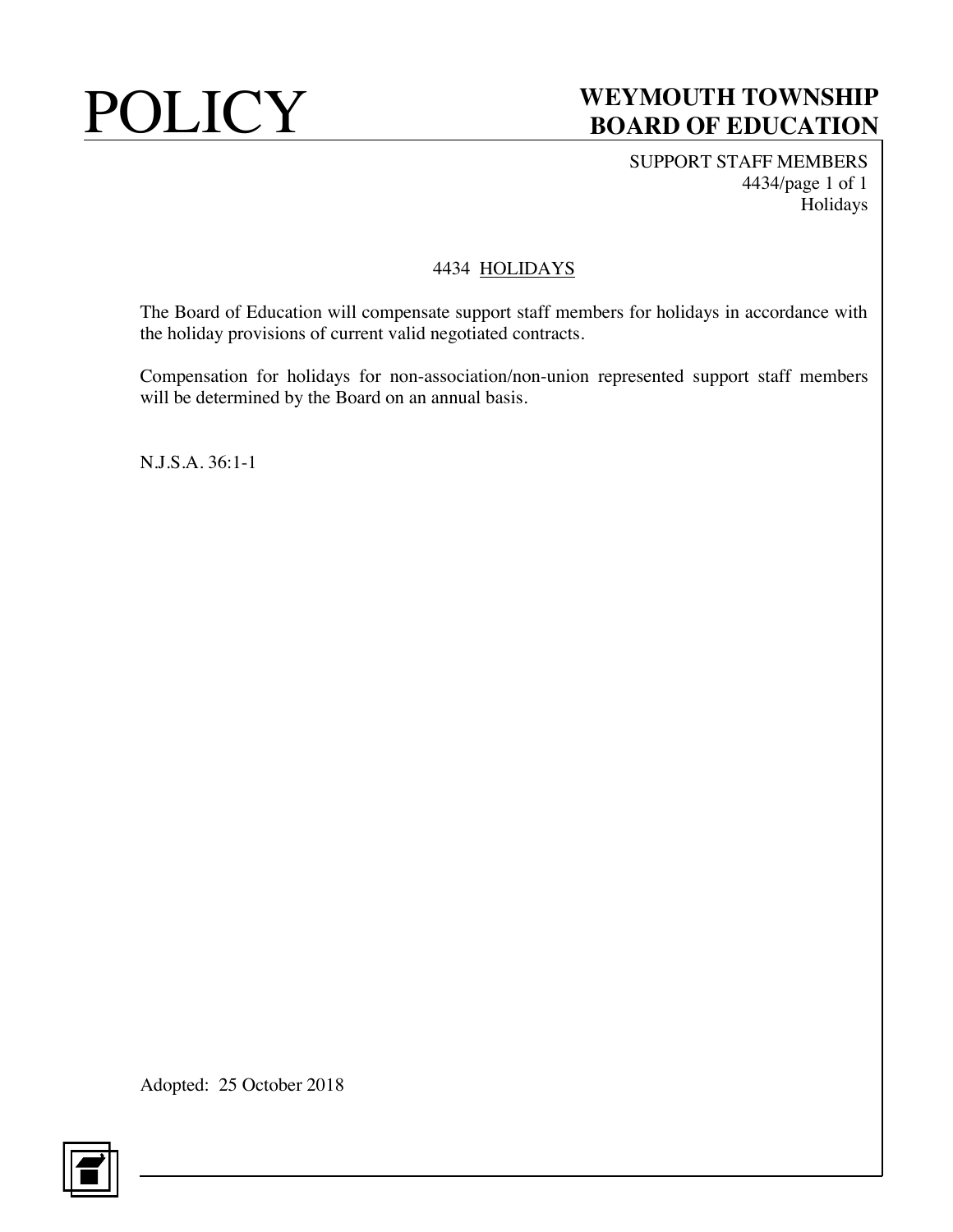# 4434 HOLIDAYS

The Board of Education will compensate support staff members for holidays in accordance with the holiday provisions of current valid negotiated contracts.

Compensation for holidays for non-association/non-union represented support staff members will be determined by the Board on an annual basis.

N.J.S.A. 36:1-1

Adopted: 25 October 2018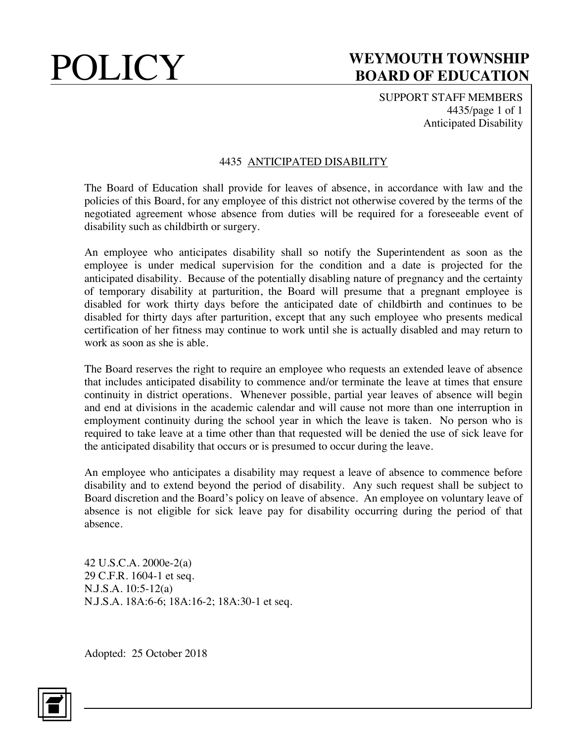# 4435 ANTICIPATED DISABILITY

The Board of Education shall provide for leaves of absence, in accordance with law and the policies of this Board, for any employee of this district not otherwise covered by the terms of the negotiated agreement whose absence from duties will be required for a foreseeable event of disability such as childbirth or surgery.

An employee who anticipates disability shall so notify the Superintendent as soon as the employee is under medical supervision for the condition and a date is projected for the anticipated disability. Because of the potentially disabling nature of pregnancy and the certainty of temporary disability at parturition, the Board will presume that a pregnant employee is disabled for work thirty days before the anticipated date of childbirth and continues to be disabled for thirty days after parturition, except that any such employee who presents medical certification of her fitness may continue to work until she is actually disabled and may return to work as soon as she is able.

The Board reserves the right to require an employee who requests an extended leave of absence that includes anticipated disability to commence and/or terminate the leave at times that ensure continuity in district operations. Whenever possible, partial year leaves of absence will begin and end at divisions in the academic calendar and will cause not more than one interruption in employment continuity during the school year in which the leave is taken. No person who is required to take leave at a time other than that requested will be denied the use of sick leave for the anticipated disability that occurs or is presumed to occur during the leave.

An employee who anticipates a disability may request a leave of absence to commence before disability and to extend beyond the period of disability. Any such request shall be subject to Board discretion and the Board's policy on leave of absence. An employee on voluntary leave of absence is not eligible for sick leave pay for disability occurring during the period of that absence.

42 U.S.C.A. 2000e-2(a)
29 C.F.R. 1604-1 et seq.
N.J.S.A. 10:5-12(a)
N.J.S.A. 18A:6-6; 18A:16-2; 18A:30-1 et seq.

Adopted: 25 October 2018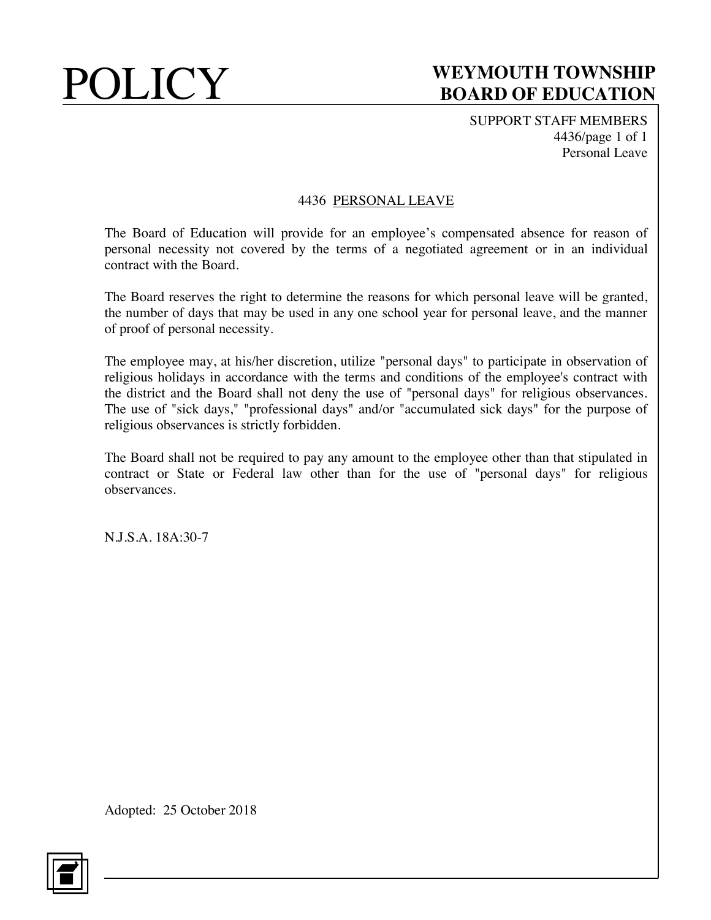# 4436 PERSONAL LEAVE

The Board of Education will provide for an employee's compensated absence for reason of personal necessity not covered by the terms of a negotiated agreement or in an individual contract with the Board.

The Board reserves the right to determine the reasons for which personal leave will be granted, the number of days that may be used in any one school year for personal leave, and the manner of proof of personal necessity.

The employee may, at his/her discretion, utilize "personal days" to participate in observation of religious holidays in accordance with the terms and conditions of the employee's contract with the district and the Board shall not deny the use of "personal days" for religious observances. The use of "sick days," "professional days" and/or "accumulated sick days" for the purpose of religious observances is strictly forbidden.

The Board shall not be required to pay any amount to the employee other than that stipulated in contract or State or Federal law other than for the use of "personal days" for religious observances.

N.J.S.A. 18A:30-7

Adopted: 25 October 2018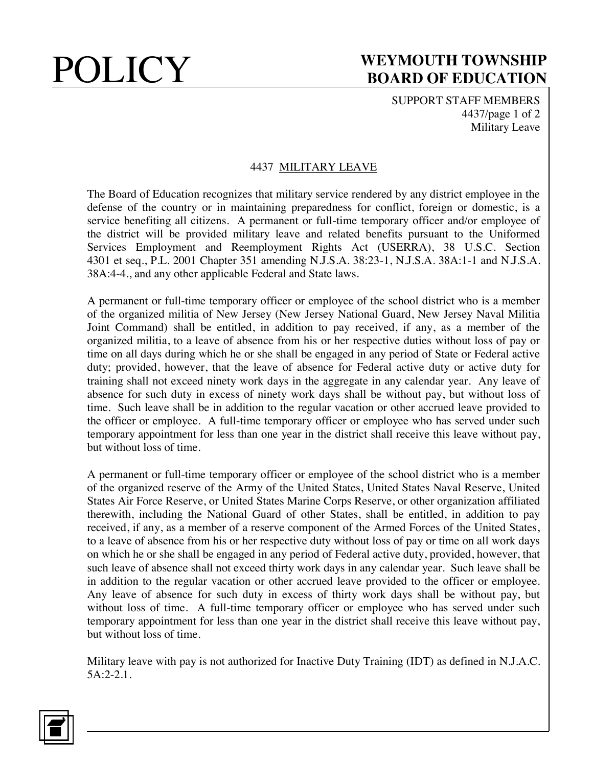# 4437 MILITARY LEAVE

The Board of Education recognizes that military service rendered by any district employee in the defense of the country or in maintaining preparedness for conflict, foreign or domestic, is a service benefiting all citizens. A permanent or full-time temporary officer and/or employee of the district will be provided military leave and related benefits pursuant to the Uniformed Services Employment and Reemployment Rights Act (USERRA), 38 U.S.C. Section 4301 et seq., P.L. 2001 Chapter 351 amending N.J.S.A. 38:23-1, N.J.S.A. 38A:1-1 and N.J.S.A. 38A:4-4., and any other applicable Federal and State laws.

A permanent or full-time temporary officer or employee of the school district who is a member of the organized militia of New Jersey (New Jersey National Guard, New Jersey Naval Militia Joint Command) shall be entitled, in addition to pay received, if any, as a member of the organized militia, to a leave of absence from his or her respective duties without loss of pay or time on all days during which he or she shall be engaged in any period of State or Federal active duty; provided, however, that the leave of absence for Federal active duty or active duty for training shall not exceed ninety work days in the aggregate in any calendar year. Any leave of absence for such duty in excess of ninety work days shall be without pay, but without loss of time. Such leave shall be in addition to the regular vacation or other accrued leave provided to the officer or employee. A full-time temporary officer or employee who has served under such temporary appointment for less than one year in the district shall receive this leave without pay, but without loss of time.

A permanent or full-time temporary officer or employee of the school district who is a member of the organized reserve of the Army of the United States, United States Naval Reserve, United States Air Force Reserve, or United States Marine Corps Reserve, or other organization affiliated therewith, including the National Guard of other States, shall be entitled, in addition to pay received, if any, as a member of a reserve component of the Armed Forces of the United States, to a leave of absence from his or her respective duty without loss of pay or time on all work days on which he or she shall be engaged in any period of Federal active duty, provided, however, that such leave of absence shall not exceed thirty work days in any calendar year. Such leave shall be in addition to the regular vacation or other accrued leave provided to the officer or employee. Any leave of absence for such duty in excess of thirty work days shall be without pay, but without loss of time. A full-time temporary officer or employee who has served under such temporary appointment for less than one year in the district shall receive this leave without pay, but without loss of time.

Military leave with pay is not authorized for Inactive Duty Training (IDT) as defined in N.J.A.C. 5A:2-2.1.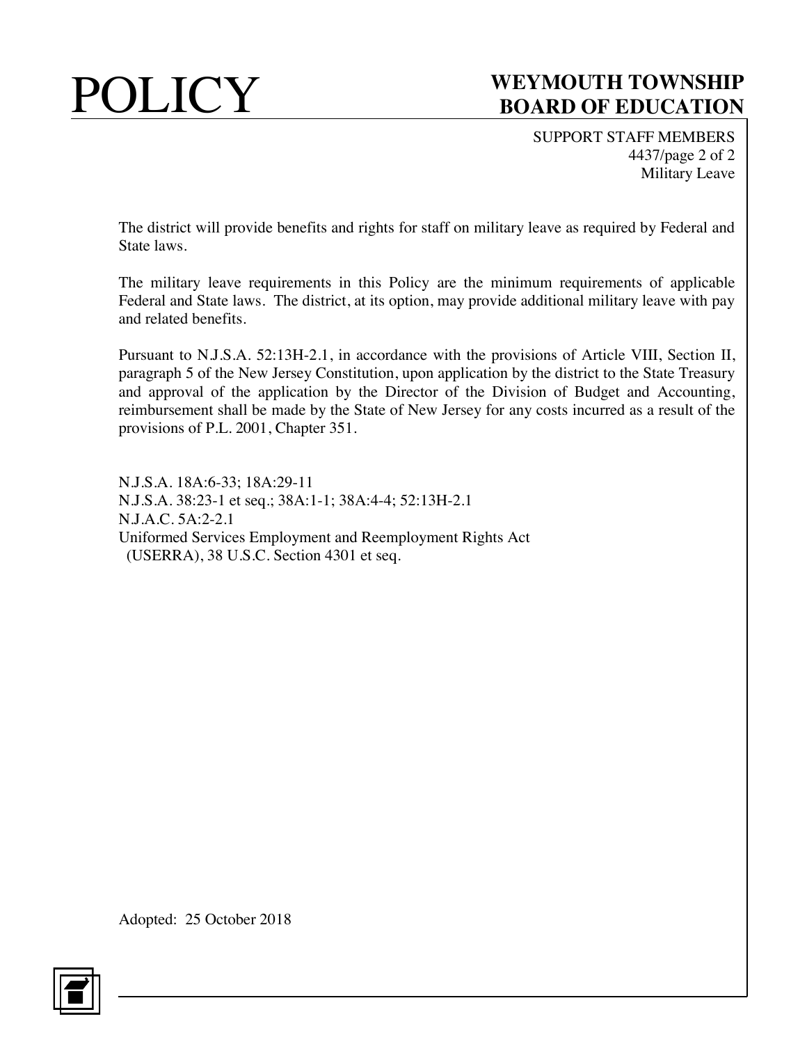The district will provide benefits and rights for staff on military leave as required by Federal and State laws.

The military leave requirements in this Policy are the minimum requirements of applicable Federal and State laws. The district, at its option, may provide additional military leave with pay and related benefits.

Pursuant to N.J.S.A. 52:13H-2.1, in accordance with the provisions of Article VIII, Section II, paragraph 5 of the New Jersey Constitution, upon application by the district to the State Treasury and approval of the application by the Director of the Division of Budget and Accounting, reimbursement shall be made by the State of New Jersey for any costs incurred as a result of the provisions of P.L. 2001, Chapter 351.

N.J.S.A. 18A:6-33; 18A:29-11
N.J.S.A. 38:23-1 et seq.; 38A:1-1; 38A:4-4; 52:13H-2.1
N.J.A.C. 5A:2-2.1
Uniformed Services Employment and Reemployment Rights Act
(USERRA), 38 U.S.C. Section 4301 et seq.

Adopted: 25 October 2018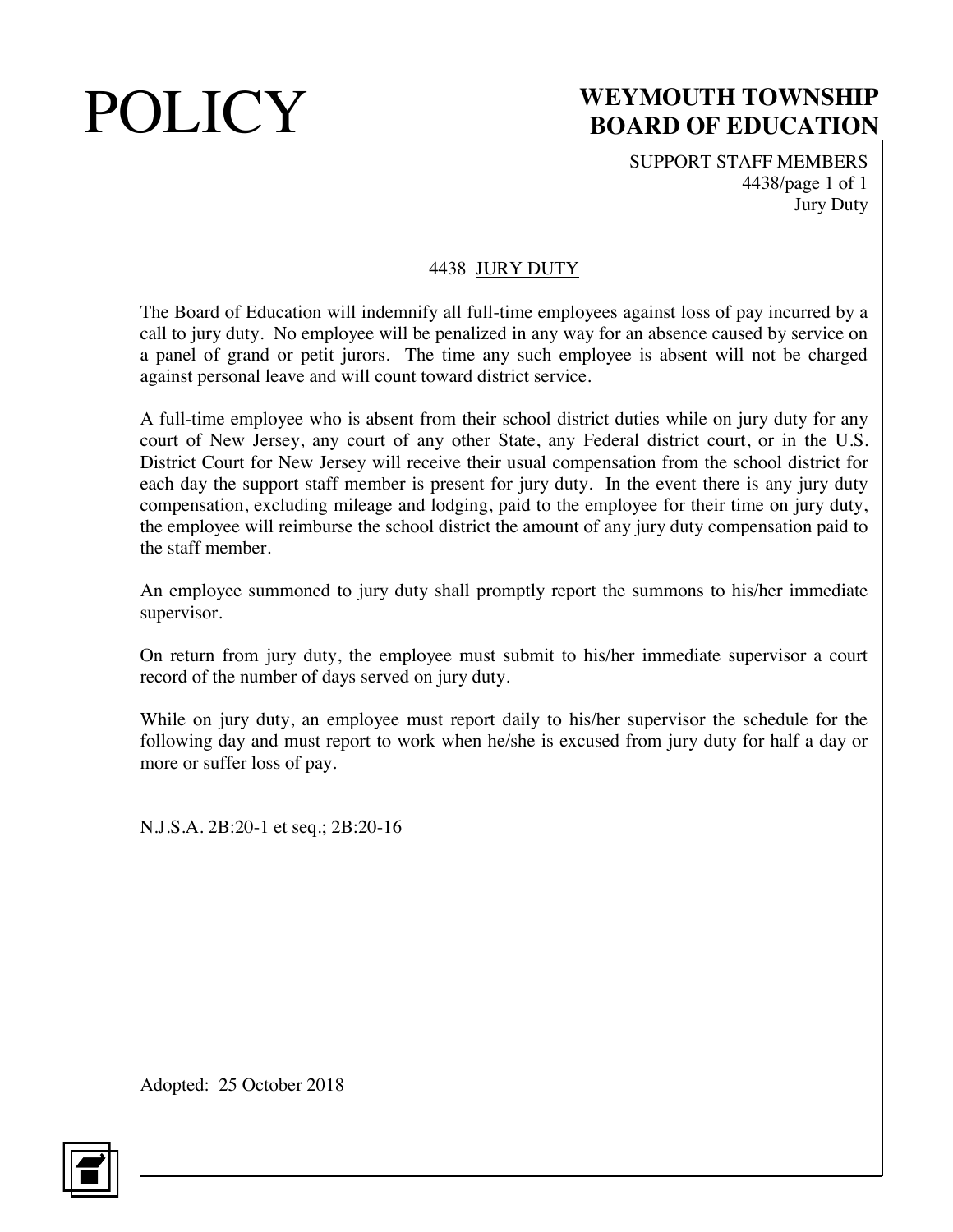# 4438 JURY DUTY

The Board of Education will indemnify all full-time employees against loss of pay incurred by a call to jury duty. No employee will be penalized in any way for an absence caused by service on a panel of grand or petit jurors. The time any such employee is absent will not be charged against personal leave and will count toward district service.

A full-time employee who is absent from their school district duties while on jury duty for any court of New Jersey, any court of any other State, any Federal district court, or in the U.S. District Court for New Jersey will receive their usual compensation from the school district for each day the support staff member is present for jury duty. In the event there is any jury duty compensation, excluding mileage and lodging, paid to the employee for their time on jury duty, the employee will reimburse the school district the amount of any jury duty compensation paid to the staff member.

An employee summoned to jury duty shall promptly report the summons to his/her immediate supervisor.

On return from jury duty, the employee must submit to his/her immediate supervisor a court record of the number of days served on jury duty.

While on jury duty, an employee must report daily to his/her supervisor the schedule for the following day and must report to work when he/she is excused from jury duty for half a day or more or suffer loss of pay.

N.J.S.A. 2B:20-1 et seq.; 2B:20-16

Adopted: 25 October 2018